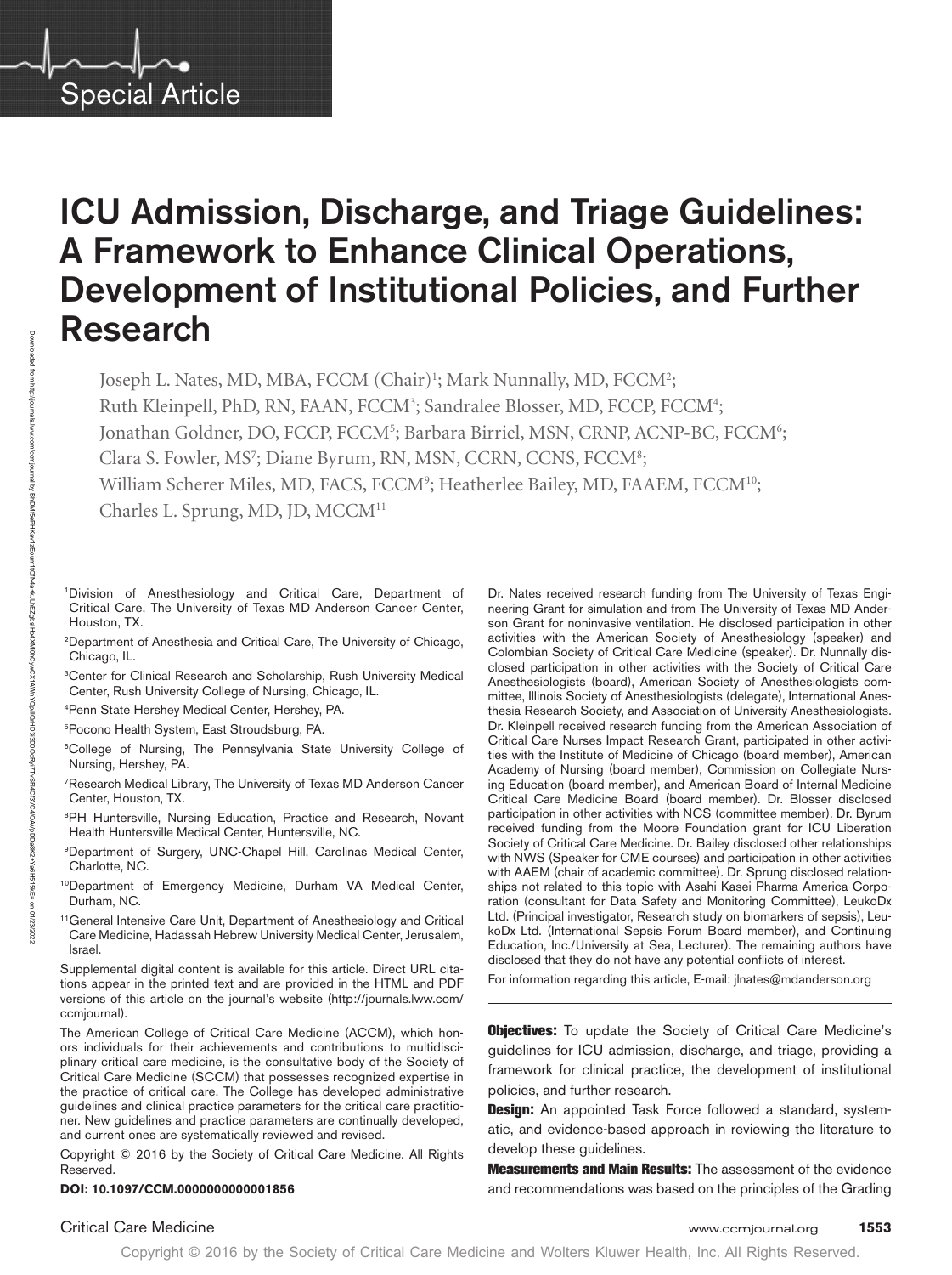Special Article

# ICU Admission, Discharge, and Triage Guidelines: A Framework to Enhance Clinical Operations, Development of Institutional Policies, and Further Research

Joseph L. Nates, MD, MBA, FCCM (Chair)[1]; Mark Nunnally, MD, FCCM[2]; Ruth Kleinpell, PhD, RN, FAAN, FCCM[3]; Sandralee Blosser, MD, FCCP, FCCM[4]; Jonathan Goldner, DO, FCCP, FCCM[5]; Barbara Birriel, MSN, CRNP, ACNP-BC, FCCM[6]; Clara S. Fowler, MS[7]; Diane Byrum, RN, MSN, CCRN, CCNS, FCCM[8]; William Scherer Miles, MD, FACS, FCCM[9]; Heatherlee Bailey, MD, FAAEM, FCCM[10]; Charles L. Sprung, MD, JD, MCCM[11]

[1]Division of Anesthesiology and Critical Care, Department of Critical Care, The University of Texas MD Anderson Cancer Center, Houston, TX.

[2]Department of Anesthesia and Critical Care, The University of Chicago, Chicago, IL.

[3]Center for Clinical Research and Scholarship, Rush University Medical Center, Rush University College of Nursing, Chicago, IL.

[4]Penn State Hershey Medical Center, Hershey, PA.

[5]Pocono Health System, East Stroudsburg, PA.

[6]College of Nursing, The Pennsylvania State University College of Nursing, Hershey, PA.

[7]Research Medical Library, The University of Texas MD Anderson Cancer Center, Houston, TX.

[8]PH Huntersville, Nursing Education, Practice and Research, Novant Health Huntersville Medical Center, Huntersville, NC.

[9]Department of Surgery, UNC-Chapel Hill, Carolinas Medical Center, Charlotte, NC.

[10]Department of Emergency Medicine, Durham VA Medical Center, Durham, NC.

[11]General Intensive Care Unit, Department of Anesthesiology and Critical Care Medicine, Hadassah Hebrew University Medical Center, Jerusalem, Israel.

Supplemental digital content is available for this article. Direct URL citations appear in the printed text and are provided in the HTML and PDF versions of this article on the journal's website (http://journals.lww.com/ccmjournal).

The American College of Critical Care Medicine (ACCM), which honors individuals for their achievements and contributions to multidisciplinary critical care medicine, is the consultative body of the Society of Critical Care Medicine (SCCM) that possesses recognized expertise in the practice of critical care. The College has developed administrative guidelines and clinical practice parameters for the critical care practitioner. New guidelines and practice parameters are continually developed, and current ones are systematically reviewed and revised.

Copyright © 2016 by the Society of Critical Care Medicine. All Rights Reserved.

**DOI: 10.1097/CCM.0000000000001856**

Dr. Nates received research funding from The University of Texas Engineering Grant for simulation and from The University of Texas MD Anderson Grant for noninvasive ventilation. He disclosed participation in other activities with the American Society of Anesthesiology (speaker) and Colombian Society of Critical Care Medicine (speaker). Dr. Nunnally disclosed participation in other activities with the Society of Critical Care Anesthesiologists (board), American Society of Anesthesiologists committee, Illinois Society of Anesthesiologists (delegate), International Anesthesia Research Society, and Association of University Anesthesiologists. Dr. Kleinpell received research funding from the American Association of Critical Care Nurses Impact Research Grant, participated in other activities with the Institute of Medicine of Chicago (board member), American Academy of Nursing (board member), Commission on Collegiate Nursing Education (board member), and American Board of Internal Medicine Critical Care Medicine Board (board member). Dr. Blosser disclosed participation in other activities with NCS (committee member). Dr. Byrum received funding from the Moore Foundation grant for ICU Liberation Society of Critical Care Medicine. Dr. Bailey disclosed other relationships with NWS (Speaker for CME courses) and participation in other activities with AAEM (chair of academic committee). Dr. Sprung disclosed relationships not related to this topic with Asahi Kasei Pharma America Corporation (consultant for Data Safety and Monitoring Committee), LeukoDx Ltd. (Principal investigator, Research study on biomarkers of sepsis), LeukoDx Ltd. (International Sepsis Forum Board member), and Continuing Education, Inc./University at Sea, Lecturer). The remaining authors have disclosed that they do not have any potential conflicts of interest.

For information regarding this article, E-mail: jlnates@mdanderson.org

**Objectives:** To update the Society of Critical Care Medicine's guidelines for ICU admission, discharge, and triage, providing a framework for clinical practice, the development of institutional policies, and further research.

**Design:** An appointed Task Force followed a standard, systematic, and evidence-based approach in reviewing the literature to develop these guidelines.

**Measurements and Main Results:** The assessment of the evidence and recommendations was based on the principles of the Grading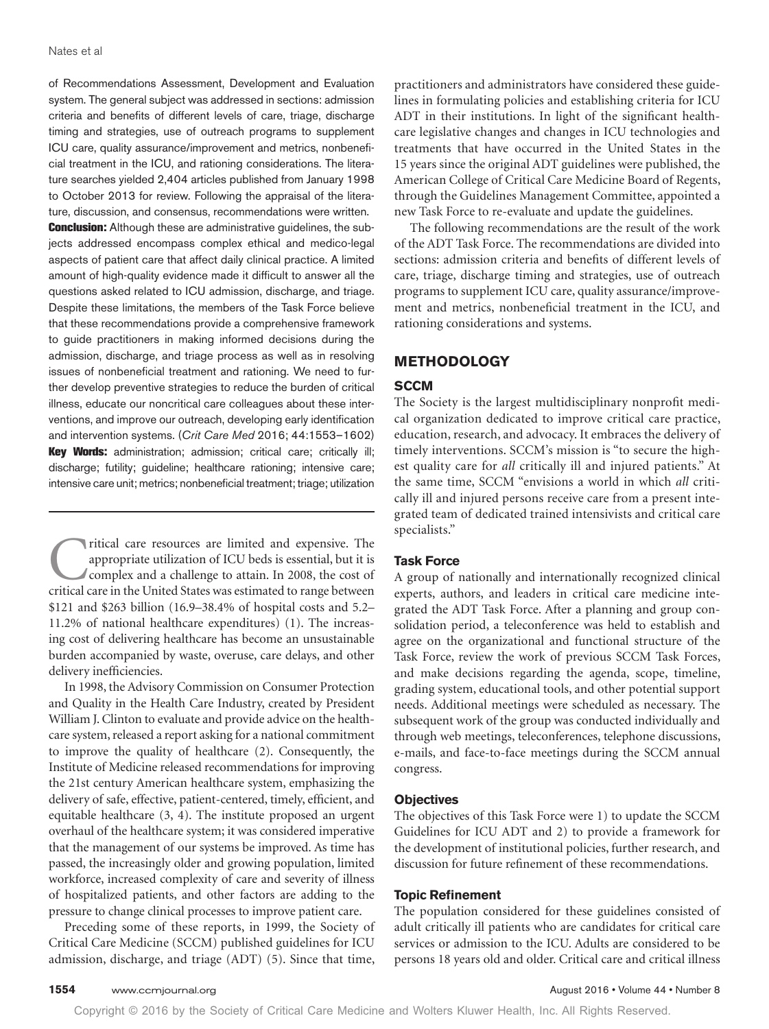of Recommendations Assessment, Development and Evaluation system. The general subject was addressed in sections: admission criteria and benefits of different levels of care, triage, discharge timing and strategies, use of outreach programs to supplement ICU care, quality assurance/improvement and metrics, nonbeneficial treatment in the ICU, and rationing considerations. The literature searches yielded 2,404 articles published from January 1998 to October 2013 for review. Following the appraisal of the literature, discussion, and consensus, recommendations were written.

**Conclusion:** Although these are administrative guidelines, the subjects addressed encompass complex ethical and medico-legal aspects of patient care that affect daily clinical practice. A limited amount of high-quality evidence made it difficult to answer all the questions asked related to ICU admission, discharge, and triage. Despite these limitations, the members of the Task Force believe that these recommendations provide a comprehensive framework to guide practitioners in making informed decisions during the admission, discharge, and triage process as well as in resolving issues of nonbeneficial treatment and rationing. We need to further develop preventive strategies to reduce the burden of critical illness, educate our noncritical care colleagues about these interventions, and improve our outreach, developing early identification and intervention systems. (*Crit Care Med* 2016; 44:1553–1602)

**Key Words:** administration; admission; critical care; critically ill; discharge; futility; guideline; healthcare rationing; intensive care; intensive care unit; metrics; nonbeneficial treatment; triage; utilization

---

Critical care resources are limited and expensive. The appropriate utilization of ICU beds is essential, but it is complex and a challenge to attain. In 2008, the cost of critical care in the United States was estimated to range between \$121 and \$263 billion (16.9–38.4% of hospital costs and 5.2–11.2% of national healthcare expenditures) (1). The increasing cost of delivering healthcare has become an unsustainable burden accompanied by waste, overuse, care delays, and other delivery inefficiencies.

In 1998, the Advisory Commission on Consumer Protection and Quality in the Health Care Industry, created by President William J. Clinton to evaluate and provide advice on the healthcare system, released a report asking for a national commitment to improve the quality of healthcare (2). Consequently, the Institute of Medicine released recommendations for improving the 21st century American healthcare system, emphasizing the delivery of safe, effective, patient-centered, timely, efficient, and equitable healthcare (3, 4). The institute proposed an urgent overhaul of the healthcare system; it was considered imperative that the management of our systems be improved. As time has passed, the increasingly older and growing population, limited workforce, increased complexity of care and severity of illness of hospitalized patients, and other factors are adding to the pressure to change clinical processes to improve patient care.

Preceding some of these reports, in 1999, the Society of Critical Care Medicine (SCCM) published guidelines for ICU admission, discharge, and triage (ADT) (5). Since that time, practitioners and administrators have considered these guidelines in formulating policies and establishing criteria for ICU ADT in their institutions. In light of the significant healthcare legislative changes and changes in ICU technologies and treatments that have occurred in the United States in the 15 years since the original ADT guidelines were published, the American College of Critical Care Medicine Board of Regents, through the Guidelines Management Committee, appointed a new Task Force to re-evaluate and update the guidelines.

The following recommendations are the result of the work of the ADT Task Force. The recommendations are divided into sections: admission criteria and benefits of different levels of care, triage, discharge timing and strategies, use of outreach programs to supplement ICU care, quality assurance/improvement and metrics, nonbeneficial treatment in the ICU, and rationing considerations and systems.

## METHODOLOGY

### SCCM

The Society is the largest multidisciplinary nonprofit medical organization dedicated to improve critical care practice, education, research, and advocacy. It embraces the delivery of timely interventions. SCCM's mission is "to secure the highest quality care for *all* critically ill and injured patients." At the same time, SCCM "envisions a world in which *all* critically ill and injured persons receive care from a present integrated team of dedicated trained intensivists and critical care specialists."

### Task Force

A group of nationally and internationally recognized clinical experts, authors, and leaders in critical care medicine integrated the ADT Task Force. After a planning and group consolidation period, a teleconference was held to establish and agree on the organizational and functional structure of the Task Force, review the work of previous SCCM Task Forces, and make decisions regarding the agenda, scope, timeline, grading system, educational tools, and other potential support needs. Additional meetings were scheduled as necessary. The subsequent work of the group was conducted individually and through web meetings, teleconferences, telephone discussions, e-mails, and face-to-face meetings during the SCCM annual congress.

### Objectives

The objectives of this Task Force were 1) to update the SCCM Guidelines for ICU ADT and 2) to provide a framework for the development of institutional policies, further research, and discussion for future refinement of these recommendations.

### Topic Refinement

The population considered for these guidelines consisted of adult critically ill patients who are candidates for critical care services or admission to the ICU. Adults are considered to be persons 18 years old and older. Critical care and critical illness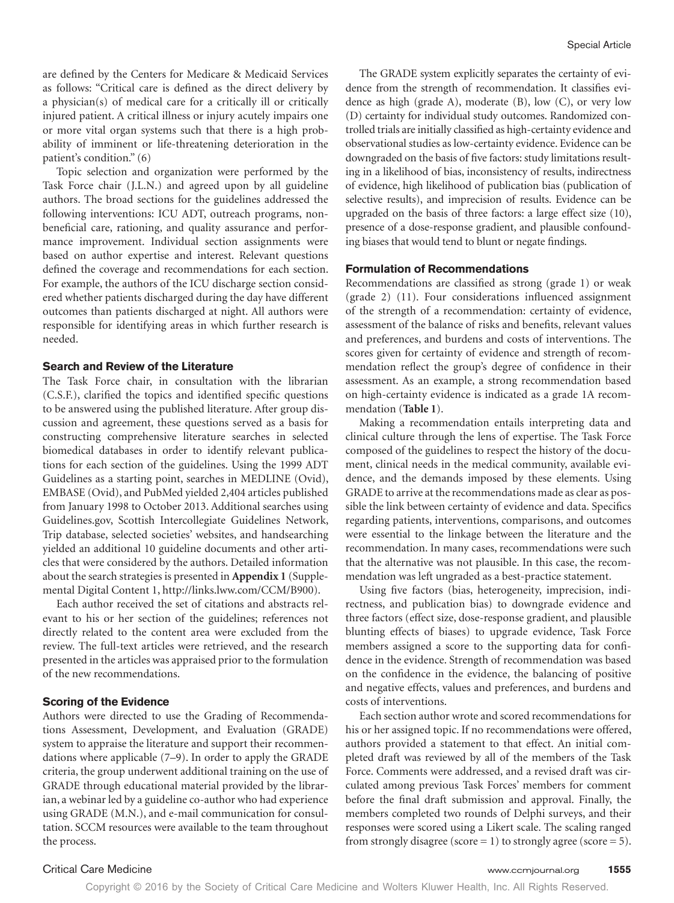are defined by the Centers for Medicare & Medicaid Services as follows: "Critical care is defined as the direct delivery by a physician(s) of medical care for a critically ill or critically injured patient. A critical illness or injury acutely impairs one or more vital organ systems such that there is a high probability of imminent or life-threatening deterioration in the patient's condition." (6)

Topic selection and organization were performed by the Task Force chair (J.L.N.) and agreed upon by all guideline authors. The broad sections for the guidelines addressed the following interventions: ICU ADT, outreach programs, non-beneficial care, rationing, and quality assurance and performance improvement. Individual section assignments were based on author expertise and interest. Relevant questions defined the coverage and recommendations for each section. For example, the authors of the ICU discharge section considered whether patients discharged during the day have different outcomes than patients discharged at night. All authors were responsible for identifying areas in which further research is needed.

### Search and Review of the Literature

The Task Force chair, in consultation with the librarian (C.S.F.), clarified the topics and identified specific questions to be answered using the published literature. After group discussion and agreement, these questions served as a basis for constructing comprehensive literature searches in selected biomedical databases in order to identify relevant publications for each section of the guidelines. Using the 1999 ADT Guidelines as a starting point, searches in MEDLINE (Ovid), EMBASE (Ovid), and PubMed yielded 2,404 articles published from January 1998 to October 2013. Additional searches using Guidelines.gov, Scottish Intercollegiate Guidelines Network, Trip database, selected societies' websites, and handsearching yielded an additional 10 guideline documents and other articles that were considered by the authors. Detailed information about the search strategies is presented in **Appendix 1** (Supplemental Digital Content 1, http://links.lww.com/CCM/B900).

Each author received the set of citations and abstracts relevant to his or her section of the guidelines; references not directly related to the content area were excluded from the review. The full-text articles were retrieved, and the research presented in the articles was appraised prior to the formulation of the new recommendations.

### Scoring of the Evidence

Authors were directed to use the Grading of Recommendations Assessment, Development, and Evaluation (GRADE) system to appraise the literature and support their recommendations where applicable (7–9). In order to apply the GRADE criteria, the group underwent additional training on the use of GRADE through educational material provided by the librarian, a webinar led by a guideline co-author who had experience using GRADE (M.N.), and e-mail communication for consultation. SCCM resources were available to the team throughout the process.

The GRADE system explicitly separates the certainty of evidence from the strength of recommendation. It classifies evidence as high (grade A), moderate (B), low (C), or very low (D) certainty for individual study outcomes. Randomized controlled trials are initially classified as high-certainty evidence and observational studies as low-certainty evidence. Evidence can be downgraded on the basis of five factors: study limitations resulting in a likelihood of bias, inconsistency of results, indirectness of evidence, high likelihood of publication bias (publication of selective results), and imprecision of results. Evidence can be upgraded on the basis of three factors: a large effect size (10), presence of a dose-response gradient, and plausible confounding biases that would tend to blunt or negate findings.

### Formulation of Recommendations

Recommendations are classified as strong (grade 1) or weak (grade 2) (11). Four considerations influenced assignment of the strength of a recommendation: certainty of evidence, assessment of the balance of risks and benefits, relevant values and preferences, and burdens and costs of interventions. The scores given for certainty of evidence and strength of recommendation reflect the group's degree of confidence in their assessment. As an example, a strong recommendation based on high-certainty evidence is indicated as a grade 1A recommendation (**Table 1**).

Making a recommendation entails interpreting data and clinical culture through the lens of expertise. The Task Force composed of the guidelines to respect the history of the document, clinical needs in the medical community, available evidence, and the demands imposed by these elements. Using GRADE to arrive at the recommendations made as clear as possible the link between certainty of evidence and data. Specifics regarding patients, interventions, comparisons, and outcomes were essential to the linkage between the literature and the recommendation. In many cases, recommendations were such that the alternative was not plausible. In this case, the recommendation was left ungraded as a best-practice statement.

Using five factors (bias, heterogeneity, imprecision, indirectness, and publication bias) to downgrade evidence and three factors (effect size, dose-response gradient, and plausible blunting effects of biases) to upgrade evidence, Task Force members assigned a score to the supporting data for confidence in the evidence. Strength of recommendation was based on the confidence in the evidence, the balancing of positive and negative effects, values and preferences, and burdens and costs of interventions.

Each section author wrote and scored recommendations for his or her assigned topic. If no recommendations were offered, authors provided a statement to that effect. An initial completed draft was reviewed by all of the members of the Task Force. Comments were addressed, and a revised draft was circulated among previous Task Forces' members for comment before the final draft submission and approval. Finally, the members completed two rounds of Delphi surveys, and their responses were scored using a Likert scale. The scaling ranged from strongly disagree (score = 1) to strongly agree (score = 5).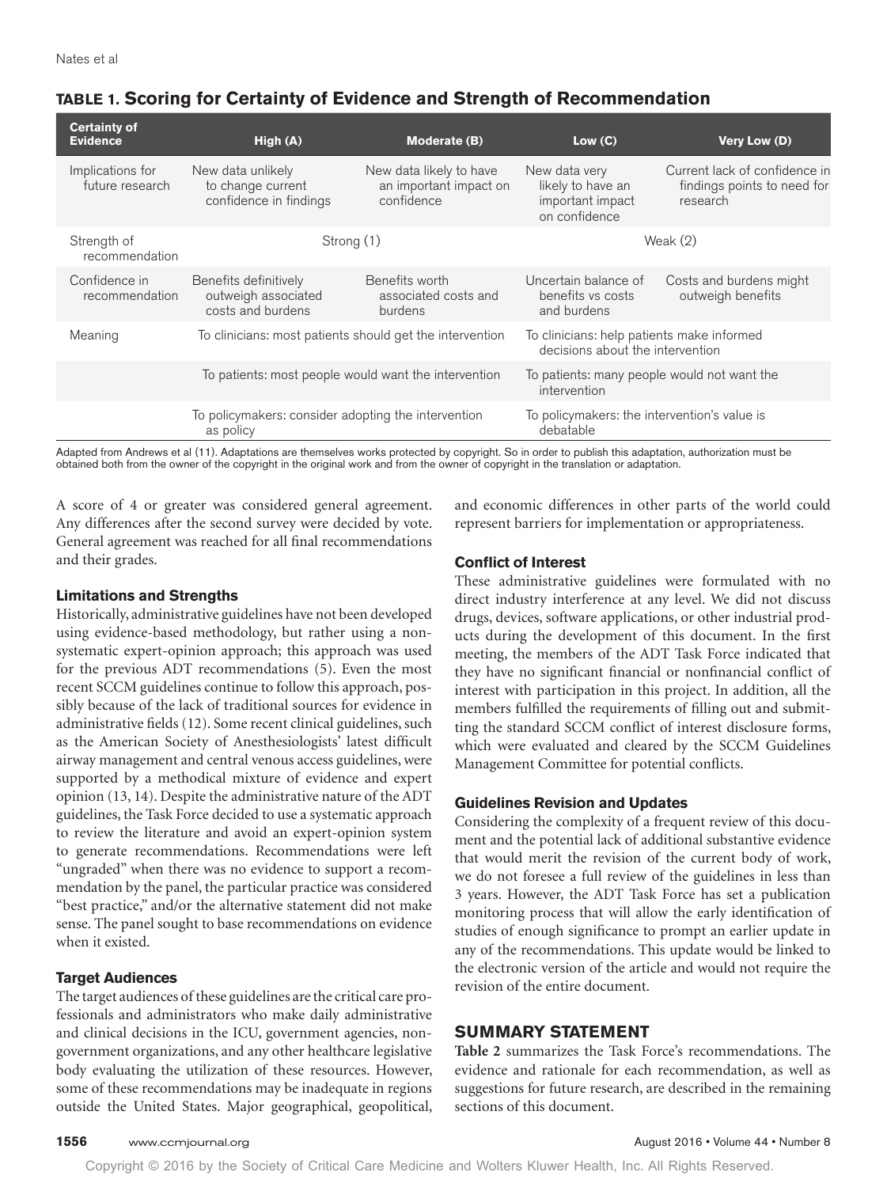**TABLE 1. Scoring for Certainty of Evidence and Strength of Recommendation**

| Certainty of Evidence | High (A) | Moderate (B) | Low (C) | Very Low (D) |
|---|---|---|---|---|
| Implications for future research | New data unlikely to change current confidence in findings | New data likely to have an important impact on confidence | New data very likely to have an important impact on confidence | Current lack of confidence in findings points to need for research |
| Strength of recommendation | Strong (1) | | Weak (2) | |
| Confidence in recommendation | Benefits definitively outweigh associated costs and burdens | Benefits worth associated costs and burdens | Uncertain balance of benefits vs costs and burdens | Costs and burdens might outweigh benefits |
| Meaning | To clinicians: most patients should get the intervention | | To clinicians: help patients make informed decisions about the intervention | |
| | To patients: most people would want the intervention | | To patients: many people would not want the intervention | |
| | To policymakers: consider adopting the intervention as policy | | To policymakers: the intervention's value is debatable | |

Adapted from Andrews et al (11). Adaptations are themselves works protected by copyright. So in order to publish this adaptation, authorization must be obtained both from the owner of the copyright in the original work and from the owner of copyright in the translation or adaptation.

A score of 4 or greater was considered general agreement. Any differences after the second survey were decided by vote. General agreement was reached for all final recommendations and their grades.

### Limitations and Strengths

Historically, administrative guidelines have not been developed using evidence-based methodology, but rather using a non-systematic expert-opinion approach; this approach was used for the previous ADT recommendations (5). Even the most recent SCCM guidelines continue to follow this approach, possibly because of the lack of traditional sources for evidence in administrative fields (12). Some recent clinical guidelines, such as the American Society of Anesthesiologists' latest difficult airway management and central venous access guidelines, were supported by a methodical mixture of evidence and expert opinion (13, 14). Despite the administrative nature of the ADT guidelines, the Task Force decided to use a systematic approach to review the literature and avoid an expert-opinion system to generate recommendations. Recommendations were left "ungraded" when there was no evidence to support a recommendation by the panel, the particular practice was considered "best practice," and/or the alternative statement did not make sense. The panel sought to base recommendations on evidence when it existed.

### Target Audiences

The target audiences of these guidelines are the critical care professionals and administrators who make daily administrative and clinical decisions in the ICU, government agencies, non-government organizations, and any other healthcare legislative body evaluating the utilization of these resources. However, some of these recommendations may be inadequate in regions outside the United States. Major geographical, geopolitical, and economic differences in other parts of the world could represent barriers for implementation or appropriateness.

### Conflict of Interest

These administrative guidelines were formulated with no direct industry interference at any level. We did not discuss drugs, devices, software applications, or other industrial products during the development of this document. In the first meeting, the members of the ADT Task Force indicated that they have no significant financial or nonfinancial conflict of interest with participation in this project. In addition, all the members fulfilled the requirements of filling out and submitting the standard SCCM conflict of interest disclosure forms, which were evaluated and cleared by the SCCM Guidelines Management Committee for potential conflicts.

### Guidelines Revision and Updates

Considering the complexity of a frequent review of this document and the potential lack of additional substantive evidence that would merit the revision of the current body of work, we do not foresee a full review of the guidelines in less than 3 years. However, the ADT Task Force has set a publication monitoring process that will allow the early identification of studies of enough significance to prompt an earlier update in any of the recommendations. This update would be linked to the electronic version of the article and would not require the revision of the entire document.

## SUMMARY STATEMENT

**Table 2** summarizes the Task Force's recommendations. The evidence and rationale for each recommendation, as well as suggestions for future research, are described in the remaining sections of this document.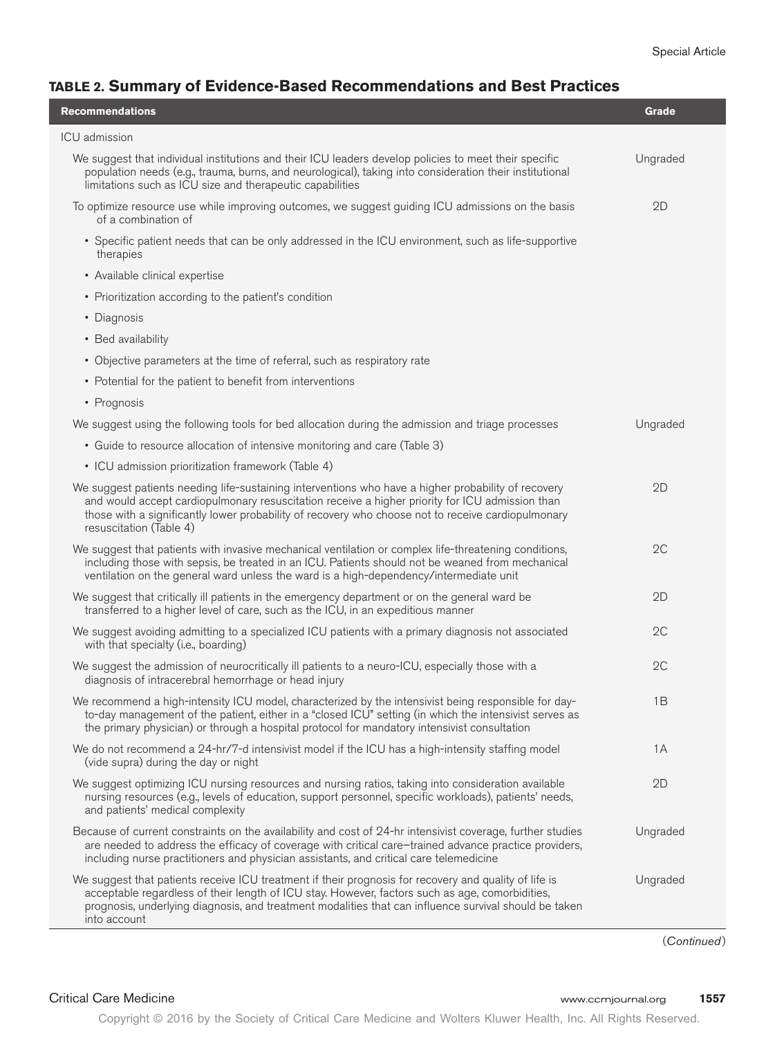**TABLE 2. Summary of Evidence-Based Recommendations and Best Practices**

| Recommendations | Grade |
|---|---|
| ICU admission | |
| We suggest that individual institutions and their ICU leaders develop policies to meet their specific population needs (e.g., trauma, burns, and neurological), taking into consideration their institutional limitations such as ICU size and therapeutic capabilities | Ungraded |
| To optimize resource use while improving outcomes, we suggest guiding ICU admissions on the basis of a combination of | 2D |
| • Specific patient needs that can be only addressed in the ICU environment, such as life-supportive therapies | |
| • Available clinical expertise | |
| • Prioritization according to the patient's condition | |
| • Diagnosis | |
| • Bed availability | |
| • Objective parameters at the time of referral, such as respiratory rate | |
| • Potential for the patient to benefit from interventions | |
| • Prognosis | |
| We suggest using the following tools for bed allocation during the admission and triage processes | Ungraded |
| • Guide to resource allocation of intensive monitoring and care (Table 3) | |
| • ICU admission prioritization framework (Table 4) | |
| We suggest patients needing life-sustaining interventions who have a higher probability of recovery and would accept cardiopulmonary resuscitation receive a higher priority for ICU admission than those with a significantly lower probability of recovery who choose not to receive cardiopulmonary resuscitation (Table 4) | 2D |
| We suggest that patients with invasive mechanical ventilation or complex life-threatening conditions, including those with sepsis, be treated in an ICU. Patients should not be weaned from mechanical ventilation on the general ward unless the ward is a high-dependency/intermediate unit | 2C |
| We suggest that critically ill patients in the emergency department or on the general ward be transferred to a higher level of care, such as the ICU, in an expeditious manner | 2D |
| We suggest avoiding admitting to a specialized ICU patients with a primary diagnosis not associated with that specialty (i.e., boarding) | 2C |
| We suggest the admission of neurocritically ill patients to a neuro-ICU, especially those with a diagnosis of intracerebral hemorrhage or head injury | 2C |
| We recommend a high-intensity ICU model, characterized by the intensivist being responsible for day-to-day management of the patient, either in a "closed ICU" setting (in which the intensivist serves as the primary physician) or through a hospital protocol for mandatory intensivist consultation | 1B |
| We do not recommend a 24-hr/7-d intensivist model if the ICU has a high-intensity staffing model (vide supra) during the day or night | 1A |
| We suggest optimizing ICU nursing resources and nursing ratios, taking into consideration available nursing resources (e.g., levels of education, support personnel, specific workloads), patients' needs, and patients' medical complexity | 2D |
| Because of current constraints on the availability and cost of 24-hr intensivist coverage, further studies are needed to address the efficacy of coverage with critical care–trained advance practice providers, including nurse practitioners and physician assistants, and critical care telemedicine | Ungraded |
| We suggest that patients receive ICU treatment if their prognosis for recovery and quality of life is acceptable regardless of their length of ICU stay. However, factors such as age, comorbidities, prognosis, underlying diagnosis, and treatment modalities that can influence survival should be taken into account | Ungraded |

(*Continued*)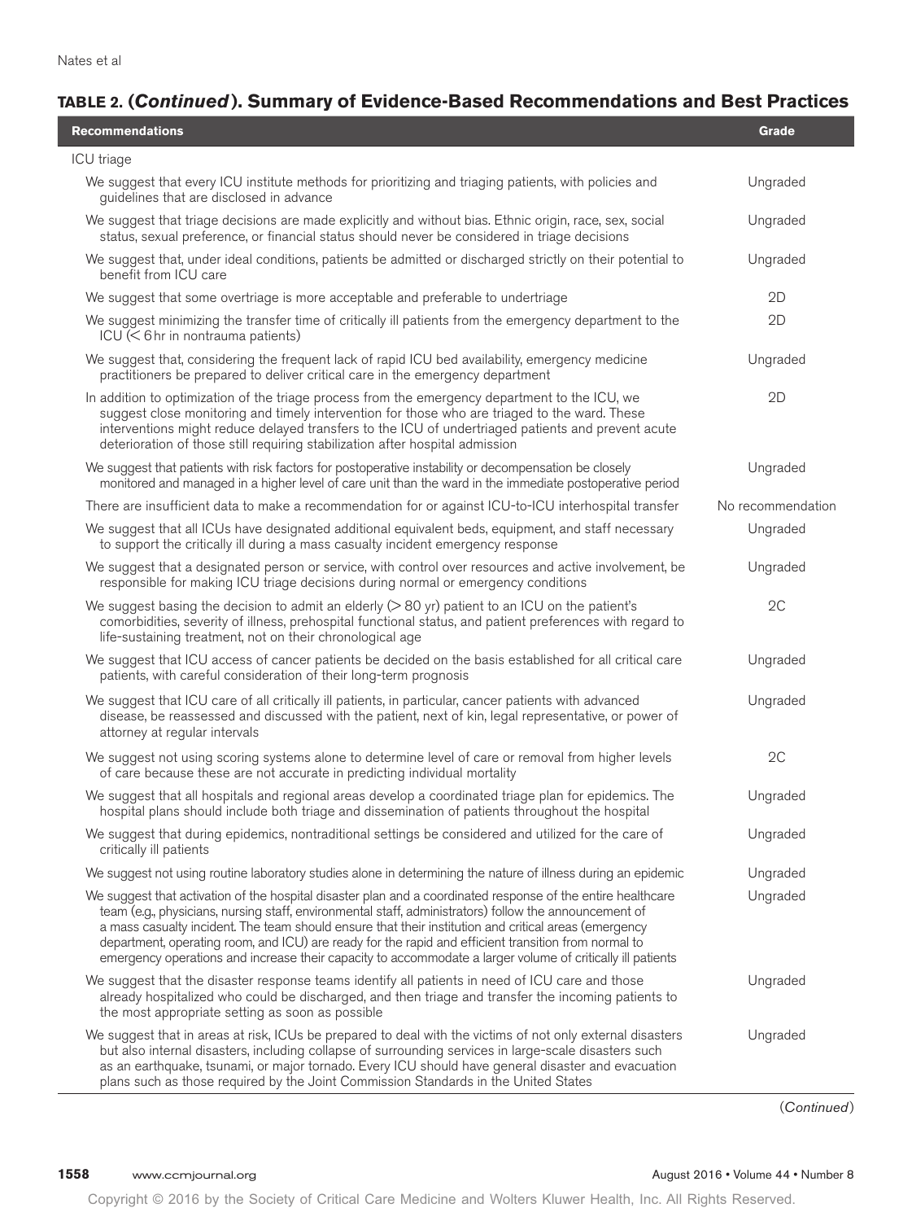**TABLE 2. (*Continued*). Summary of Evidence-Based Recommendations and Best Practices**

| Recommendations | Grade |
|---|---|
| ICU triage | |
| We suggest that every ICU institute methods for prioritizing and triaging patients, with policies and guidelines that are disclosed in advance | Ungraded |
| We suggest that triage decisions are made explicitly and without bias. Ethnic origin, race, sex, social status, sexual preference, or financial status should never be considered in triage decisions | Ungraded |
| We suggest that, under ideal conditions, patients be admitted or discharged strictly on their potential to benefit from ICU care | Ungraded |
| We suggest that some overtriage is more acceptable and preferable to undertriage | 2D |
| We suggest minimizing the transfer time of critically ill patients from the emergency department to the ICU (< 6 hr in nontrauma patients) | 2D |
| We suggest that, considering the frequent lack of rapid ICU bed availability, emergency medicine practitioners be prepared to deliver critical care in the emergency department | Ungraded |
| In addition to optimization of the triage process from the emergency department to the ICU, we suggest close monitoring and timely intervention for those who are triaged to the ward. These interventions might reduce delayed transfers to the ICU of undertriaged patients and prevent acute deterioration of those still requiring stabilization after hospital admission | 2D |
| We suggest that patients with risk factors for postoperative instability or decompensation be closely monitored and managed in a higher level of care unit than the ward in the immediate postoperative period | Ungraded |
| There are insufficient data to make a recommendation for or against ICU-to-ICU interhospital transfer | No recommendation |
| We suggest that all ICUs have designated additional equivalent beds, equipment, and staff necessary to support the critically ill during a mass casualty incident emergency response | Ungraded |
| We suggest that a designated person or service, with control over resources and active involvement, be responsible for making ICU triage decisions during normal or emergency conditions | Ungraded |
| We suggest basing the decision to admit an elderly (> 80 yr) patient to an ICU on the patient's comorbidities, severity of illness, prehospital functional status, and patient preferences with regard to life-sustaining treatment, not on their chronological age | 2C |
| We suggest that ICU access of cancer patients be decided on the basis established for all critical care patients, with careful consideration of their long-term prognosis | Ungraded |
| We suggest that ICU care of all critically ill patients, in particular, cancer patients with advanced disease, be reassessed and discussed with the patient, next of kin, legal representative, or power of attorney at regular intervals | Ungraded |
| We suggest not using scoring systems alone to determine level of care or removal from higher levels of care because these are not accurate in predicting individual mortality | 2C |
| We suggest that all hospitals and regional areas develop a coordinated triage plan for epidemics. The hospital plans should include both triage and dissemination of patients throughout the hospital | Ungraded |
| We suggest that during epidemics, nontraditional settings be considered and utilized for the care of critically ill patients | Ungraded |
| We suggest not using routine laboratory studies alone in determining the nature of illness during an epidemic | Ungraded |
| We suggest that activation of the hospital disaster plan and a coordinated response of the entire healthcare team (e.g., physicians, nursing staff, environmental staff, administrators) follow the announcement of a mass casualty incident. The team should ensure that their institution and critical areas (emergency department, operating room, and ICU) are ready for the rapid and efficient transition from normal to emergency operations and increase their capacity to accommodate a larger volume of critically ill patients | Ungraded |
| We suggest that the disaster response teams identify all patients in need of ICU care and those already hospitalized who could be discharged, and then triage and transfer the incoming patients to the most appropriate setting as soon as possible | Ungraded |
| We suggest that in areas at risk, ICUs be prepared to deal with the victims of not only external disasters but also internal disasters, including collapse of surrounding services in large-scale disasters such as an earthquake, tsunami, or major tornado. Every ICU should have general disaster and evacuation plans such as those required by the Joint Commission Standards in the United States | Ungraded |

(*Continued*)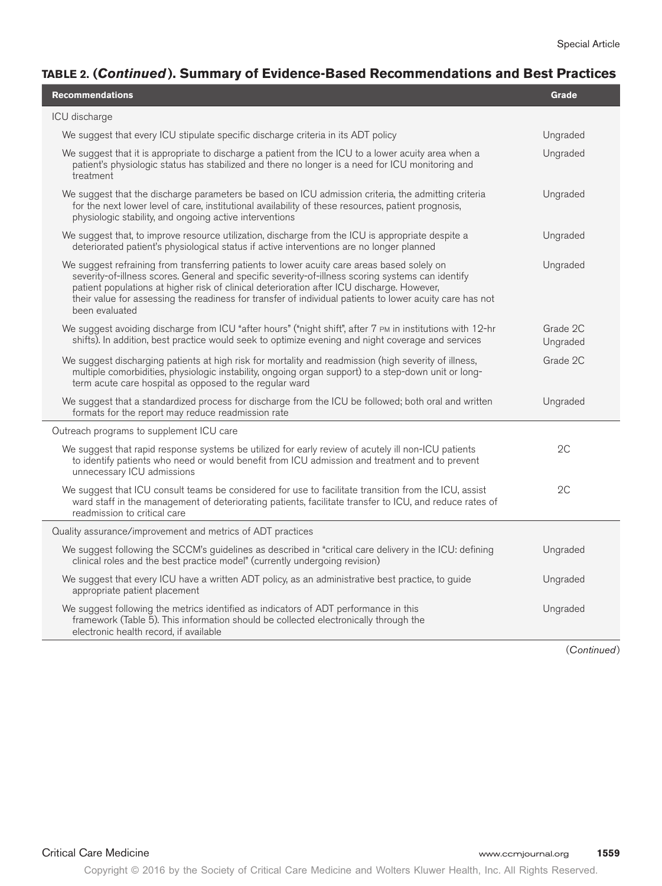**TABLE 2. (*Continued*). Summary of Evidence-Based Recommendations and Best Practices**

| Recommendations | Grade |
|---|---|
| ICU discharge | |
| We suggest that every ICU stipulate specific discharge criteria in its ADT policy | Ungraded |
| We suggest that it is appropriate to discharge a patient from the ICU to a lower acuity area when a patient's physiologic status has stabilized and there no longer is a need for ICU monitoring and treatment | Ungraded |
| We suggest that the discharge parameters be based on ICU admission criteria, the admitting criteria for the next lower level of care, institutional availability of these resources, patient prognosis, physiologic stability, and ongoing active interventions | Ungraded |
| We suggest that, to improve resource utilization, discharge from the ICU is appropriate despite a deteriorated patient's physiological status if active interventions are no longer planned | Ungraded |
| We suggest refraining from transferring patients to lower acuity care areas based solely on severity-of-illness scores. General and specific severity-of-illness scoring systems can identify patient populations at higher risk of clinical deterioration after ICU discharge. However, their value for assessing the readiness for transfer of individual patients to lower acuity care has not been evaluated | Ungraded |
| We suggest avoiding discharge from ICU "after hours" ("night shift", after 7 PM in institutions with 12-hr shifts). In addition, best practice would seek to optimize evening and night coverage and services | Grade 2C<br>Ungraded |
| We suggest discharging patients at high risk for mortality and readmission (high severity of illness, multiple comorbidities, physiologic instability, ongoing organ support) to a step-down unit or long-term acute care hospital as opposed to the regular ward | Grade 2C |
| We suggest that a standardized process for discharge from the ICU be followed; both oral and written formats for the report may reduce readmission rate | Ungraded |
| Outreach programs to supplement ICU care | |
| We suggest that rapid response systems be utilized for early review of acutely ill non-ICU patients to identify patients who need or would benefit from ICU admission and treatment and to prevent unnecessary ICU admissions | 2C |
| We suggest that ICU consult teams be considered for use to facilitate transition from the ICU, assist ward staff in the management of deteriorating patients, facilitate transfer to ICU, and reduce rates of readmission to critical care | 2C |
| Quality assurance/improvement and metrics of ADT practices | |
| We suggest following the SCCM's guidelines as described in "critical care delivery in the ICU: defining clinical roles and the best practice model" (currently undergoing revision) | Ungraded |
| We suggest that every ICU have a written ADT policy, as an administrative best practice, to guide appropriate patient placement | Ungraded |
| We suggest following the metrics identified as indicators of ADT performance in this framework (Table 5). This information should be collected electronically through the electronic health record, if available | Ungraded |

(*Continued*)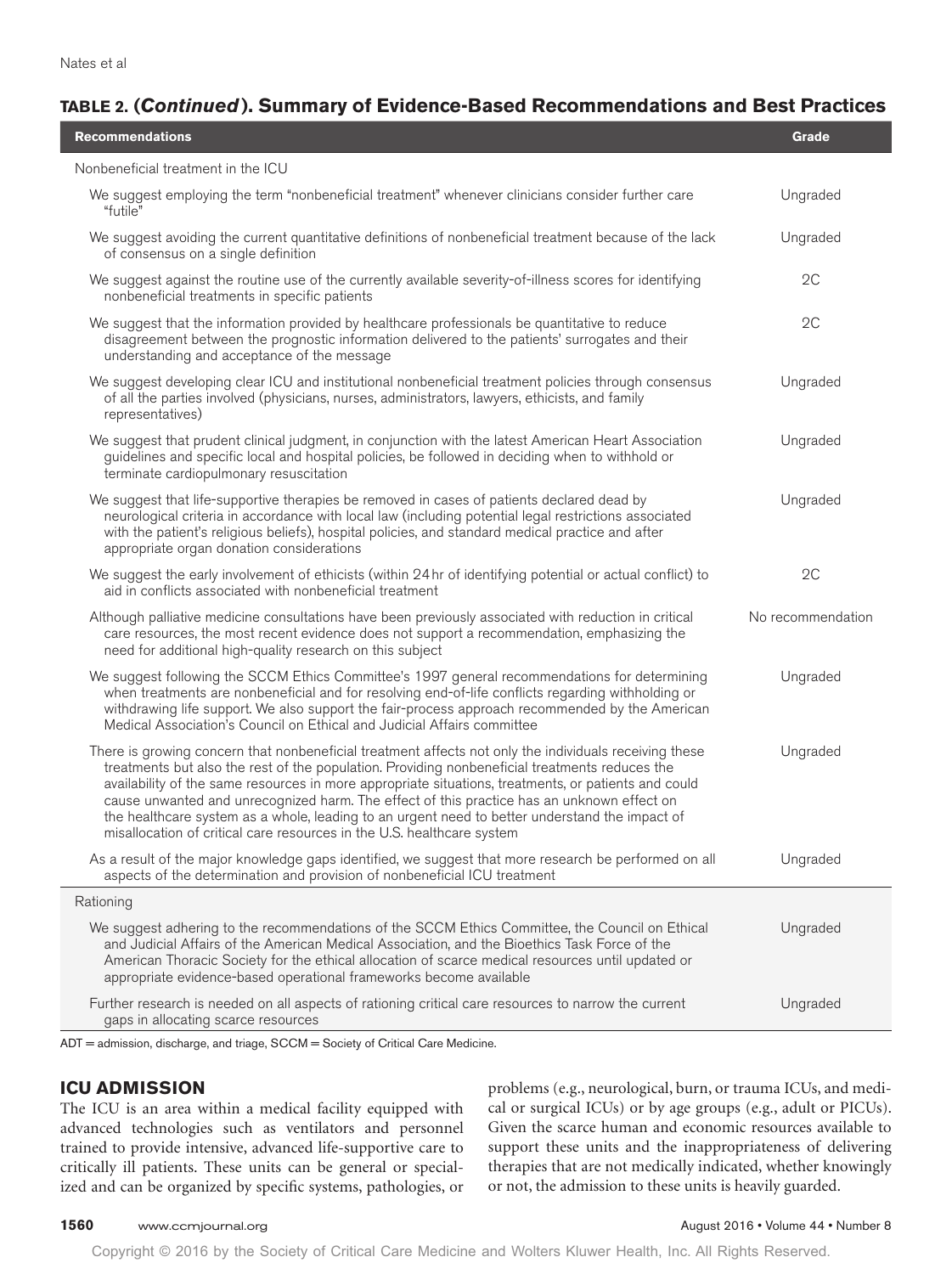## TABLE 2. (*Continued*). Summary of Evidence-Based Recommendations and Best Practices

| Recommendations | Grade |
|---|---|
| Nonbeneficial treatment in the ICU | |
| We suggest employing the term "nonbeneficial treatment" whenever clinicians consider further care "futile" | Ungraded |
| We suggest avoiding the current quantitative definitions of nonbeneficial treatment because of the lack of consensus on a single definition | Ungraded |
| We suggest against the routine use of the currently available severity-of-illness scores for identifying nonbeneficial treatments in specific patients | 2C |
| We suggest that the information provided by healthcare professionals be quantitative to reduce disagreement between the prognostic information delivered to the patients' surrogates and their understanding and acceptance of the message | 2C |
| We suggest developing clear ICU and institutional nonbeneficial treatment policies through consensus of all the parties involved (physicians, nurses, administrators, lawyers, ethicists, and family representatives) | Ungraded |
| We suggest that prudent clinical judgment, in conjunction with the latest American Heart Association guidelines and specific local and hospital policies, be followed in deciding when to withhold or terminate cardiopulmonary resuscitation | Ungraded |
| We suggest that life-supportive therapies be removed in cases of patients declared dead by neurological criteria in accordance with local law (including potential legal restrictions associated with the patient's religious beliefs), hospital policies, and standard medical practice and after appropriate organ donation considerations | Ungraded |
| We suggest the early involvement of ethicists (within 24 hr of identifying potential or actual conflict) to aid in conflicts associated with nonbeneficial treatment | 2C |
| Although palliative medicine consultations have been previously associated with reduction in critical care resources, the most recent evidence does not support a recommendation, emphasizing the need for additional high-quality research on this subject | No recommendation |
| We suggest following the SCCM Ethics Committee's 1997 general recommendations for determining when treatments are nonbeneficial and for resolving end-of-life conflicts regarding withholding or withdrawing life support. We also support the fair-process approach recommended by the American Medical Association's Council on Ethical and Judicial Affairs committee | Ungraded |
| There is growing concern that nonbeneficial treatment affects not only the individuals receiving these treatments but also the rest of the population. Providing nonbeneficial treatments reduces the availability of the same resources in more appropriate situations, treatments, or patients and could cause unwanted and unrecognized harm. The effect of this practice has an unknown effect on the healthcare system as a whole, leading to an urgent need to better understand the impact of misallocation of critical care resources in the U.S. healthcare system | Ungraded |
| As a result of the major knowledge gaps identified, we suggest that more research be performed on all aspects of the determination and provision of nonbeneficial ICU treatment | Ungraded |
| Rationing | |
| We suggest adhering to the recommendations of the SCCM Ethics Committee, the Council on Ethical and Judicial Affairs of the American Medical Association, and the Bioethics Task Force of the American Thoracic Society for the ethical allocation of scarce medical resources until updated or appropriate evidence-based operational frameworks become available | Ungraded |
| Further research is needed on all aspects of rationing critical care resources to narrow the current gaps in allocating scarce resources | Ungraded |

ADT = admission, discharge, and triage, SCCM = Society of Critical Care Medicine.

## ICU ADMISSION

The ICU is an area within a medical facility equipped with advanced technologies such as ventilators and personnel trained to provide intensive, advanced life-supportive care to critically ill patients. These units can be general or specialized and can be organized by specific systems, pathologies, or problems (e.g., neurological, burn, or trauma ICUs, and medical or surgical ICUs) or by age groups (e.g., adult or PICUs). Given the scarce human and economic resources available to support these units and the inappropriateness of delivering therapies that are not medically indicated, whether knowingly or not, the admission to these units is heavily guarded.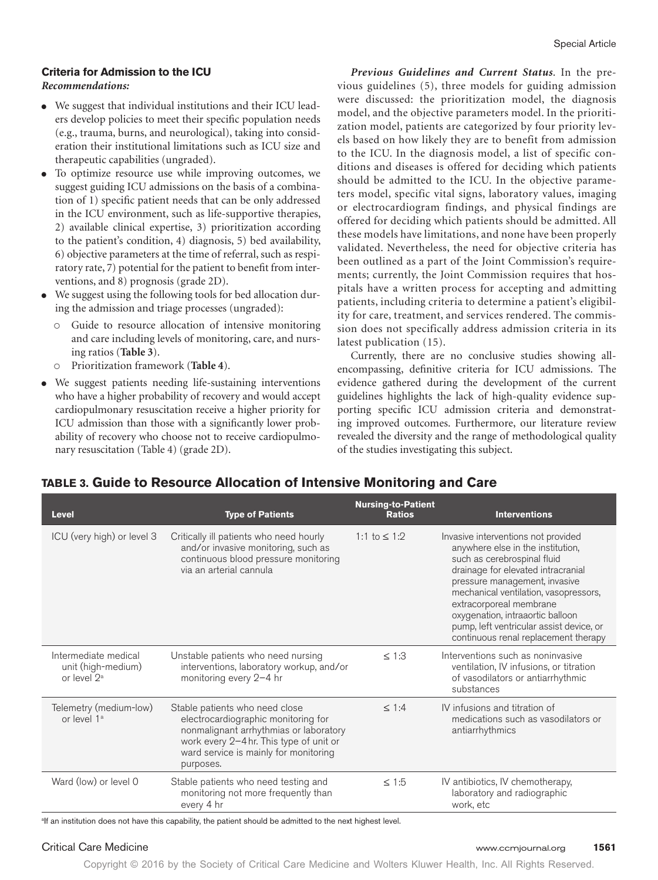### Criteria for Admission to the ICU

*Recommendations:*

- We suggest that individual institutions and their ICU leaders develop policies to meet their specific population needs (e.g., trauma, burns, and neurological), taking into consideration their institutional limitations such as ICU size and therapeutic capabilities (ungraded).
- To optimize resource use while improving outcomes, we suggest guiding ICU admissions on the basis of a combination of 1) specific patient needs that can be only addressed in the ICU environment, such as life-supportive therapies, 2) available clinical expertise, 3) prioritization according to the patient's condition, 4) diagnosis, 5) bed availability, 6) objective parameters at the time of referral, such as respiratory rate, 7) potential for the patient to benefit from interventions, and 8) prognosis (grade 2D).
- We suggest using the following tools for bed allocation during the admission and triage processes (ungraded):
  - Guide to resource allocation of intensive monitoring and care including levels of monitoring, care, and nursing ratios (**Table 3**).
  - Prioritization framework (**Table 4**).
- We suggest patients needing life-sustaining interventions who have a higher probability of recovery and would accept cardiopulmonary resuscitation receive a higher priority for ICU admission than those with a significantly lower probability of recovery who choose not to receive cardiopulmonary resuscitation (Table 4) (grade 2D).

***Previous Guidelines and Current Status***. In the previous guidelines (5), three models for guiding admission were discussed: the prioritization model, the diagnosis model, and the objective parameters model. In the prioritization model, patients are categorized by four priority levels based on how likely they are to benefit from admission to the ICU. In the diagnosis model, a list of specific conditions and diseases is offered for deciding which patients should be admitted to the ICU. In the objective parameters model, specific vital signs, laboratory values, imaging or electrocardiogram findings, and physical findings are offered for deciding which patients should be admitted. All these models have limitations, and none have been properly validated. Nevertheless, the need for objective criteria has been outlined as a part of the Joint Commission's requirements; currently, the Joint Commission requires that hospitals have a written process for accepting and admitting patients, including criteria to determine a patient's eligibility for care, treatment, and services rendered. The commission does not specifically address admission criteria in its latest publication (15).

Currently, there are no conclusive studies showing all-encompassing, definitive criteria for ICU admissions. The evidence gathered during the development of the current guidelines highlights the lack of high-quality evidence supporting specific ICU admission criteria and demonstrating improved outcomes. Furthermore, our literature review revealed the diversity and the range of methodological quality of the studies investigating this subject.

**TABLE 3. Guide to Resource Allocation of Intensive Monitoring and Care**

| Level | Type of Patients | Nursing-to-Patient Ratios | Interventions |
|---|---|---|---|
| ICU (very high) or level 3 | Critically ill patients who need hourly and/or invasive monitoring, such as continuous blood pressure monitoring via an arterial cannula | 1:1 to ≤ 1:2 | Invasive interventions not provided anywhere else in the institution, such as cerebrospinal fluid drainage for elevated intracranial pressure management, invasive mechanical ventilation, vasopressors, extracorporeal membrane oxygenation, intraaortic balloon pump, left ventricular assist device, or continuous renal replacement therapy |
| Intermediate medical unit (high-medium) or level 2[a] | Unstable patients who need nursing interventions, laboratory workup, and/or monitoring every 2–4 hr | ≤ 1:3 | Interventions such as noninvasive ventilation, IV infusions, or titration of vasodilators or antiarrhythmic substances |
| Telemetry (medium-low) or level 1[a] | Stable patients who need close electrocardiographic monitoring for nonmalignant arrhythmias or laboratory work every 2–4 hr. This type of unit or ward service is mainly for monitoring purposes. | ≤ 1:4 | IV infusions and titration of medications such as vasodilators or antiarrhythmics |
| Ward (low) or level 0 | Stable patients who need testing and monitoring not more frequently than every 4 hr | ≤ 1:5 | IV antibiotics, IV chemotherapy, laboratory and radiographic work, etc |

[a]If an institution does not have this capability, the patient should be admitted to the next highest level.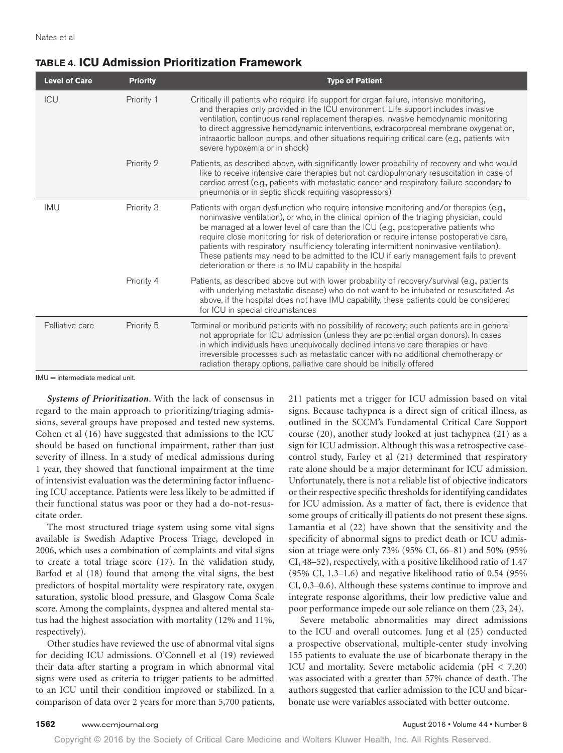**TABLE 4. ICU Admission Prioritization Framework**

| Level of Care | Priority | Type of Patient |
|---|---|---|
| ICU | Priority 1 | Critically ill patients who require life support for organ failure, intensive monitoring, and therapies only provided in the ICU environment. Life support includes invasive ventilation, continuous renal replacement therapies, invasive hemodynamic monitoring to direct aggressive hemodynamic interventions, extracorporeal membrane oxygenation, intraaortic balloon pumps, and other situations requiring critical care (e.g., patients with severe hypoxemia or in shock) |
| | Priority 2 | Patients, as described above, with significantly lower probability of recovery and who would like to receive intensive care therapies but not cardiopulmonary resuscitation in case of cardiac arrest (e.g., patients with metastatic cancer and respiratory failure secondary to pneumonia or in septic shock requiring vasopressors) |
| IMU | Priority 3 | Patients with organ dysfunction who require intensive monitoring and/or therapies (e.g., noninvasive ventilation), or who, in the clinical opinion of the triaging physician, could be managed at a lower level of care than the ICU (e.g., postoperative patients who require close monitoring for risk of deterioration or require intense postoperative care, patients with respiratory insufficiency tolerating intermittent noninvasive ventilation). These patients may need to be admitted to the ICU if early management fails to prevent deterioration or there is no IMU capability in the hospital |
| | Priority 4 | Patients, as described above but with lower probability of recovery/survival (e.g., patients with underlying metastatic disease) who do not want to be intubated or resuscitated. As above, if the hospital does not have IMU capability, these patients could be considered for ICU in special circumstances |
| Palliative care | Priority 5 | Terminal or moribund patients with no possibility of recovery; such patients are in general not appropriate for ICU admission (unless they are potential organ donors). In cases in which individuals have unequivocally declined intensive care therapies or have irreversible processes such as metastatic cancer with no additional chemotherapy or radiation therapy options, palliative care should be initially offered |

IMU = intermediate medical unit.

***Systems of Prioritization***. With the lack of consensus in regard to the main approach to prioritizing/triaging admissions, several groups have proposed and tested new systems. Cohen et al (16) have suggested that admissions to the ICU should be based on functional impairment, rather than just severity of illness. In a study of medical admissions during 1 year, they showed that functional impairment at the time of intensivist evaluation was the determining factor influencing ICU acceptance. Patients were less likely to be admitted if their functional status was poor or they had a do-not-resuscitate order.

The most structured triage system using some vital signs available is Swedish Adaptive Process Triage, developed in 2006, which uses a combination of complaints and vital signs to create a total triage score (17). In the validation study, Barfod et al (18) found that among the vital signs, the best predictors of hospital mortality were respiratory rate, oxygen saturation, systolic blood pressure, and Glasgow Coma Scale score. Among the complaints, dyspnea and altered mental status had the highest association with mortality (12% and 11%, respectively).

Other studies have reviewed the use of abnormal vital signs for deciding ICU admissions. O'Connell et al (19) reviewed their data after starting a program in which abnormal vital signs were used as criteria to trigger patients to be admitted to an ICU until their condition improved or stabilized. In a comparison of data over 2 years for more than 5,700 patients, 211 patients met a trigger for ICU admission based on vital signs. Because tachypnea is a direct sign of critical illness, as outlined in the SCCM's Fundamental Critical Care Support course (20), another study looked at just tachypnea (21) as a sign for ICU admission. Although this was a retrospective case-control study, Farley et al (21) determined that respiratory rate alone should be a major determinant for ICU admission. Unfortunately, there is not a reliable list of objective indicators or their respective specific thresholds for identifying candidates for ICU admission. As a matter of fact, there is evidence that some groups of critically ill patients do not present these signs. Lamantia et al (22) have shown that the sensitivity and the specificity of abnormal signs to predict death or ICU admission at triage were only 73% (95% CI, 66–81) and 50% (95% CI, 48–52), respectively, with a positive likelihood ratio of 1.47 (95% CI, 1.3–1.6) and negative likelihood ratio of 0.54 (95% CI, 0.3–0.6). Although these systems continue to improve and integrate response algorithms, their low predictive value and poor performance impede our sole reliance on them (23, 24).

Severe metabolic abnormalities may direct admissions to the ICU and overall outcomes. Jung et al (25) conducted a prospective observational, multiple-center study involving 155 patients to evaluate the use of bicarbonate therapy in the ICU and mortality. Severe metabolic acidemia (pH $< 7.20$) was associated with a greater than 57% chance of death. The authors suggested that earlier admission to the ICU and bicarbonate use were variables associated with better outcome.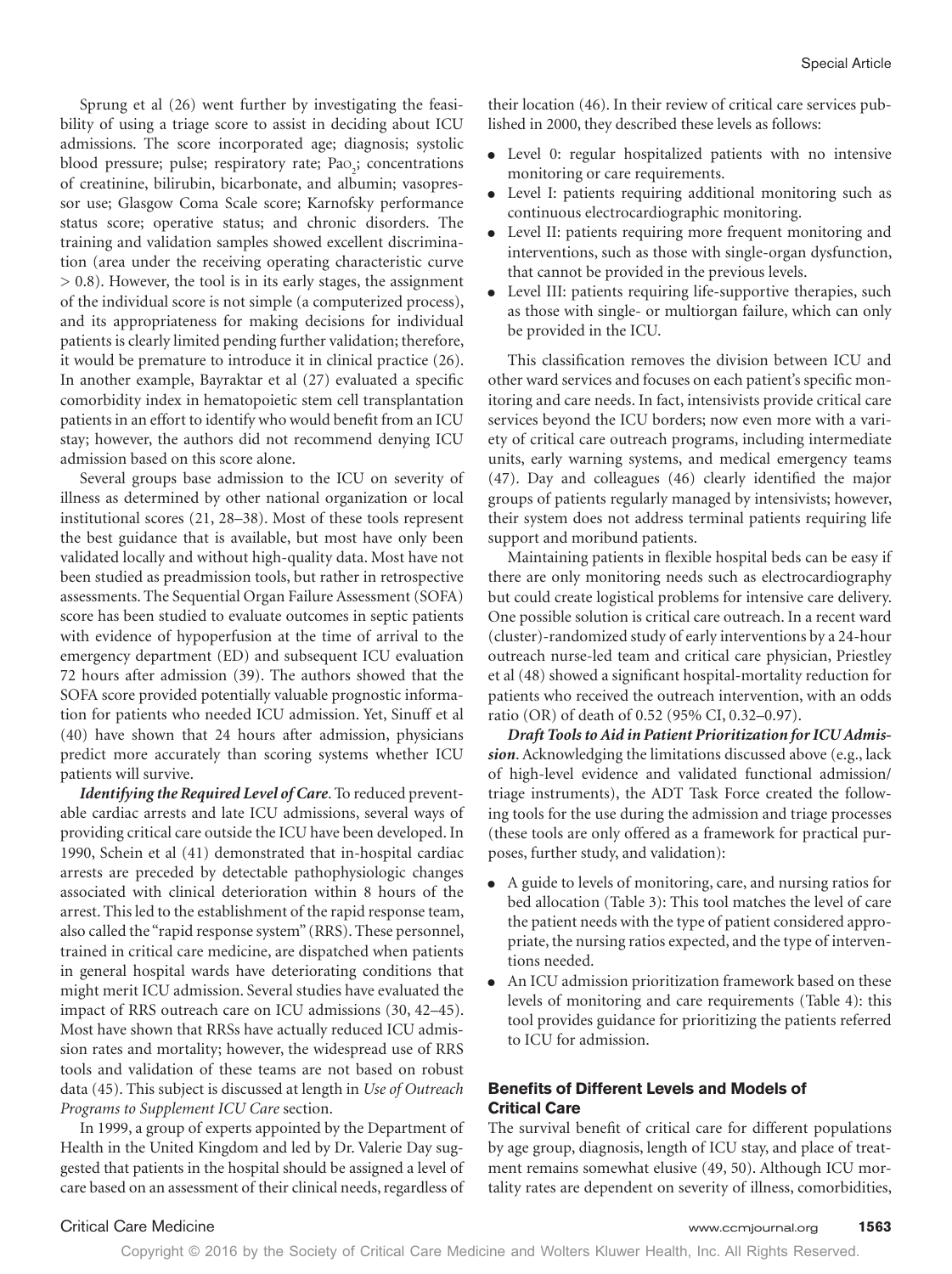Sprung et al (26) went further by investigating the feasibility of using a triage score to assist in deciding about ICU admissions. The score incorporated age; diagnosis; systolic blood pressure; pulse; respiratory rate; $Pa_{O_2}$; concentrations of creatinine, bilirubin, bicarbonate, and albumin; vasopressor use; Glasgow Coma Scale score; Karnofsky performance status score; operative status; and chronic disorders. The training and validation samples showed excellent discrimination (area under the receiving operating characteristic curve > 0.8). However, the tool is in its early stages, the assignment of the individual score is not simple (a computerized process), and its appropriateness for making decisions for individual patients is clearly limited pending further validation; therefore, it would be premature to introduce it in clinical practice (26). In another example, Bayraktar et al (27) evaluated a specific comorbidity index in hematopoietic stem cell transplantation patients in an effort to identify who would benefit from an ICU stay; however, the authors did not recommend denying ICU admission based on this score alone.

Several groups base admission to the ICU on severity of illness as determined by other national organization or local institutional scores (21, 28–38). Most of these tools represent the best guidance that is available, but most have only been validated locally and without high-quality data. Most have not been studied as preadmission tools, but rather in retrospective assessments. The Sequential Organ Failure Assessment (SOFA) score has been studied to evaluate outcomes in septic patients with evidence of hypoperfusion at the time of arrival to the emergency department (ED) and subsequent ICU evaluation 72 hours after admission (39). The authors showed that the SOFA score provided potentially valuable prognostic information for patients who needed ICU admission. Yet, Sinuff et al (40) have shown that 24 hours after admission, physicians predict more accurately than scoring systems whether ICU patients will survive.

***Identifying the Required Level of Care*.** To reduced preventable cardiac arrests and late ICU admissions, several ways of providing critical care outside the ICU have been developed. In 1990, Schein et al (41) demonstrated that in-hospital cardiac arrests are preceded by detectable pathophysiologic changes associated with clinical deterioration within 8 hours of the arrest. This led to the establishment of the rapid response team, also called the "rapid response system" (RRS). These personnel, trained in critical care medicine, are dispatched when patients in general hospital wards have deteriorating conditions that might merit ICU admission. Several studies have evaluated the impact of RRS outreach care on ICU admissions (30, 42–45). Most have shown that RRSs have actually reduced ICU admission rates and mortality; however, the widespread use of RRS tools and validation of these teams are not based on robust data (45). This subject is discussed at length in *Use of Outreach Programs to Supplement ICU Care* section.

In 1999, a group of experts appointed by the Department of Health in the United Kingdom and led by Dr. Valerie Day suggested that patients in the hospital should be assigned a level of care based on an assessment of their clinical needs, regardless of their location (46). In their review of critical care services published in 2000, they described these levels as follows:

- Level 0: regular hospitalized patients with no intensive monitoring or care requirements.
- Level I: patients requiring additional monitoring such as continuous electrocardiographic monitoring.
- Level II: patients requiring more frequent monitoring and interventions, such as those with single-organ dysfunction, that cannot be provided in the previous levels.
- Level III: patients requiring life-supportive therapies, such as those with single- or multiorgan failure, which can only be provided in the ICU.

This classification removes the division between ICU and other ward services and focuses on each patient's specific monitoring and care needs. In fact, intensivists provide critical care services beyond the ICU borders; now even more with a variety of critical care outreach programs, including intermediate units, early warning systems, and medical emergency teams (47). Day and colleagues (46) clearly identified the major groups of patients regularly managed by intensivists; however, their system does not address terminal patients requiring life support and moribund patients.

Maintaining patients in flexible hospital beds can be easy if there are only monitoring needs such as electrocardiography but could create logistical problems for intensive care delivery. One possible solution is critical care outreach. In a recent ward (cluster)-randomized study of early interventions by a 24-hour outreach nurse-led team and critical care physician, Priestley et al (48) showed a significant hospital-mortality reduction for patients who received the outreach intervention, with an odds ratio (OR) of death of 0.52 (95% CI, 0.32–0.97).

***Draft Tools to Aid in Patient Prioritization for ICU Admission*.** Acknowledging the limitations discussed above (e.g., lack of high-level evidence and validated functional admission/triage instruments), the ADT Task Force created the following tools for the use during the admission and triage processes (these tools are only offered as a framework for practical purposes, further study, and validation):

- A guide to levels of monitoring, care, and nursing ratios for bed allocation (Table 3): This tool matches the level of care the patient needs with the type of patient considered appropriate, the nursing ratios expected, and the type of interventions needed.
- An ICU admission prioritization framework based on these levels of monitoring and care requirements (Table 4): this tool provides guidance for prioritizing the patients referred to ICU for admission.

## Benefits of Different Levels and Models of Critical Care

The survival benefit of critical care for different populations by age group, diagnosis, length of ICU stay, and place of treatment remains somewhat elusive (49, 50). Although ICU mortality rates are dependent on severity of illness, comorbidities,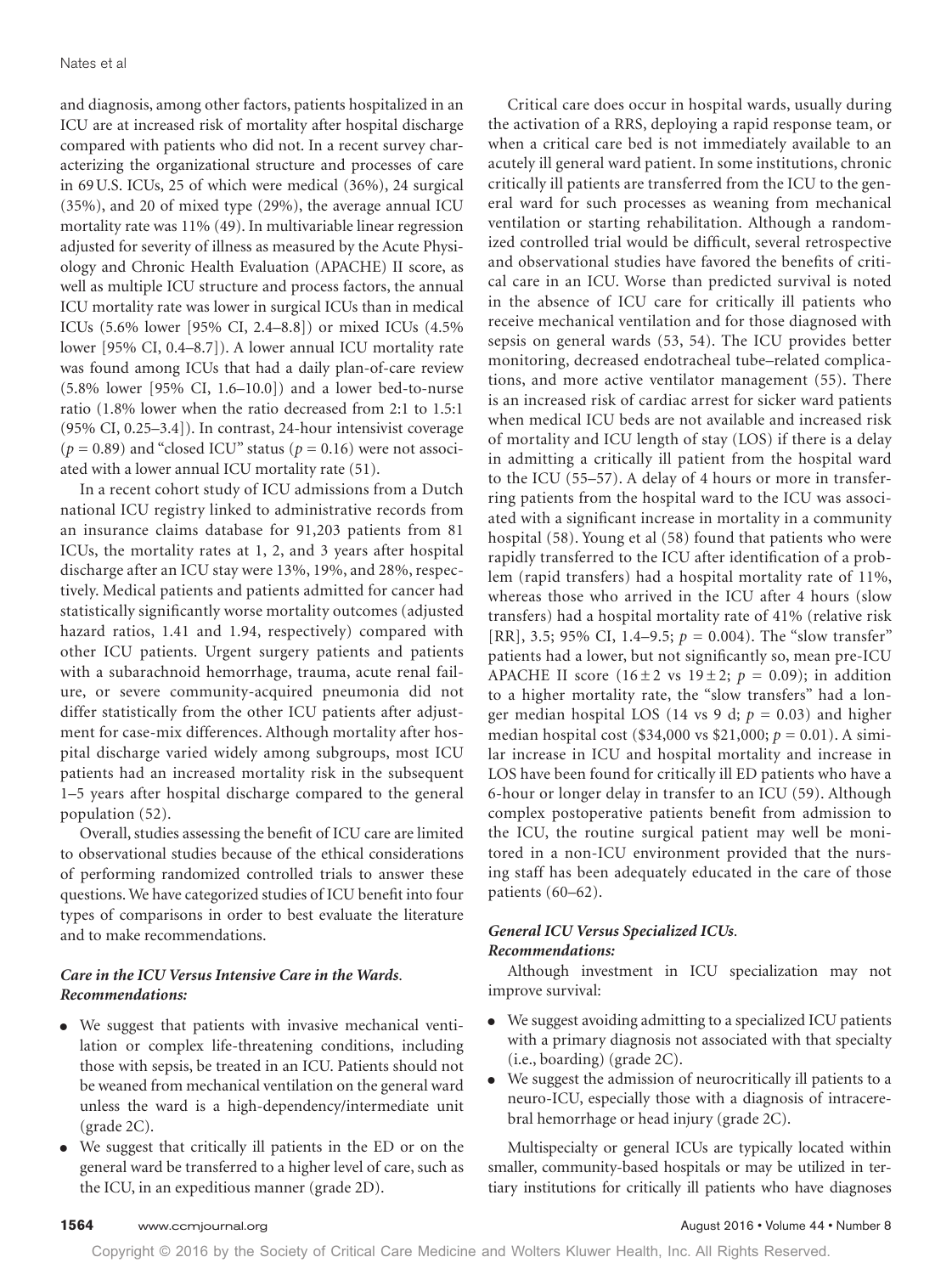and diagnosis, among other factors, patients hospitalized in an ICU are at increased risk of mortality after hospital discharge compared with patients who did not. In a recent survey characterizing the organizational structure and processes of care in 69 U.S. ICUs, 25 of which were medical (36%), 24 surgical (35%), and 20 of mixed type (29%), the average annual ICU mortality rate was 11% (49). In multivariable linear regression adjusted for severity of illness as measured by the Acute Physiology and Chronic Health Evaluation (APACHE) II score, as well as multiple ICU structure and process factors, the annual ICU mortality rate was lower in surgical ICUs than in medical ICUs (5.6% lower [95% CI, 2.4–8.8]) or mixed ICUs (4.5% lower [95% CI, 0.4–8.7]). A lower annual ICU mortality rate was found among ICUs that had a daily plan-of-care review (5.8% lower [95% CI, 1.6–10.0]) and a lower bed-to-nurse ratio (1.8% lower when the ratio decreased from 2:1 to 1.5:1 (95% CI, 0.25–3.4]). In contrast, 24-hour intensivist coverage ($p = 0.89$) and "closed ICU" status ($p = 0.16$) were not associated with a lower annual ICU mortality rate (51).

In a recent cohort study of ICU admissions from a Dutch national ICU registry linked to administrative records from an insurance claims database for 91,203 patients from 81 ICUs, the mortality rates at 1, 2, and 3 years after hospital discharge after an ICU stay were 13%, 19%, and 28%, respectively. Medical patients and patients admitted for cancer had statistically significantly worse mortality outcomes (adjusted hazard ratios, 1.41 and 1.94, respectively) compared with other ICU patients. Urgent surgery patients and patients with a subarachnoid hemorrhage, trauma, acute renal failure, or severe community-acquired pneumonia did not differ statistically from the other ICU patients after adjustment for case-mix differences. Although mortality after hospital discharge varied widely among subgroups, most ICU patients had an increased mortality risk in the subsequent 1–5 years after hospital discharge compared to the general population (52).

Overall, studies assessing the benefit of ICU care are limited to observational studies because of the ethical considerations of performing randomized controlled trials to answer these questions. We have categorized studies of ICU benefit into four types of comparisons in order to best evaluate the literature and to make recommendations.

***Care in the ICU Versus Intensive Care in the Wards.***
***Recommendations:***

- We suggest that patients with invasive mechanical ventilation or complex life-threatening conditions, including those with sepsis, be treated in an ICU. Patients should not be weaned from mechanical ventilation on the general ward unless the ward is a high-dependency/intermediate unit (grade 2C).
- We suggest that critically ill patients in the ED or on the general ward be transferred to a higher level of care, such as the ICU, in an expeditious manner (grade 2D).

Critical care does occur in hospital wards, usually during the activation of a RRS, deploying a rapid response team, or when a critical care bed is not immediately available to an acutely ill general ward patient. In some institutions, chronic critically ill patients are transferred from the ICU to the general ward for such processes as weaning from mechanical ventilation or starting rehabilitation. Although a randomized controlled trial would be difficult, several retrospective and observational studies have favored the benefits of critical care in an ICU. Worse than predicted survival is noted in the absence of ICU care for critically ill patients who receive mechanical ventilation and for those diagnosed with sepsis on general wards (53, 54). The ICU provides better monitoring, decreased endotracheal tube–related complications, and more active ventilator management (55). There is an increased risk of cardiac arrest for sicker ward patients when medical ICU beds are not available and increased risk of mortality and ICU length of stay (LOS) if there is a delay in admitting a critically ill patient from the hospital ward to the ICU (55–57). A delay of 4 hours or more in transferring patients from the hospital ward to the ICU was associated with a significant increase in mortality in a community hospital (58). Young et al (58) found that patients who were rapidly transferred to the ICU after identification of a problem (rapid transfers) had a hospital mortality rate of 11%, whereas those who arrived in the ICU after 4 hours (slow transfers) had a hospital mortality rate of 41% (relative risk [RR], 3.5; 95% CI, 1.4–9.5; $p = 0.004$). The "slow transfer" patients had a lower, but not significantly so, mean pre-ICU APACHE II score ($16 \pm 2$ vs $19 \pm 2$; $p = 0.09$); in addition to a higher mortality rate, the "slow transfers" had a longer median hospital LOS (14 vs 9 d; $p = 0.03$) and higher median hospital cost ($34,000 vs $21,000; $p = 0.01$). A similar increase in ICU and hospital mortality and increase in LOS have been found for critically ill ED patients who have a 6-hour or longer delay in transfer to an ICU (59). Although complex postoperative patients benefit from admission to the ICU, the routine surgical patient may well be monitored in a non-ICU environment provided that the nursing staff has been adequately educated in the care of those patients (60–62).

***General ICU Versus Specialized ICUs.***
***Recommendations:***

Although investment in ICU specialization may not improve survival:

- We suggest avoiding admitting to a specialized ICU patients with a primary diagnosis not associated with that specialty (i.e., boarding) (grade 2C).
- We suggest the admission of neurocritically ill patients to a neuro-ICU, especially those with a diagnosis of intracerebral hemorrhage or head injury (grade 2C).

Multispecialty or general ICUs are typically located within smaller, community-based hospitals or may be utilized in tertiary institutions for critically ill patients who have diagnoses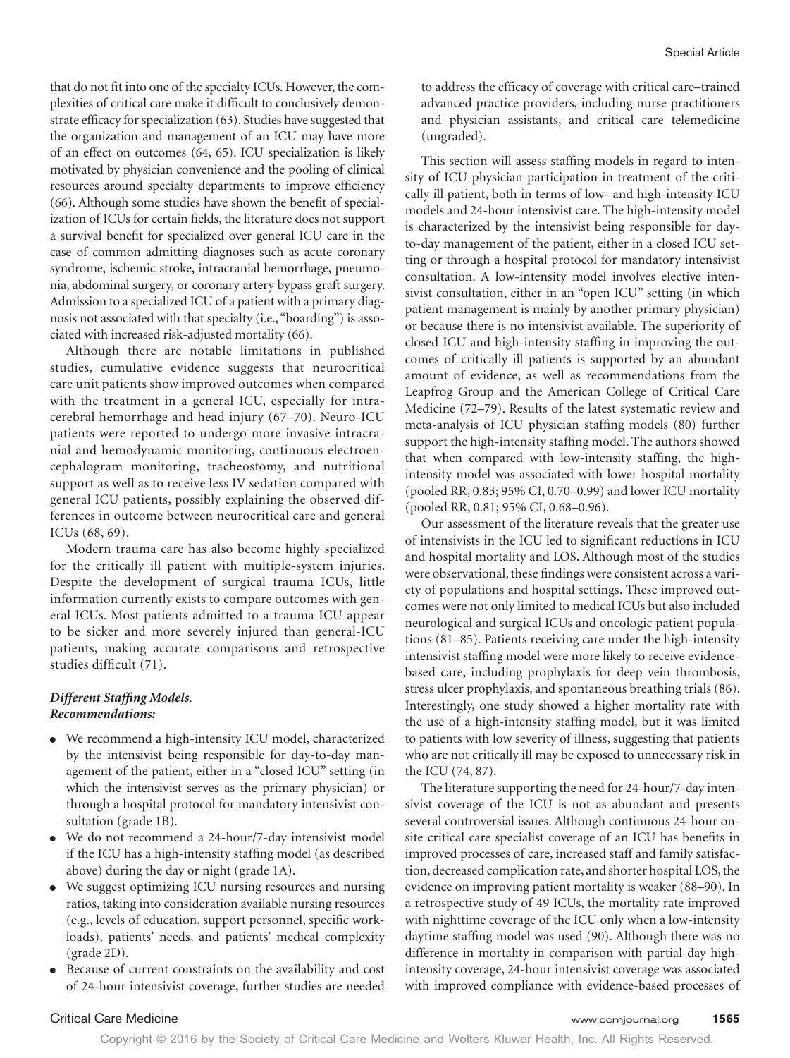that do not fit into one of the specialty ICUs. However, the complexities of critical care make it difficult to conclusively demonstrate efficacy for specialization (63). Studies have suggested that the organization and management of an ICU may have more of an effect on outcomes (64, 65). ICU specialization is likely motivated by physician convenience and the pooling of clinical resources around specialty departments to improve efficiency (66). Although some studies have shown the benefit of specialization of ICUs for certain fields, the literature does not support a survival benefit for specialized over general ICU care in the case of common admitting diagnoses such as acute coronary syndrome, ischemic stroke, intracranial hemorrhage, pneumonia, abdominal surgery, or coronary artery bypass graft surgery. Admission to a specialized ICU of a patient with a primary diagnosis not associated with that specialty (i.e., "boarding") is associated with increased risk-adjusted mortality (66).

Although there are notable limitations in published studies, cumulative evidence suggests that neurocritical care unit patients show improved outcomes when compared with the treatment in a general ICU, especially for intracerebral hemorrhage and head injury (67–70). Neuro-ICU patients were reported to undergo more invasive intracranial and hemodynamic monitoring, continuous electroencephalogram monitoring, tracheostomy, and nutritional support as well as to receive less IV sedation compared with general ICU patients, possibly explaining the observed differences in outcome between neurocritical care and general ICUs (68, 69).

Modern trauma care has also become highly specialized for the critically ill patient with multiple-system injuries. Despite the development of surgical trauma ICUs, little information currently exists to compare outcomes with general ICUs. Most patients admitted to a trauma ICU appear to be sicker and more severely injured than general-ICU patients, making accurate comparisons and retrospective studies difficult (71).

***Different Staffing Models.***
***Recommendations:***

- We recommend a high-intensity ICU model, characterized by the intensivist being responsible for day-to-day management of the patient, either in a "closed ICU" setting (in which the intensivist serves as the primary physician) or through a hospital protocol for mandatory intensivist consultation (grade 1B).
- We do not recommend a 24-hour/7-day intensivist model if the ICU has a high-intensity staffing model (as described above) during the day or night (grade 1A).
- We suggest optimizing ICU nursing resources and nursing ratios, taking into consideration available nursing resources (e.g., levels of education, support personnel, specific workloads), patients' needs, and patients' medical complexity (grade 2D).
- Because of current constraints on the availability and cost of 24-hour intensivist coverage, further studies are needed to address the efficacy of coverage with critical care–trained advanced practice providers, including nurse practitioners and physician assistants, and critical care telemedicine (ungraded).

This section will assess staffing models in regard to intensity of ICU physician participation in treatment of the critically ill patient, both in terms of low- and high-intensity ICU models and 24-hour intensivist care. The high-intensity model is characterized by the intensivist being responsible for day-to-day management of the patient, either in a closed ICU setting or through a hospital protocol for mandatory intensivist consultation. A low-intensity model involves elective intensivist consultation, either in an "open ICU" setting (in which patient management is mainly by another primary physician) or because there is no intensivist available. The superiority of closed ICU and high-intensity staffing in improving the outcomes of critically ill patients is supported by an abundant amount of evidence, as well as recommendations from the Leapfrog Group and the American College of Critical Care Medicine (72–79). Results of the latest systematic review and meta-analysis of ICU physician staffing models (80) further support the high-intensity staffing model. The authors showed that when compared with low-intensity staffing, the high-intensity model was associated with lower hospital mortality (pooled RR, 0.83; 95% CI, 0.70–0.99) and lower ICU mortality (pooled RR, 0.81; 95% CI, 0.68–0.96).

Our assessment of the literature reveals that the greater use of intensivists in the ICU led to significant reductions in ICU and hospital mortality and LOS. Although most of the studies were observational, these findings were consistent across a variety of populations and hospital settings. These improved outcomes were not only limited to medical ICUs but also included neurological and surgical ICUs and oncologic patient populations (81–85). Patients receiving care under the high-intensity intensivist staffing model were more likely to receive evidence-based care, including prophylaxis for deep vein thrombosis, stress ulcer prophylaxis, and spontaneous breathing trials (86). Interestingly, one study showed a higher mortality rate with the use of a high-intensity staffing model, but it was limited to patients with low severity of illness, suggesting that patients who are not critically ill may be exposed to unnecessary risk in the ICU (74, 87).

The literature supporting the need for 24-hour/7-day intensivist coverage of the ICU is not as abundant and presents several controversial issues. Although continuous 24-hour on-site critical care specialist coverage of an ICU has benefits in improved processes of care, increased staff and family satisfaction, decreased complication rate, and shorter hospital LOS, the evidence on improving patient mortality is weaker (88–90). In a retrospective study of 49 ICUs, the mortality rate improved with nighttime coverage of the ICU only when a low-intensity daytime staffing model was used (90). Although there was no difference in mortality in comparison with partial-day high-intensity coverage, 24-hour intensivist coverage was associated with improved compliance with evidence-based processes of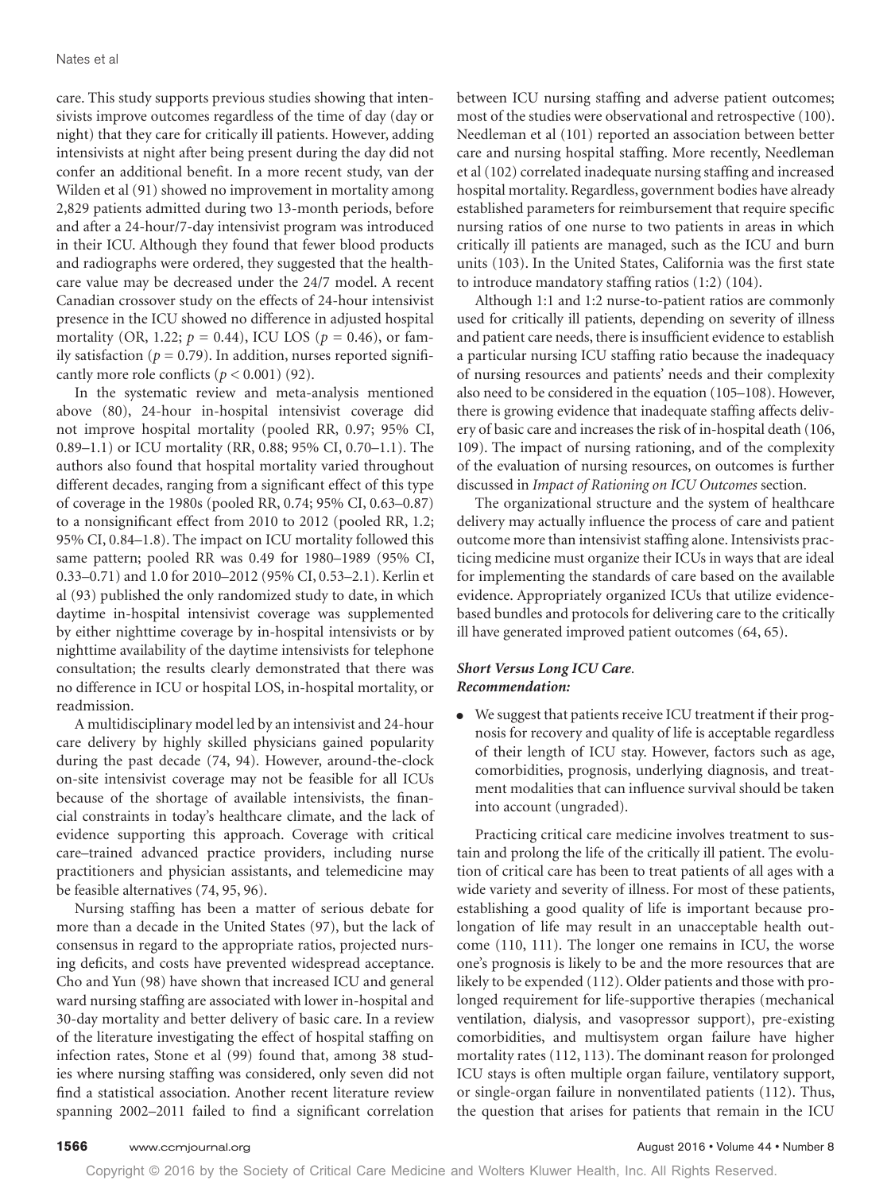care. This study supports previous studies showing that intensivists improve outcomes regardless of the time of day (day or night) that they care for critically ill patients. However, adding intensivists at night after being present during the day did not confer an additional benefit. In a more recent study, van der Wilden et al (91) showed no improvement in mortality among 2,829 patients admitted during two 13-month periods, before and after a 24-hour/7-day intensivist program was introduced in their ICU. Although they found that fewer blood products and radiographs were ordered, they suggested that the healthcare value may be decreased under the 24/7 model. A recent Canadian crossover study on the effects of 24-hour intensivist presence in the ICU showed no difference in adjusted hospital mortality (OR, 1.22; $p = 0.44$), ICU LOS ($p = 0.46$), or family satisfaction ($p = 0.79$). In addition, nurses reported significantly more role conflicts ($p < 0.001$) (92).

In the systematic review and meta-analysis mentioned above (80), 24-hour in-hospital intensivist coverage did not improve hospital mortality (pooled RR, 0.97; 95% CI, 0.89–1.1) or ICU mortality (RR, 0.88; 95% CI, 0.70–1.1). The authors also found that hospital mortality varied throughout different decades, ranging from a significant effect of this type of coverage in the 1980s (pooled RR, 0.74; 95% CI, 0.63–0.87) to a nonsignificant effect from 2010 to 2012 (pooled RR, 1.2; 95% CI, 0.84–1.8). The impact on ICU mortality followed this same pattern; pooled RR was 0.49 for 1980–1989 (95% CI, 0.33–0.71) and 1.0 for 2010–2012 (95% CI, 0.53–2.1). Kerlin et al (93) published the only randomized study to date, in which daytime in-hospital intensivist coverage was supplemented by either nighttime coverage by in-hospital intensivists or by nighttime availability of the daytime intensivists for telephone consultation; the results clearly demonstrated that there was no difference in ICU or hospital LOS, in-hospital mortality, or readmission.

A multidisciplinary model led by an intensivist and 24-hour care delivery by highly skilled physicians gained popularity during the past decade (74, 94). However, around-the-clock on-site intensivist coverage may not be feasible for all ICUs because of the shortage of available intensivists, the financial constraints in today's healthcare climate, and the lack of evidence supporting this approach. Coverage with critical care–trained advanced practice providers, including nurse practitioners and physician assistants, and telemedicine may be feasible alternatives (74, 95, 96).

Nursing staffing has been a matter of serious debate for more than a decade in the United States (97), but the lack of consensus in regard to the appropriate ratios, projected nursing deficits, and costs have prevented widespread acceptance. Cho and Yun (98) have shown that increased ICU and general ward nursing staffing are associated with lower in-hospital and 30-day mortality and better delivery of basic care. In a review of the literature investigating the effect of hospital staffing on infection rates, Stone et al (99) found that, among 38 studies where nursing staffing was considered, only seven did not find a statistical association. Another recent literature review spanning 2002–2011 failed to find a significant correlation between ICU nursing staffing and adverse patient outcomes; most of the studies were observational and retrospective (100). Needleman et al (101) reported an association between better care and nursing hospital staffing. More recently, Needleman et al (102) correlated inadequate nursing staffing and increased hospital mortality. Regardless, government bodies have already established parameters for reimbursement that require specific nursing ratios of one nurse to two patients in areas in which critically ill patients are managed, such as the ICU and burn units (103). In the United States, California was the first state to introduce mandatory staffing ratios (1:2) (104).

Although 1:1 and 1:2 nurse-to-patient ratios are commonly used for critically ill patients, depending on severity of illness and patient care needs, there is insufficient evidence to establish a particular nursing ICU staffing ratio because the inadequacy of nursing resources and patients' needs and their complexity also need to be considered in the equation (105–108). However, there is growing evidence that inadequate staffing affects delivery of basic care and increases the risk of in-hospital death (106, 109). The impact of nursing rationing, and of the complexity of the evaluation of nursing resources, on outcomes is further discussed in *Impact of Rationing on ICU Outcomes* section.

The organizational structure and the system of healthcare delivery may actually influence the process of care and patient outcome more than intensivist staffing alone. Intensivists practicing medicine must organize their ICUs in ways that are ideal for implementing the standards of care based on the available evidence. Appropriately organized ICUs that utilize evidence-based bundles and protocols for delivering care to the critically ill have generated improved patient outcomes (64, 65).

***Short Versus Long ICU Care.***
***Recommendation:***

- We suggest that patients receive ICU treatment if their prognosis for recovery and quality of life is acceptable regardless of their length of ICU stay. However, factors such as age, comorbidities, prognosis, underlying diagnosis, and treatment modalities that can influence survival should be taken into account (ungraded).

Practicing critical care medicine involves treatment to sustain and prolong the life of the critically ill patient. The evolution of critical care has been to treat patients of all ages with a wide variety and severity of illness. For most of these patients, establishing a good quality of life is important because prolongation of life may result in an unacceptable health outcome (110, 111). The longer one remains in ICU, the worse one's prognosis is likely to be and the more resources that are likely to be expended (112). Older patients and those with prolonged requirement for life-supportive therapies (mechanical ventilation, dialysis, and vasopressor support), pre-existing comorbidities, and multisystem organ failure have higher mortality rates (112, 113). The dominant reason for prolonged ICU stays is often multiple organ failure, ventilatory support, or single-organ failure in nonventilated patients (112). Thus, the question that arises for patients that remain in the ICU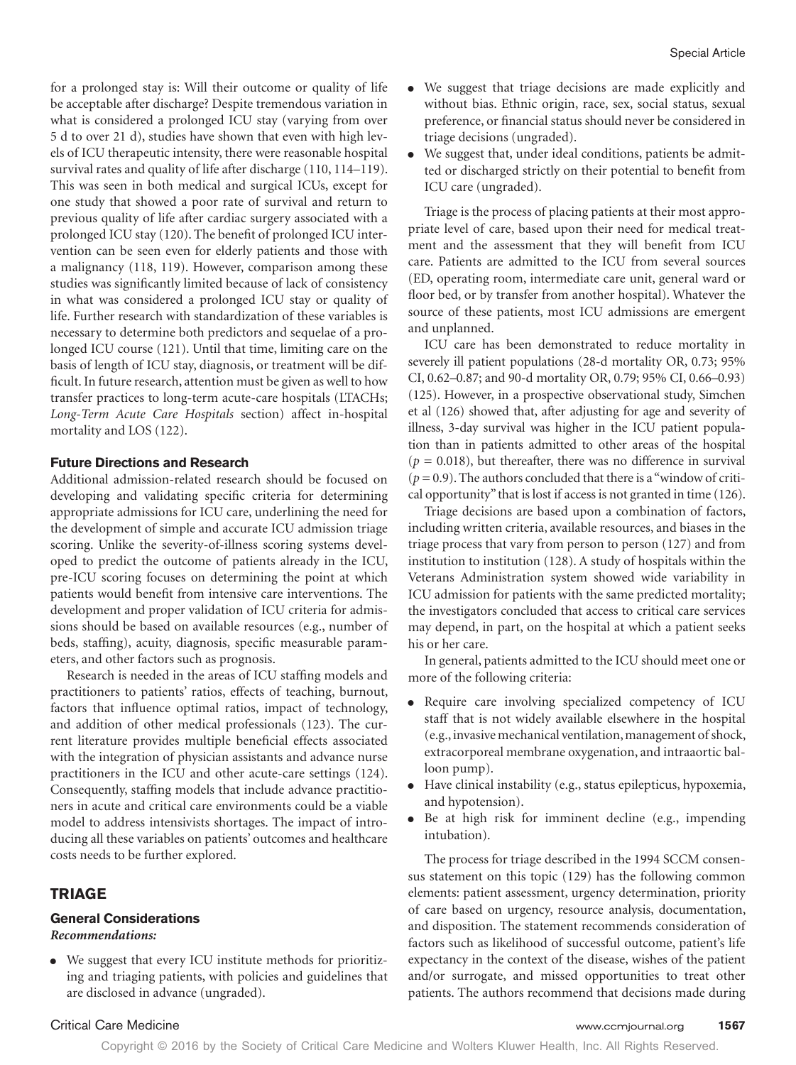for a prolonged stay is: Will their outcome or quality of life be acceptable after discharge? Despite tremendous variation in what is considered a prolonged ICU stay (varying from over 5 d to over 21 d), studies have shown that even with high levels of ICU therapeutic intensity, there were reasonable hospital survival rates and quality of life after discharge (110, 114–119). This was seen in both medical and surgical ICUs, except for one study that showed a poor rate of survival and return to previous quality of life after cardiac surgery associated with a prolonged ICU stay (120). The benefit of prolonged ICU intervention can be seen even for elderly patients and those with a malignancy (118, 119). However, comparison among these studies was significantly limited because of lack of consistency in what was considered a prolonged ICU stay or quality of life. Further research with standardization of these variables is necessary to determine both predictors and sequelae of a prolonged ICU course (121). Until that time, limiting care on the basis of length of ICU stay, diagnosis, or treatment will be difficult. In future research, attention must be given as well to how transfer practices to long-term acute-care hospitals (LTACHs; *Long-Term Acute Care Hospitals* section) affect in-hospital mortality and LOS (122).

### Future Directions and Research

Additional admission-related research should be focused on developing and validating specific criteria for determining appropriate admissions for ICU care, underlining the need for the development of simple and accurate ICU admission triage scoring. Unlike the severity-of-illness scoring systems developed to predict the outcome of patients already in the ICU, pre-ICU scoring focuses on determining the point at which patients would benefit from intensive care interventions. The development and proper validation of ICU criteria for admissions should be based on available resources (e.g., number of beds, staffing), acuity, diagnosis, specific measurable parameters, and other factors such as prognosis.

Research is needed in the areas of ICU staffing models and practitioners to patients' ratios, effects of teaching, burnout, factors that influence optimal ratios, impact of technology, and addition of other medical professionals (123). The current literature provides multiple beneficial effects associated with the integration of physician assistants and advance nurse practitioners in the ICU and other acute-care settings (124). Consequently, staffing models that include advance practitioners in acute and critical care environments could be a viable model to address intensivists shortages. The impact of introducing all these variables on patients' outcomes and healthcare costs needs to be further explored.

## TRIAGE

### General Considerations

***Recommendations:***

- We suggest that every ICU institute methods for prioritizing and triaging patients, with policies and guidelines that are disclosed in advance (ungraded).
- We suggest that triage decisions are made explicitly and without bias. Ethnic origin, race, sex, social status, sexual preference, or financial status should never be considered in triage decisions (ungraded).
- We suggest that, under ideal conditions, patients be admitted or discharged strictly on their potential to benefit from ICU care (ungraded).

Triage is the process of placing patients at their most appropriate level of care, based upon their need for medical treatment and the assessment that they will benefit from ICU care. Patients are admitted to the ICU from several sources (ED, operating room, intermediate care unit, general ward or floor bed, or by transfer from another hospital). Whatever the source of these patients, most ICU admissions are emergent and unplanned.

ICU care has been demonstrated to reduce mortality in severely ill patient populations (28-d mortality OR, 0.73; 95% CI, 0.62–0.87; and 90-d mortality OR, 0.79; 95% CI, 0.66–0.93) (125). However, in a prospective observational study, Simchen et al (126) showed that, after adjusting for age and severity of illness, 3-day survival was higher in the ICU patient population than in patients admitted to other areas of the hospital ($p = 0.018$), but thereafter, there was no difference in survival ($p = 0.9$). The authors concluded that there is a "window of critical opportunity" that is lost if access is not granted in time (126).

Triage decisions are based upon a combination of factors, including written criteria, available resources, and biases in the triage process that vary from person to person (127) and from institution to institution (128). A study of hospitals within the Veterans Administration system showed wide variability in ICU admission for patients with the same predicted mortality; the investigators concluded that access to critical care services may depend, in part, on the hospital at which a patient seeks his or her care.

In general, patients admitted to the ICU should meet one or more of the following criteria:

- Require care involving specialized competency of ICU staff that is not widely available elsewhere in the hospital (e.g., invasive mechanical ventilation, management of shock, extracorporeal membrane oxygenation, and intraaortic balloon pump).
- Have clinical instability (e.g., status epilepticus, hypoxemia, and hypotension).
- Be at high risk for imminent decline (e.g., impending intubation).

The process for triage described in the 1994 SCCM consensus statement on this topic (129) has the following common elements: patient assessment, urgency determination, priority of care based on urgency, resource analysis, documentation, and disposition. The statement recommends consideration of factors such as likelihood of successful outcome, patient's life expectancy in the context of the disease, wishes of the patient and/or surrogate, and missed opportunities to treat other patients. The authors recommend that decisions made during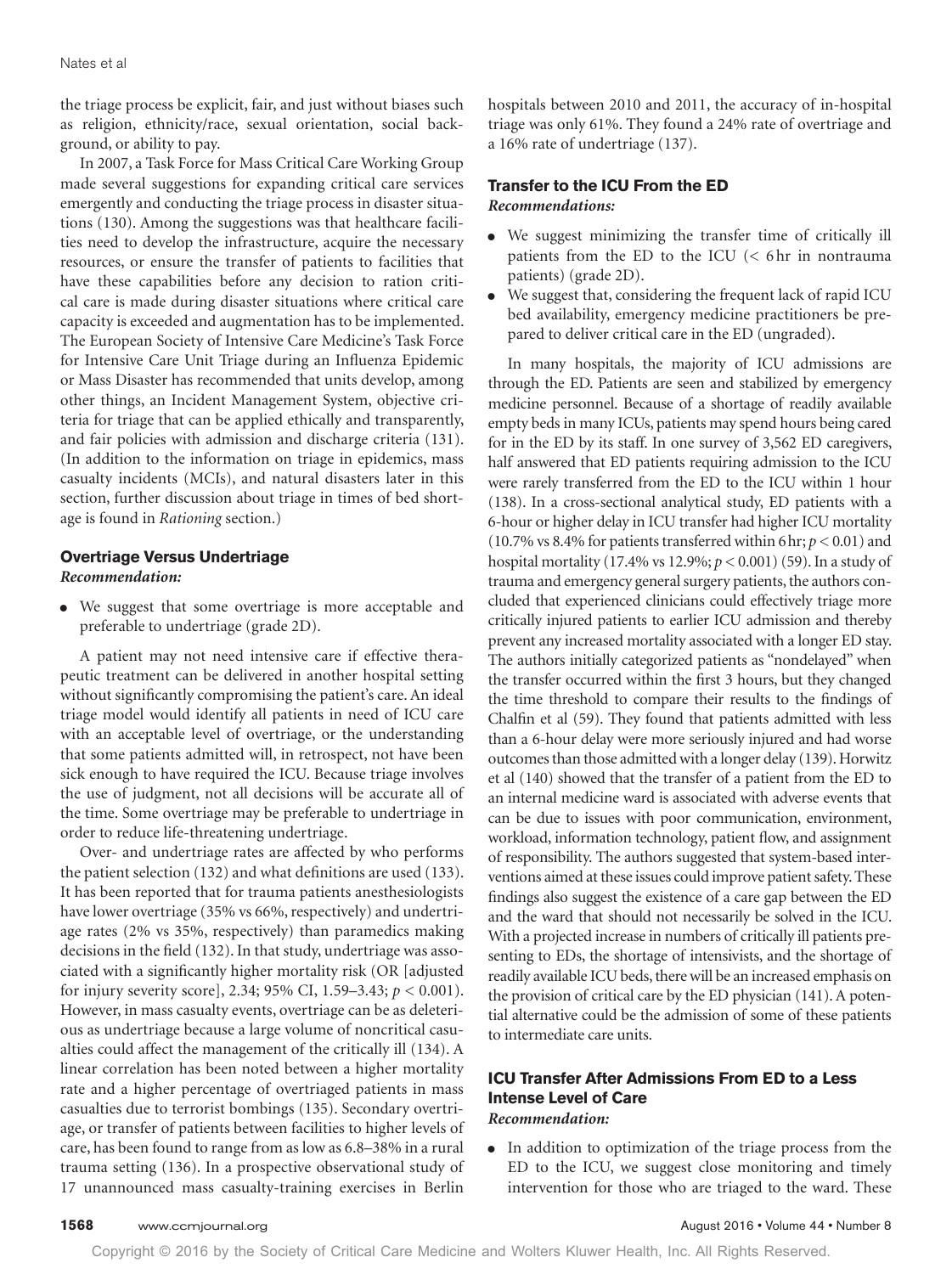the triage process be explicit, fair, and just without biases such as religion, ethnicity/race, sexual orientation, social background, or ability to pay.

In 2007, a Task Force for Mass Critical Care Working Group made several suggestions for expanding critical care services emergently and conducting the triage process in disaster situations (130). Among the suggestions was that healthcare facilities need to develop the infrastructure, acquire the necessary resources, or ensure the transfer of patients to facilities that have these capabilities before any decision to ration critical care is made during disaster situations where critical care capacity is exceeded and augmentation has to be implemented. The European Society of Intensive Care Medicine's Task Force for Intensive Care Unit Triage during an Influenza Epidemic or Mass Disaster has recommended that units develop, among other things, an Incident Management System, objective criteria for triage that can be applied ethically and transparently, and fair policies with admission and discharge criteria (131). (In addition to the information on triage in epidemics, mass casualty incidents (MCIs), and natural disasters later in this section, further discussion about triage in times of bed shortage is found in *Rationing* section.)

### Overtriage Versus Undertriage

***Recommendation:***

- We suggest that some overtriage is more acceptable and preferable to undertriage (grade 2D).

A patient may not need intensive care if effective therapeutic treatment can be delivered in another hospital setting without significantly compromising the patient's care. An ideal triage model would identify all patients in need of ICU care with an acceptable level of overtriage, or the understanding that some patients admitted will, in retrospect, not have been sick enough to have required the ICU. Because triage involves the use of judgment, not all decisions will be accurate all of the time. Some overtriage may be preferable to undertriage in order to reduce life-threatening undertriage.

Over- and undertriage rates are affected by who performs the patient selection (132) and what definitions are used (133). It has been reported that for trauma patients anesthesiologists have lower overtriage (35% vs 66%, respectively) and undertriage rates (2% vs 35%, respectively) than paramedics making decisions in the field (132). In that study, undertriage was associated with a significantly higher mortality risk (OR [adjusted for injury severity score], 2.34; 95% CI, 1.59–3.43; $p < 0.001$). However, in mass casualty events, overtriage can be as deleterious as undertriage because a large volume of noncritical casualties could affect the management of the critically ill (134). A linear correlation has been noted between a higher mortality rate and a higher percentage of overtriaged patients in mass casualties due to terrorist bombings (135). Secondary overtriage, or transfer of patients between facilities to higher levels of care, has been found to range from as low as 6.8–38% in a rural trauma setting (136). In a prospective observational study of 17 unannounced mass casualty-training exercises in Berlin hospitals between 2010 and 2011, the accuracy of in-hospital triage was only 61%. They found a 24% rate of overtriage and a 16% rate of undertriage (137).

### Transfer to the ICU From the ED

***Recommendations:***

- We suggest minimizing the transfer time of critically ill patients from the ED to the ICU (< 6 hr in nontrauma patients) (grade 2D).
- We suggest that, considering the frequent lack of rapid ICU bed availability, emergency medicine practitioners be prepared to deliver critical care in the ED (ungraded).

In many hospitals, the majority of ICU admissions are through the ED. Patients are seen and stabilized by emergency medicine personnel. Because of a shortage of readily available empty beds in many ICUs, patients may spend hours being cared for in the ED by its staff. In one survey of 3,562 ED caregivers, half answered that ED patients requiring admission to the ICU were rarely transferred from the ED to the ICU within 1 hour (138). In a cross-sectional analytical study, ED patients with a 6-hour or higher delay in ICU transfer had higher ICU mortality (10.7% vs 8.4% for patients transferred within 6 hr; $p < 0.01$) and hospital mortality (17.4% vs 12.9%; $p < 0.001$) (59). In a study of trauma and emergency general surgery patients, the authors concluded that experienced clinicians could effectively triage more critically injured patients to earlier ICU admission and thereby prevent any increased mortality associated with a longer ED stay. The authors initially categorized patients as "nondelayed" when the transfer occurred within the first 3 hours, but they changed the time threshold to compare their results to the findings of Chalfin et al (59). They found that patients admitted with less than a 6-hour delay were more seriously injured and had worse outcomes than those admitted with a longer delay (139). Horwitz et al (140) showed that the transfer of a patient from the ED to an internal medicine ward is associated with adverse events that can be due to issues with poor communication, environment, workload, information technology, patient flow, and assignment of responsibility. The authors suggested that system-based interventions aimed at these issues could improve patient safety. These findings also suggest the existence of a care gap between the ED and the ward that should not necessarily be solved in the ICU. With a projected increase in numbers of critically ill patients presenting to EDs, the shortage of intensivists, and the shortage of readily available ICU beds, there will be an increased emphasis on the provision of critical care by the ED physician (141). A potential alternative could be the admission of some of these patients to intermediate care units.

### ICU Transfer After Admissions From ED to a Less Intense Level of Care

***Recommendation:***

- In addition to optimization of the triage process from the ED to the ICU, we suggest close monitoring and timely intervention for those who are triaged to the ward. These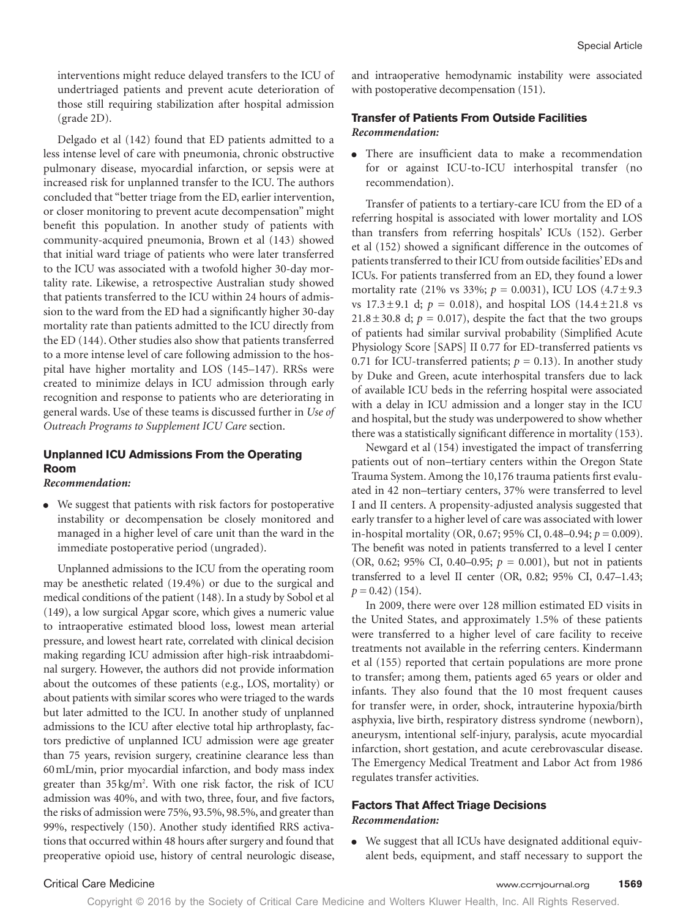interventions might reduce delayed transfers to the ICU of undertriaged patients and prevent acute deterioration of those still requiring stabilization after hospital admission (grade 2D).

Delgado et al (142) found that ED patients admitted to a less intense level of care with pneumonia, chronic obstructive pulmonary disease, myocardial infarction, or sepsis were at increased risk for unplanned transfer to the ICU. The authors concluded that "better triage from the ED, earlier intervention, or closer monitoring to prevent acute decompensation" might benefit this population. In another study of patients with community-acquired pneumonia, Brown et al (143) showed that initial ward triage of patients who were later transferred to the ICU was associated with a twofold higher 30-day mortality rate. Likewise, a retrospective Australian study showed that patients transferred to the ICU within 24 hours of admission to the ward from the ED had a significantly higher 30-day mortality rate than patients admitted to the ICU directly from the ED (144). Other studies also show that patients transferred to a more intense level of care following admission to the hospital have higher mortality and LOS (145–147). RRSs were created to minimize delays in ICU admission through early recognition and response to patients who are deteriorating in general wards. Use of these teams is discussed further in *Use of Outreach Programs to Supplement ICU Care* section.

### Unplanned ICU Admissions From the Operating Room

*Recommendation:*

- We suggest that patients with risk factors for postoperative instability or decompensation be closely monitored and managed in a higher level of care unit than the ward in the immediate postoperative period (ungraded).

Unplanned admissions to the ICU from the operating room may be anesthetic related (19.4%) or due to the surgical and medical conditions of the patient (148). In a study by Sobol et al (149), a low surgical Apgar score, which gives a numeric value to intraoperative estimated blood loss, lowest mean arterial pressure, and lowest heart rate, correlated with clinical decision making regarding ICU admission after high-risk intraabdominal surgery. However, the authors did not provide information about the outcomes of these patients (e.g., LOS, mortality) or about patients with similar scores who were triaged to the wards but later admitted to the ICU. In another study of unplanned admissions to the ICU after elective total hip arthroplasty, factors predictive of unplanned ICU admission were age greater than 75 years, revision surgery, creatinine clearance less than 60 mL/min, prior myocardial infarction, and body mass index greater than 35 kg/m$^2$. With one risk factor, the risk of ICU admission was 40%, and with two, three, four, and five factors, the risks of admission were 75%, 93.5%, 98.5%, and greater than 99%, respectively (150). Another study identified RRS activations that occurred within 48 hours after surgery and found that preoperative opioid use, history of central neurologic disease, and intraoperative hemodynamic instability were associated with postoperative decompensation (151).

### Transfer of Patients From Outside Facilities

*Recommendation:*

- There are insufficient data to make a recommendation for or against ICU-to-ICU interhospital transfer (no recommendation).

Transfer of patients to a tertiary-care ICU from the ED of a referring hospital is associated with lower mortality and LOS than transfers from referring hospitals' ICUs (152). Gerber et al (152) showed a significant difference in the outcomes of patients transferred to their ICU from outside facilities' EDs and ICUs. For patients transferred from an ED, they found a lower mortality rate (21% vs 33%; $p = 0.0031$), ICU LOS (4.7 ± 9.3 vs 17.3 ± 9.1 d; $p = 0.018$), and hospital LOS (14.4 ± 21.8 vs 21.8 ± 30.8 d; $p = 0.017$), despite the fact that the two groups of patients had similar survival probability (Simplified Acute Physiology Score [SAPS] II 0.77 for ED-transferred patients vs 0.71 for ICU-transferred patients; $p = 0.13$). In another study by Duke and Green, acute interhospital transfers due to lack of available ICU beds in the referring hospital were associated with a delay in ICU admission and a longer stay in the ICU and hospital, but the study was underpowered to show whether there was a statistically significant difference in mortality (153).

Newgard et al (154) investigated the impact of transferring patients out of non–tertiary centers within the Oregon State Trauma System. Among the 10,176 trauma patients first evaluated in 42 non–tertiary centers, 37% were transferred to level I and II centers. A propensity-adjusted analysis suggested that early transfer to a higher level of care was associated with lower in-hospital mortality (OR, 0.67; 95% CI, 0.48–0.94; $p = 0.009$). The benefit was noted in patients transferred to a level I center (OR, 0.62; 95% CI, 0.40–0.95; $p = 0.001$), but not in patients transferred to a level II center (OR, 0.82; 95% CI, 0.47–1.43; $p = 0.42$) (154).

In 2009, there were over 128 million estimated ED visits in the United States, and approximately 1.5% of these patients were transferred to a higher level of care facility to receive treatments not available in the referring centers. Kindermann et al (155) reported that certain populations are more prone to transfer; among them, patients aged 65 years or older and infants. They also found that the 10 most frequent causes for transfer were, in order, shock, intrauterine hypoxia/birth asphyxia, live birth, respiratory distress syndrome (newborn), aneurysm, intentional self-injury, paralysis, acute myocardial infarction, short gestation, and acute cerebrovascular disease. The Emergency Medical Treatment and Labor Act from 1986 regulates transfer activities.

### Factors That Affect Triage Decisions

*Recommendation:*

- We suggest that all ICUs have designated additional equivalent beds, equipment, and staff necessary to support the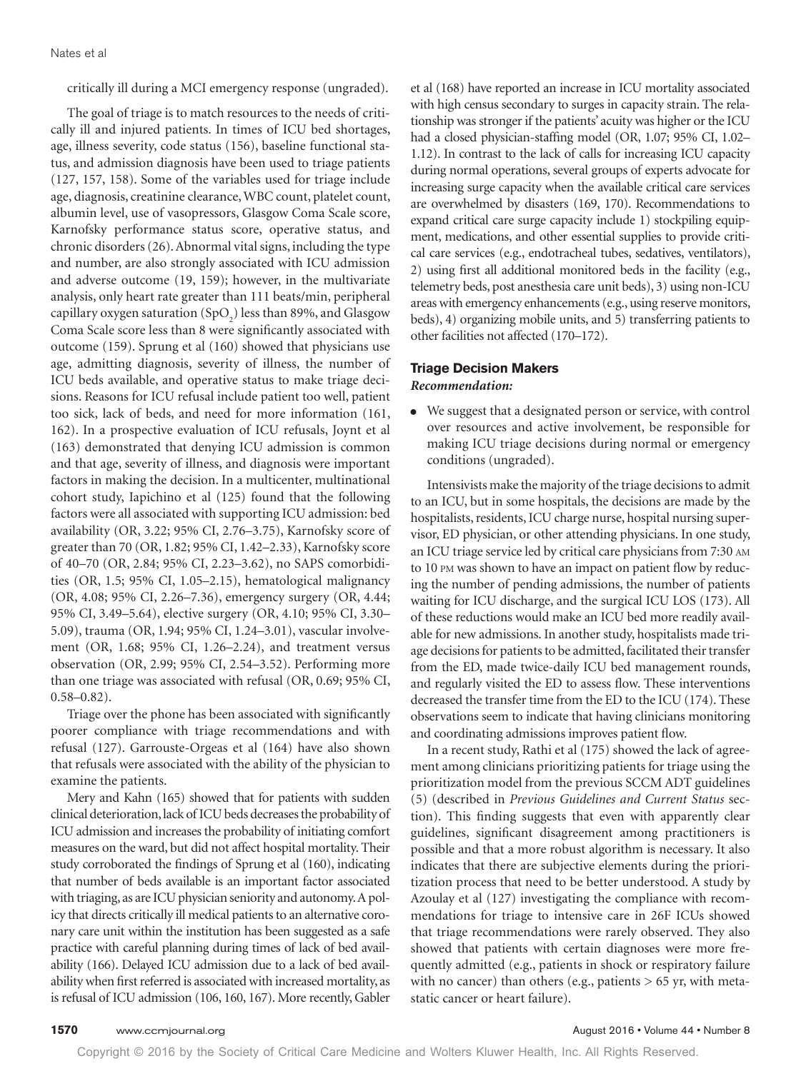critically ill during a MCI emergency response (ungraded).

The goal of triage is to match resources to the needs of critically ill and injured patients. In times of ICU bed shortages, age, illness severity, code status (156), baseline functional status, and admission diagnosis have been used to triage patients (127, 157, 158). Some of the variables used for triage include age, diagnosis, creatinine clearance, WBC count, platelet count, albumin level, use of vasopressors, Glasgow Coma Scale score, Karnofsky performance status score, operative status, and chronic disorders (26). Abnormal vital signs, including the type and number, are also strongly associated with ICU admission and adverse outcome (19, 159); however, in the multivariate analysis, only heart rate greater than 111 beats/min, peripheral capillary oxygen saturation ($SpO_2$) less than 89%, and Glasgow Coma Scale score less than 8 were significantly associated with outcome (159). Sprung et al (160) showed that physicians use age, admitting diagnosis, severity of illness, the number of ICU beds available, and operative status to make triage decisions. Reasons for ICU refusal include patient too well, patient too sick, lack of beds, and need for more information (161, 162). In a prospective evaluation of ICU refusals, Joynt et al (163) demonstrated that denying ICU admission is common and that age, severity of illness, and diagnosis were important factors in making the decision. In a multicenter, multinational cohort study, Iapichino et al (125) found that the following factors were all associated with supporting ICU admission: bed availability (OR, 3.22; 95% CI, 2.76–3.75), Karnofsky score of greater than 70 (OR, 1.82; 95% CI, 1.42–2.33), Karnofsky score of 40–70 (OR, 2.84; 95% CI, 2.23–3.62), no SAPS comorbidities (OR, 1.5; 95% CI, 1.05–2.15), hematological malignancy (OR, 4.08; 95% CI, 2.26–7.36), emergency surgery (OR, 4.44; 95% CI, 3.49–5.64), elective surgery (OR, 4.10; 95% CI, 3.30–5.09), trauma (OR, 1.94; 95% CI, 1.24–3.01), vascular involvement (OR, 1.68; 95% CI, 1.26–2.24), and treatment versus observation (OR, 2.99; 95% CI, 2.54–3.52). Performing more than one triage was associated with refusal (OR, 0.69; 95% CI, 0.58–0.82).

Triage over the phone has been associated with significantly poorer compliance with triage recommendations and with refusal (127). Garrouste-Orgeas et al (164) have also shown that refusals were associated with the ability of the physician to examine the patients.

Mery and Kahn (165) showed that for patients with sudden clinical deterioration, lack of ICU beds decreases the probability of ICU admission and increases the probability of initiating comfort measures on the ward, but did not affect hospital mortality. Their study corroborated the findings of Sprung et al (160), indicating that number of beds available is an important factor associated with triaging, as are ICU physician seniority and autonomy. A policy that directs critically ill medical patients to an alternative coronary care unit within the institution has been suggested as a safe practice with careful planning during times of lack of bed availability (166). Delayed ICU admission due to a lack of bed availability when first referred is associated with increased mortality, as is refusal of ICU admission (106, 160, 167). More recently, Gabler et al (168) have reported an increase in ICU mortality associated with high census secondary to surges in capacity strain. The relationship was stronger if the patients' acuity was higher or the ICU had a closed physician-staffing model (OR, 1.07; 95% CI, 1.02–1.12). In contrast to the lack of calls for increasing ICU capacity during normal operations, several groups of experts advocate for increasing surge capacity when the available critical care services are overwhelmed by disasters (169, 170). Recommendations to expand critical care surge capacity include 1) stockpiling equipment, medications, and other essential supplies to provide critical care services (e.g., endotracheal tubes, sedatives, ventilators), 2) using first all additional monitored beds in the facility (e.g., telemetry beds, post anesthesia care unit beds), 3) using non-ICU areas with emergency enhancements (e.g., using reserve monitors, beds), 4) organizing mobile units, and 5) transferring patients to other facilities not affected (170–172).

### Triage Decision Makers

***Recommendation:***

- We suggest that a designated person or service, with control over resources and active involvement, be responsible for making ICU triage decisions during normal or emergency conditions (ungraded).

Intensivists make the majority of the triage decisions to admit to an ICU, but in some hospitals, the decisions are made by the hospitalists, residents, ICU charge nurse, hospital nursing supervisor, ED physician, or other attending physicians. In one study, an ICU triage service led by critical care physicians from 7:30 AM to 10 PM was shown to have an impact on patient flow by reducing the number of pending admissions, the number of patients waiting for ICU discharge, and the surgical ICU LOS (173). All of these reductions would make an ICU bed more readily available for new admissions. In another study, hospitalists made triage decisions for patients to be admitted, facilitated their transfer from the ED, made twice-daily ICU bed management rounds, and regularly visited the ED to assess flow. These interventions decreased the transfer time from the ED to the ICU (174). These observations seem to indicate that having clinicians monitoring and coordinating admissions improves patient flow.

In a recent study, Rathi et al (175) showed the lack of agreement among clinicians prioritizing patients for triage using the prioritization model from the previous SCCM ADT guidelines (5) (described in *Previous Guidelines and Current Status* section). This finding suggests that even with apparently clear guidelines, significant disagreement among practitioners is possible and that a more robust algorithm is necessary. It also indicates that there are subjective elements during the prioritization process that need to be better understood. A study by Azoulay et al (127) investigating the compliance with recommendations for triage to intensive care in 26F ICUs showed that triage recommendations were rarely observed. They also showed that patients with certain diagnoses were more frequently admitted (e.g., patients in shock or respiratory failure with no cancer) than others (e.g., patients > 65 yr, with metastatic cancer or heart failure).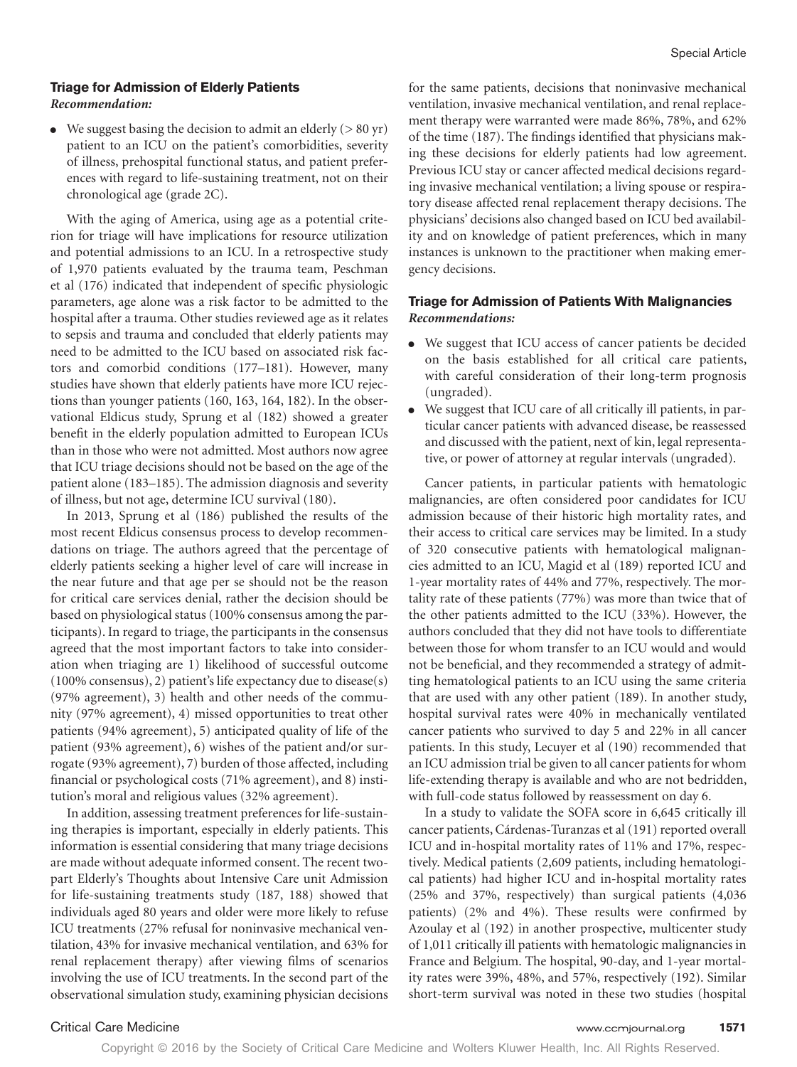### Triage for Admission of Elderly Patients

*Recommendation:*

- We suggest basing the decision to admit an elderly (> 80 yr) patient to an ICU on the patient's comorbidities, severity of illness, prehospital functional status, and patient preferences with regard to life-sustaining treatment, not on their chronological age (grade 2C).

With the aging of America, using age as a potential criterion for triage will have implications for resource utilization and potential admissions to an ICU. In a retrospective study of 1,970 patients evaluated by the trauma team, Peschman et al (176) indicated that independent of specific physiologic parameters, age alone was a risk factor to be admitted to the hospital after a trauma. Other studies reviewed age as it relates to sepsis and trauma and concluded that elderly patients may need to be admitted to the ICU based on associated risk factors and comorbid conditions (177–181). However, many studies have shown that elderly patients have more ICU rejections than younger patients (160, 163, 164, 182). In the observational Eldicus study, Sprung et al (182) showed a greater benefit in the elderly population admitted to European ICUs than in those who were not admitted. Most authors now agree that ICU triage decisions should not be based on the age of the patient alone (183–185). The admission diagnosis and severity of illness, but not age, determine ICU survival (180).

In 2013, Sprung et al (186) published the results of the most recent Eldicus consensus process to develop recommendations on triage. The authors agreed that the percentage of elderly patients seeking a higher level of care will increase in the near future and that age per se should not be the reason for critical care services denial, rather the decision should be based on physiological status (100% consensus among the participants). In regard to triage, the participants in the consensus agreed that the most important factors to take into consideration when triaging are 1) likelihood of successful outcome (100% consensus), 2) patient's life expectancy due to disease(s) (97% agreement), 3) health and other needs of the community (97% agreement), 4) missed opportunities to treat other patients (94% agreement), 5) anticipated quality of life of the patient (93% agreement), 6) wishes of the patient and/or surrogate (93% agreement), 7) burden of those affected, including financial or psychological costs (71% agreement), and 8) institution's moral and religious values (32% agreement).

In addition, assessing treatment preferences for life-sustaining therapies is important, especially in elderly patients. This information is essential considering that many triage decisions are made without adequate informed consent. The recent two-part Elderly's Thoughts about Intensive Care unit Admission for life-sustaining treatments study (187, 188) showed that individuals aged 80 years and older were more likely to refuse ICU treatments (27% refusal for noninvasive mechanical ventilation, 43% for invasive mechanical ventilation, and 63% for renal replacement therapy) after viewing films of scenarios involving the use of ICU treatments. In the second part of the observational simulation study, examining physician decisions for the same patients, decisions that noninvasive mechanical ventilation, invasive mechanical ventilation, and renal replacement therapy were warranted were made 86%, 78%, and 62% of the time (187). The findings identified that physicians making these decisions for elderly patients had low agreement. Previous ICU stay or cancer affected medical decisions regarding invasive mechanical ventilation; a living spouse or respiratory disease affected renal replacement therapy decisions. The physicians' decisions also changed based on ICU bed availability and on knowledge of patient preferences, which in many instances is unknown to the practitioner when making emergency decisions.

### Triage for Admission of Patients With Malignancies

*Recommendations:*

- We suggest that ICU access of cancer patients be decided on the basis established for all critical care patients, with careful consideration of their long-term prognosis (ungraded).
- We suggest that ICU care of all critically ill patients, in particular cancer patients with advanced disease, be reassessed and discussed with the patient, next of kin, legal representative, or power of attorney at regular intervals (ungraded).

Cancer patients, in particular patients with hematologic malignancies, are often considered poor candidates for ICU admission because of their historic high mortality rates, and their access to critical care services may be limited. In a study of 320 consecutive patients with hematological malignancies admitted to an ICU, Magid et al (189) reported ICU and 1-year mortality rates of 44% and 77%, respectively. The mortality rate of these patients (77%) was more than twice that of the other patients admitted to the ICU (33%). However, the authors concluded that they did not have tools to differentiate between those for whom transfer to an ICU would and would not be beneficial, and they recommended a strategy of admitting hematological patients to an ICU using the same criteria that are used with any other patient (189). In another study, hospital survival rates were 40% in mechanically ventilated cancer patients who survived to day 5 and 22% in all cancer patients. In this study, Lecuyer et al (190) recommended that an ICU admission trial be given to all cancer patients for whom life-extending therapy is available and who are not bedridden, with full-code status followed by reassessment on day 6.

In a study to validate the SOFA score in 6,645 critically ill cancer patients, Cárdenas-Turanzas et al (191) reported overall ICU and in-hospital mortality rates of 11% and 17%, respectively. Medical patients (2,609 patients, including hematological patients) had higher ICU and in-hospital mortality rates (25% and 37%, respectively) than surgical patients (4,036 patients) (2% and 4%). These results were confirmed by Azoulay et al (192) in another prospective, multicenter study of 1,011 critically ill patients with hematologic malignancies in France and Belgium. The hospital, 90-day, and 1-year mortality rates were 39%, 48%, and 57%, respectively (192). Similar short-term survival was noted in these two studies (hospital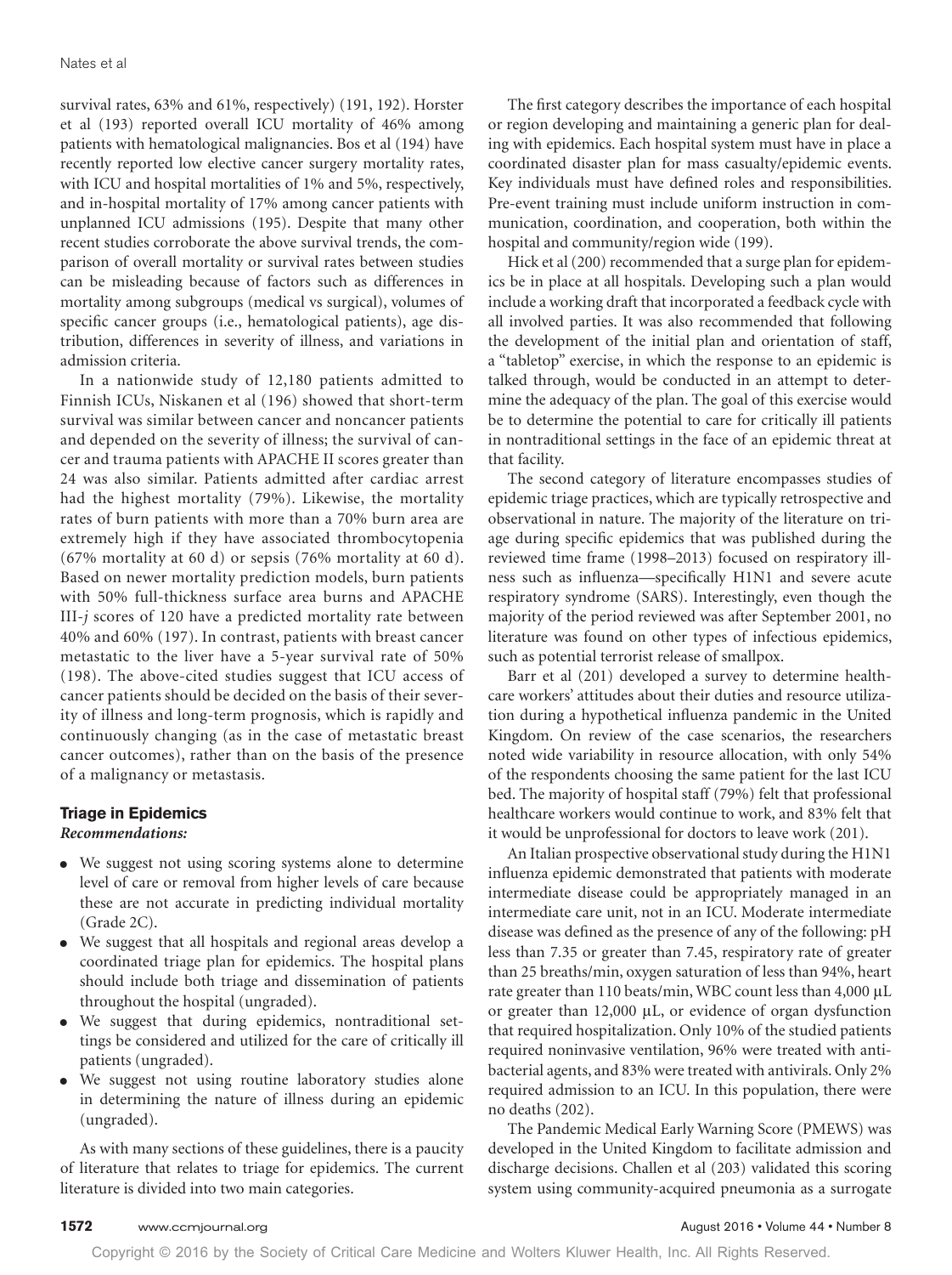survival rates, 63% and 61%, respectively) (191, 192). Horster et al (193) reported overall ICU mortality of 46% among patients with hematological malignancies. Bos et al (194) have recently reported low elective cancer surgery mortality rates, with ICU and hospital mortalities of 1% and 5%, respectively, and in-hospital mortality of 17% among cancer patients with unplanned ICU admissions (195). Despite that many other recent studies corroborate the above survival trends, the comparison of overall mortality or survival rates between studies can be misleading because of factors such as differences in mortality among subgroups (medical vs surgical), volumes of specific cancer groups (i.e., hematological patients), age distribution, differences in severity of illness, and variations in admission criteria.

In a nationwide study of 12,180 patients admitted to Finnish ICUs, Niskanen et al (196) showed that short-term survival was similar between cancer and noncancer patients and depended on the severity of illness; the survival of cancer and trauma patients with APACHE II scores greater than 24 was also similar. Patients admitted after cardiac arrest had the highest mortality (79%). Likewise, the mortality rates of burn patients with more than a 70% burn area are extremely high if they have associated thrombocytopenia (67% mortality at 60 d) or sepsis (76% mortality at 60 d). Based on newer mortality prediction models, burn patients with 50% full-thickness surface area burns and APACHE III-*j* scores of 120 have a predicted mortality rate between 40% and 60% (197). In contrast, patients with breast cancer metastatic to the liver have a 5-year survival rate of 50% (198). The above-cited studies suggest that ICU access of cancer patients should be decided on the basis of their severity of illness and long-term prognosis, which is rapidly and continuously changing (as in the case of metastatic breast cancer outcomes), rather than on the basis of the presence of a malignancy or metastasis.

### Triage in Epidemics

***Recommendations:***

- We suggest not using scoring systems alone to determine level of care or removal from higher levels of care because these are not accurate in predicting individual mortality (Grade 2C).
- We suggest that all hospitals and regional areas develop a coordinated triage plan for epidemics. The hospital plans should include both triage and dissemination of patients throughout the hospital (ungraded).
- We suggest that during epidemics, nontraditional settings be considered and utilized for the care of critically ill patients (ungraded).
- We suggest not using routine laboratory studies alone in determining the nature of illness during an epidemic (ungraded).

As with many sections of these guidelines, there is a paucity of literature that relates to triage for epidemics. The current literature is divided into two main categories.

The first category describes the importance of each hospital or region developing and maintaining a generic plan for dealing with epidemics. Each hospital system must have in place a coordinated disaster plan for mass casualty/epidemic events. Key individuals must have defined roles and responsibilities. Pre-event training must include uniform instruction in communication, coordination, and cooperation, both within the hospital and community/region wide (199).

Hick et al (200) recommended that a surge plan for epidemics be in place at all hospitals. Developing such a plan would include a working draft that incorporated a feedback cycle with all involved parties. It was also recommended that following the development of the initial plan and orientation of staff, a "tabletop" exercise, in which the response to an epidemic is talked through, would be conducted in an attempt to determine the adequacy of the plan. The goal of this exercise would be to determine the potential to care for critically ill patients in nontraditional settings in the face of an epidemic threat at that facility.

The second category of literature encompasses studies of epidemic triage practices, which are typically retrospective and observational in nature. The majority of the literature on triage during specific epidemics that was published during the reviewed time frame (1998–2013) focused on respiratory illness such as influenza—specifically H1N1 and severe acute respiratory syndrome (SARS). Interestingly, even though the majority of the period reviewed was after September 2001, no literature was found on other types of infectious epidemics, such as potential terrorist release of smallpox.

Barr et al (201) developed a survey to determine healthcare workers' attitudes about their duties and resource utilization during a hypothetical influenza pandemic in the United Kingdom. On review of the case scenarios, the researchers noted wide variability in resource allocation, with only 54% of the respondents choosing the same patient for the last ICU bed. The majority of hospital staff (79%) felt that professional healthcare workers would continue to work, and 83% felt that it would be unprofessional for doctors to leave work (201).

An Italian prospective observational study during the H1N1 influenza epidemic demonstrated that patients with moderate intermediate disease could be appropriately managed in an intermediate care unit, not in an ICU. Moderate intermediate disease was defined as the presence of any of the following: pH less than 7.35 or greater than 7.45, respiratory rate of greater than 25 breaths/min, oxygen saturation of less than 94%, heart rate greater than 110 beats/min, WBC count less than 4,000 µL or greater than 12,000 µL, or evidence of organ dysfunction that required hospitalization. Only 10% of the studied patients required noninvasive ventilation, 96% were treated with antibacterial agents, and 83% were treated with antivirals. Only 2% required admission to an ICU. In this population, there were no deaths (202).

The Pandemic Medical Early Warning Score (PMEWS) was developed in the United Kingdom to facilitate admission and discharge decisions. Challen et al (203) validated this scoring system using community-acquired pneumonia as a surrogate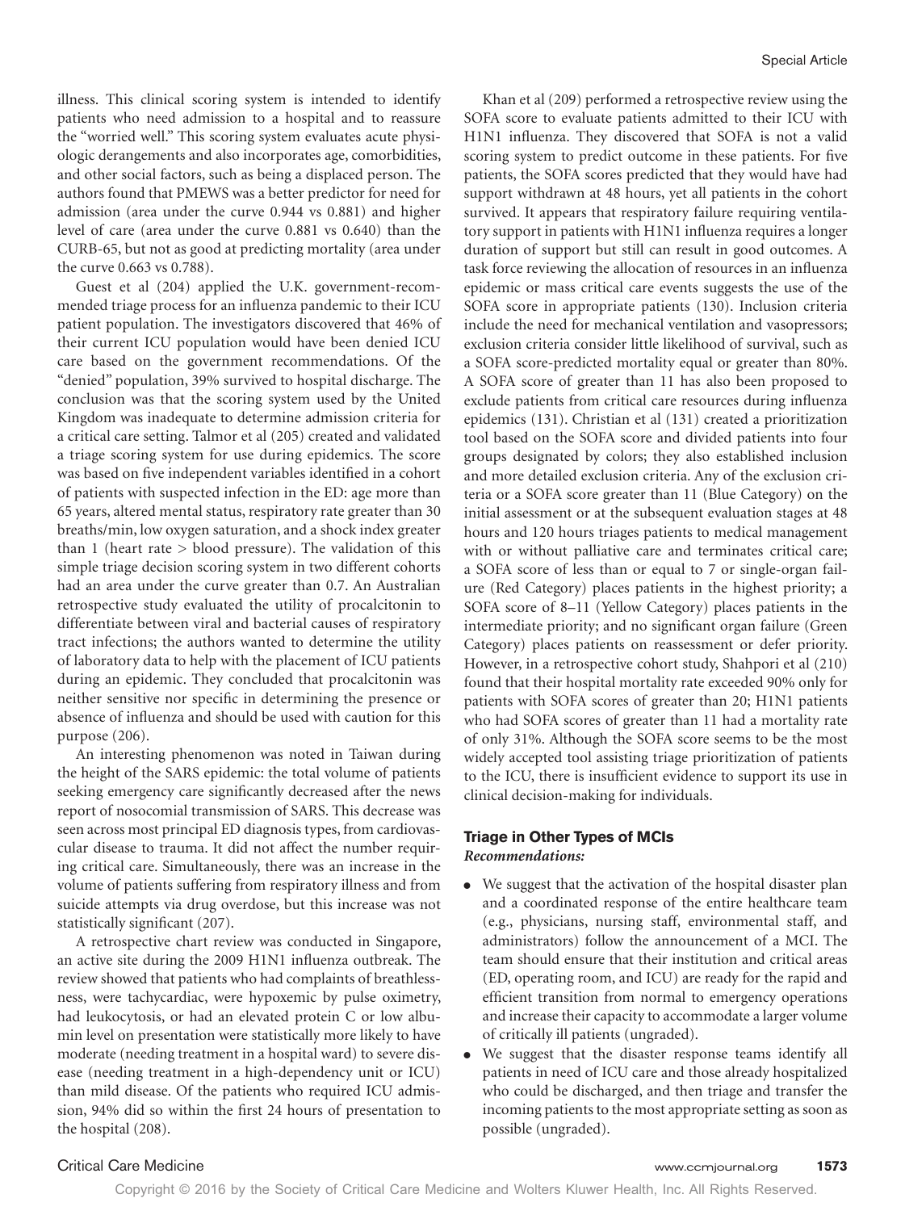illness. This clinical scoring system is intended to identify patients who need admission to a hospital and to reassure the "worried well." This scoring system evaluates acute physiologic derangements and also incorporates age, comorbidities, and other social factors, such as being a displaced person. The authors found that PMEWS was a better predictor for need for admission (area under the curve 0.944 vs 0.881) and higher level of care (area under the curve 0.881 vs 0.640) than the CURB-65, but not as good at predicting mortality (area under the curve 0.663 vs 0.788).

Guest et al (204) applied the U.K. government-recommended triage process for an influenza pandemic to their ICU patient population. The investigators discovered that 46% of their current ICU population would have been denied ICU care based on the government recommendations. Of the "denied" population, 39% survived to hospital discharge. The conclusion was that the scoring system used by the United Kingdom was inadequate to determine admission criteria for a critical care setting. Talmor et al (205) created and validated a triage scoring system for use during epidemics. The score was based on five independent variables identified in a cohort of patients with suspected infection in the ED: age more than 65 years, altered mental status, respiratory rate greater than 30 breaths/min, low oxygen saturation, and a shock index greater than 1 (heart rate > blood pressure). The validation of this simple triage decision scoring system in two different cohorts had an area under the curve greater than 0.7. An Australian retrospective study evaluated the utility of procalcitonin to differentiate between viral and bacterial causes of respiratory tract infections; the authors wanted to determine the utility of laboratory data to help with the placement of ICU patients during an epidemic. They concluded that procalcitonin was neither sensitive nor specific in determining the presence or absence of influenza and should be used with caution for this purpose (206).

An interesting phenomenon was noted in Taiwan during the height of the SARS epidemic: the total volume of patients seeking emergency care significantly decreased after the news report of nosocomial transmission of SARS. This decrease was seen across most principal ED diagnosis types, from cardiovascular disease to trauma. It did not affect the number requiring critical care. Simultaneously, there was an increase in the volume of patients suffering from respiratory illness and from suicide attempts via drug overdose, but this increase was not statistically significant (207).

A retrospective chart review was conducted in Singapore, an active site during the 2009 H1N1 influenza outbreak. The review showed that patients who had complaints of breathlessness, were tachycardiac, were hypoxemic by pulse oximetry, had leukocytosis, or had an elevated protein C or low albumin level on presentation were statistically more likely to have moderate (needing treatment in a hospital ward) to severe disease (needing treatment in a high-dependency unit or ICU) than mild disease. Of the patients who required ICU admission, 94% did so within the first 24 hours of presentation to the hospital (208).

Khan et al (209) performed a retrospective review using the SOFA score to evaluate patients admitted to their ICU with H1N1 influenza. They discovered that SOFA is not a valid scoring system to predict outcome in these patients. For five patients, the SOFA scores predicted that they would have had support withdrawn at 48 hours, yet all patients in the cohort survived. It appears that respiratory failure requiring ventilatory support in patients with H1N1 influenza requires a longer duration of support but still can result in good outcomes. A task force reviewing the allocation of resources in an influenza epidemic or mass critical care events suggests the use of the SOFA score in appropriate patients (130). Inclusion criteria include the need for mechanical ventilation and vasopressors; exclusion criteria consider little likelihood of survival, such as a SOFA score-predicted mortality equal or greater than 80%. A SOFA score of greater than 11 has also been proposed to exclude patients from critical care resources during influenza epidemics (131). Christian et al (131) created a prioritization tool based on the SOFA score and divided patients into four groups designated by colors; they also established inclusion and more detailed exclusion criteria. Any of the exclusion criteria or a SOFA score greater than 11 (Blue Category) on the initial assessment or at the subsequent evaluation stages at 48 hours and 120 hours triages patients to medical management with or without palliative care and terminates critical care; a SOFA score of less than or equal to 7 or single-organ failure (Red Category) places patients in the highest priority; a SOFA score of 8–11 (Yellow Category) places patients in the intermediate priority; and no significant organ failure (Green Category) places patients on reassessment or defer priority. However, in a retrospective cohort study, Shahpori et al (210) found that their hospital mortality rate exceeded 90% only for patients with SOFA scores of greater than 20; H1N1 patients who had SOFA scores of greater than 11 had a mortality rate of only 31%. Although the SOFA score seems to be the most widely accepted tool assisting triage prioritization of patients to the ICU, there is insufficient evidence to support its use in clinical decision-making for individuals.

## Triage in Other Types of MCIs

***Recommendations:***

- We suggest that the activation of the hospital disaster plan and a coordinated response of the entire healthcare team (e.g., physicians, nursing staff, environmental staff, and administrators) follow the announcement of a MCI. The team should ensure that their institution and critical areas (ED, operating room, and ICU) are ready for the rapid and efficient transition from normal to emergency operations and increase their capacity to accommodate a larger volume of critically ill patients (ungraded).
- We suggest that the disaster response teams identify all patients in need of ICU care and those already hospitalized who could be discharged, and then triage and transfer the incoming patients to the most appropriate setting as soon as possible (ungraded).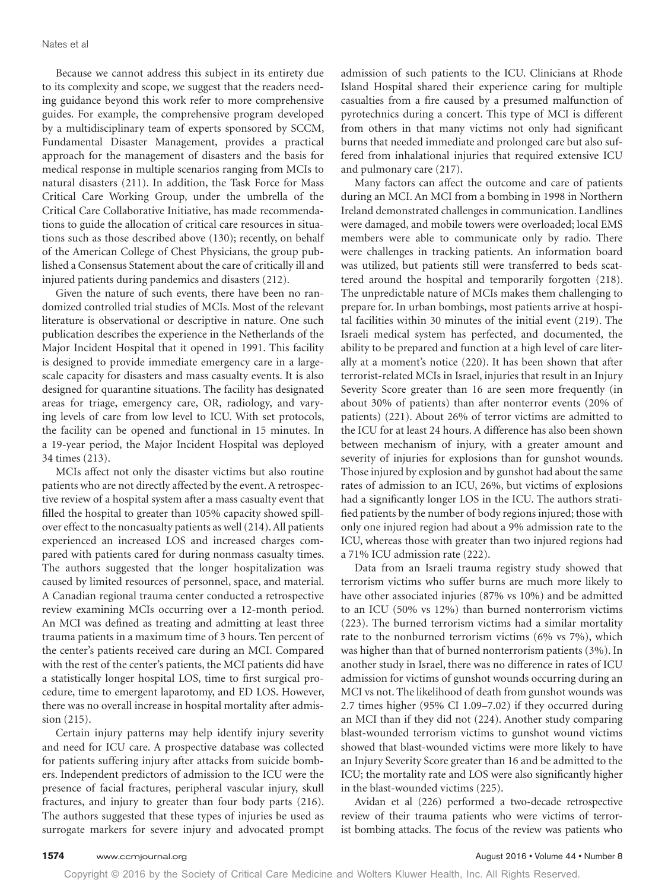Because we cannot address this subject in its entirety due to its complexity and scope, we suggest that the readers needing guidance beyond this work refer to more comprehensive guides. For example, the comprehensive program developed by a multidisciplinary team of experts sponsored by SCCM, Fundamental Disaster Management, provides a practical approach for the management of disasters and the basis for medical response in multiple scenarios ranging from MCIs to natural disasters (211). In addition, the Task Force for Mass Critical Care Working Group, under the umbrella of the Critical Care Collaborative Initiative, has made recommendations to guide the allocation of critical care resources in situations such as those described above (130); recently, on behalf of the American College of Chest Physicians, the group published a Consensus Statement about the care of critically ill and injured patients during pandemics and disasters (212).

Given the nature of such events, there have been no randomized controlled trial studies of MCIs. Most of the relevant literature is observational or descriptive in nature. One such publication describes the experience in the Netherlands of the Major Incident Hospital that it opened in 1991. This facility is designed to provide immediate emergency care in a large-scale capacity for disasters and mass casualty events. It is also designed for quarantine situations. The facility has designated areas for triage, emergency care, OR, radiology, and varying levels of care from low level to ICU. With set protocols, the facility can be opened and functional in 15 minutes. In a 19-year period, the Major Incident Hospital was deployed 34 times (213).

MCIs affect not only the disaster victims but also routine patients who are not directly affected by the event. A retrospective review of a hospital system after a mass casualty event that filled the hospital to greater than 105% capacity showed spillover effect to the noncasualty patients as well (214). All patients experienced an increased LOS and increased charges compared with patients cared for during nonmass casualty times. The authors suggested that the longer hospitalization was caused by limited resources of personnel, space, and material. A Canadian regional trauma center conducted a retrospective review examining MCIs occurring over a 12-month period. An MCI was defined as treating and admitting at least three trauma patients in a maximum time of 3 hours. Ten percent of the center's patients received care during an MCI. Compared with the rest of the center's patients, the MCI patients did have a statistically longer hospital LOS, time to first surgical procedure, time to emergent laparotomy, and ED LOS. However, there was no overall increase in hospital mortality after admission (215).

Certain injury patterns may help identify injury severity and need for ICU care. A prospective database was collected for patients suffering injury after attacks from suicide bombers. Independent predictors of admission to the ICU were the presence of facial fractures, peripheral vascular injury, skull fractures, and injury to greater than four body parts (216). The authors suggested that these types of injuries be used as surrogate markers for severe injury and advocated prompt admission of such patients to the ICU. Clinicians at Rhode Island Hospital shared their experience caring for multiple casualties from a fire caused by a presumed malfunction of pyrotechnics during a concert. This type of MCI is different from others in that many victims not only had significant burns that needed immediate and prolonged care but also suffered from inhalational injuries that required extensive ICU and pulmonary care (217).

Many factors can affect the outcome and care of patients during an MCI. An MCI from a bombing in 1998 in Northern Ireland demonstrated challenges in communication. Landlines were damaged, and mobile towers were overloaded; local EMS members were able to communicate only by radio. There were challenges in tracking patients. An information board was utilized, but patients still were transferred to beds scattered around the hospital and temporarily forgotten (218). The unpredictable nature of MCIs makes them challenging to prepare for. In urban bombings, most patients arrive at hospital facilities within 30 minutes of the initial event (219). The Israeli medical system has perfected, and documented, the ability to be prepared and function at a high level of care literally at a moment's notice (220). It has been shown that after terrorist-related MCIs in Israel, injuries that result in an Injury Severity Score greater than 16 are seen more frequently (in about 30% of patients) than after nonterror events (20% of patients) (221). About 26% of terror victims are admitted to the ICU for at least 24 hours. A difference has also been shown between mechanism of injury, with a greater amount and severity of injuries for explosions than for gunshot wounds. Those injured by explosion and by gunshot had about the same rates of admission to an ICU, 26%, but victims of explosions had a significantly longer LOS in the ICU. The authors stratified patients by the number of body regions injured; those with only one injured region had about a 9% admission rate to the ICU, whereas those with greater than two injured regions had a 71% ICU admission rate (222).

Data from an Israeli trauma registry study showed that terrorism victims who suffer burns are much more likely to have other associated injuries (87% vs 10%) and be admitted to an ICU (50% vs 12%) than burned nonterrorism victims (223). The burned terrorism victims had a similar mortality rate to the nonburned terrorism victims (6% vs 7%), which was higher than that of burned nonterrorism patients (3%). In another study in Israel, there was no difference in rates of ICU admission for victims of gunshot wounds occurring during an MCI vs not. The likelihood of death from gunshot wounds was 2.7 times higher (95% CI 1.09–7.02) if they occurred during an MCI than if they did not (224). Another study comparing blast-wounded terrorism victims to gunshot wound victims showed that blast-wounded victims were more likely to have an Injury Severity Score greater than 16 and be admitted to the ICU; the mortality rate and LOS were also significantly higher in the blast-wounded victims (225).

Avidan et al (226) performed a two-decade retrospective review of their trauma patients who were victims of terrorist bombing attacks. The focus of the review was patients who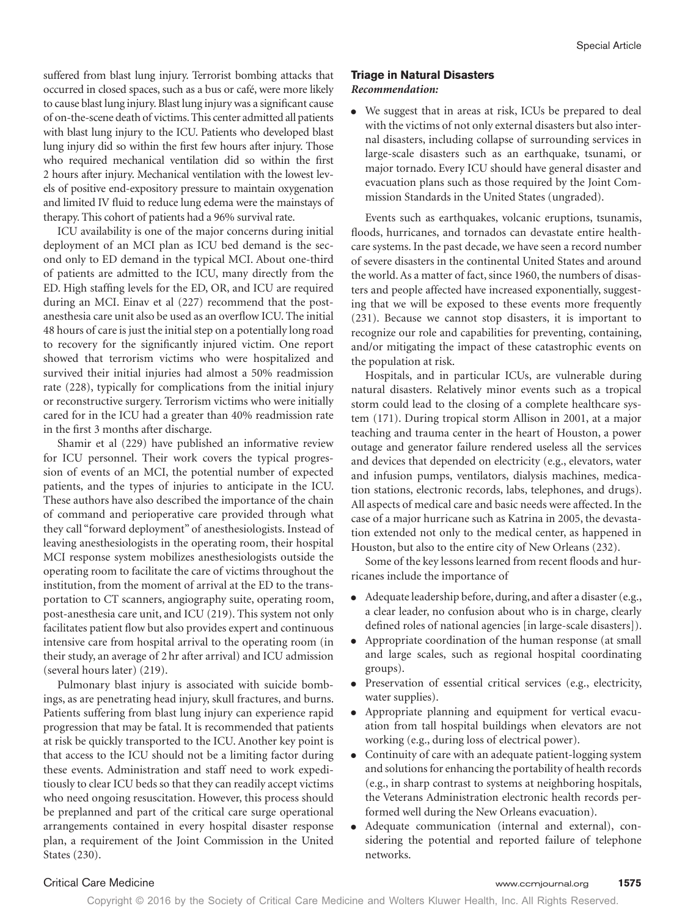suffered from blast lung injury. Terrorist bombing attacks that occurred in closed spaces, such as a bus or café, were more likely to cause blast lung injury. Blast lung injury was a significant cause of on-the-scene death of victims. This center admitted all patients with blast lung injury to the ICU. Patients who developed blast lung injury did so within the first few hours after injury. Those who required mechanical ventilation did so within the first 2 hours after injury. Mechanical ventilation with the lowest levels of positive end-expository pressure to maintain oxygenation and limited IV fluid to reduce lung edema were the mainstays of therapy. This cohort of patients had a 96% survival rate.

ICU availability is one of the major concerns during initial deployment of an MCI plan as ICU bed demand is the second only to ED demand in the typical MCI. About one-third of patients are admitted to the ICU, many directly from the ED. High staffing levels for the ED, OR, and ICU are required during an MCI. Einav et al (227) recommend that the post-anesthesia care unit also be used as an overflow ICU. The initial 48 hours of care is just the initial step on a potentially long road to recovery for the significantly injured victim. One report showed that terrorism victims who were hospitalized and survived their initial injuries had almost a 50% readmission rate (228), typically for complications from the initial injury or reconstructive surgery. Terrorism victims who were initially cared for in the ICU had a greater than 40% readmission rate in the first 3 months after discharge.

Shamir et al (229) have published an informative review for ICU personnel. Their work covers the typical progression of events of an MCI, the potential number of expected patients, and the types of injuries to anticipate in the ICU. These authors have also described the importance of the chain of command and perioperative care provided through what they call "forward deployment" of anesthesiologists. Instead of leaving anesthesiologists in the operating room, their hospital MCI response system mobilizes anesthesiologists outside the operating room to facilitate the care of victims throughout the institution, from the moment of arrival at the ED to the transportation to CT scanners, angiography suite, operating room, post-anesthesia care unit, and ICU (219). This system not only facilitates patient flow but also provides expert and continuous intensive care from hospital arrival to the operating room (in their study, an average of 2 hr after arrival) and ICU admission (several hours later) (219).

Pulmonary blast injury is associated with suicide bombings, as are penetrating head injury, skull fractures, and burns. Patients suffering from blast lung injury can experience rapid progression that may be fatal. It is recommended that patients at risk be quickly transported to the ICU. Another key point is that access to the ICU should not be a limiting factor during these events. Administration and staff need to work expeditiously to clear ICU beds so that they can readily accept victims who need ongoing resuscitation. However, this process should be preplanned and part of the critical care surge operational arrangements contained in every hospital disaster response plan, a requirement of the Joint Commission in the United States (230).

### Triage in Natural Disasters

***Recommendation:***

- We suggest that in areas at risk, ICUs be prepared to deal with the victims of not only external disasters but also internal disasters, including collapse of surrounding services in large-scale disasters such as an earthquake, tsunami, or major tornado. Every ICU should have general disaster and evacuation plans such as those required by the Joint Commission Standards in the United States (ungraded).

Events such as earthquakes, volcanic eruptions, tsunamis, floods, hurricanes, and tornados can devastate entire healthcare systems. In the past decade, we have seen a record number of severe disasters in the continental United States and around the world. As a matter of fact, since 1960, the numbers of disasters and people affected have increased exponentially, suggesting that we will be exposed to these events more frequently (231). Because we cannot stop disasters, it is important to recognize our role and capabilities for preventing, containing, and/or mitigating the impact of these catastrophic events on the population at risk.

Hospitals, and in particular ICUs, are vulnerable during natural disasters. Relatively minor events such as a tropical storm could lead to the closing of a complete healthcare system (171). During tropical storm Allison in 2001, at a major teaching and trauma center in the heart of Houston, a power outage and generator failure rendered useless all the services and devices that depended on electricity (e.g., elevators, water and infusion pumps, ventilators, dialysis machines, medication stations, electronic records, labs, telephones, and drugs). All aspects of medical care and basic needs were affected. In the case of a major hurricane such as Katrina in 2005, the devastation extended not only to the medical center, as happened in Houston, but also to the entire city of New Orleans (232).

Some of the key lessons learned from recent floods and hurricanes include the importance of

- Adequate leadership before, during, and after a disaster (e.g., a clear leader, no confusion about who is in charge, clearly defined roles of national agencies [in large-scale disasters]).
- Appropriate coordination of the human response (at small and large scales, such as regional hospital coordinating groups).
- Preservation of essential critical services (e.g., electricity, water supplies).
- Appropriate planning and equipment for vertical evacuation from tall hospital buildings when elevators are not working (e.g., during loss of electrical power).
- Continuity of care with an adequate patient-logging system and solutions for enhancing the portability of health records (e.g., in sharp contrast to systems at neighboring hospitals, the Veterans Administration electronic health records performed well during the New Orleans evacuation).
- Adequate communication (internal and external), considering the potential and reported failure of telephone networks.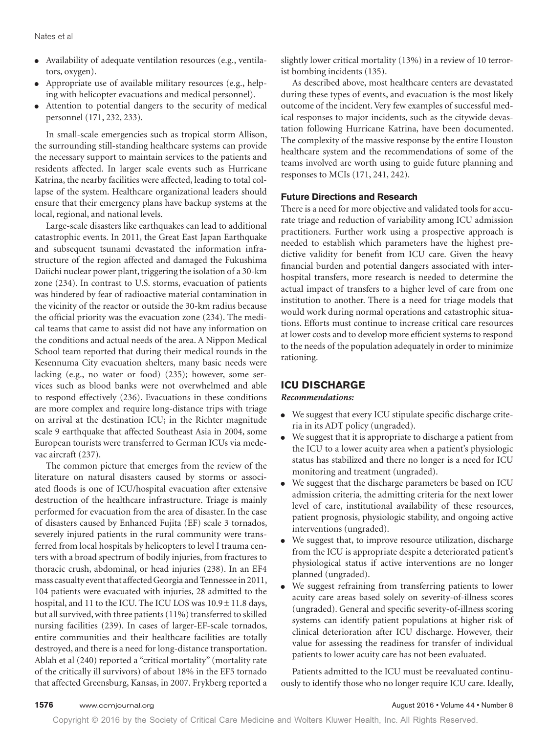- Availability of adequate ventilation resources (e.g., ventilators, oxygen).
- Appropriate use of available military resources (e.g., helping with helicopter evacuations and medical personnel).
- Attention to potential dangers to the security of medical personnel (171, 232, 233).

In small-scale emergencies such as tropical storm Allison, the surrounding still-standing healthcare systems can provide the necessary support to maintain services to the patients and residents affected. In larger scale events such as Hurricane Katrina, the nearby facilities were affected, leading to total collapse of the system. Healthcare organizational leaders should ensure that their emergency plans have backup systems at the local, regional, and national levels.

Large-scale disasters like earthquakes can lead to additional catastrophic events. In 2011, the Great East Japan Earthquake and subsequent tsunami devastated the information infrastructure of the region affected and damaged the Fukushima Daiichi nuclear power plant, triggering the isolation of a 30-km zone (234). In contrast to U.S. storms, evacuation of patients was hindered by fear of radioactive material contamination in the vicinity of the reactor or outside the 30-km radius because the official priority was the evacuation zone (234). The medical teams that came to assist did not have any information on the conditions and actual needs of the area. A Nippon Medical School team reported that during their medical rounds in the Kesennuma City evacuation shelters, many basic needs were lacking (e.g., no water or food) (235); however, some services such as blood banks were not overwhelmed and able to respond effectively (236). Evacuations in these conditions are more complex and require long-distance trips with triage on arrival at the destination ICU; in the Richter magnitude scale 9 earthquake that affected Southeast Asia in 2004, some European tourists were transferred to German ICUs via medevac aircraft (237).

The common picture that emerges from the review of the literature on natural disasters caused by storms or associated floods is one of ICU/hospital evacuation after extensive destruction of the healthcare infrastructure. Triage is mainly performed for evacuation from the area of disaster. In the case of disasters caused by Enhanced Fujita (EF) scale 3 tornados, severely injured patients in the rural community were transferred from local hospitals by helicopters to level I trauma centers with a broad spectrum of bodily injuries, from fractures to thoracic crush, abdominal, or head injuries (238). In an EF4 mass casualty event that affected Georgia and Tennessee in 2011, 104 patients were evacuated with injuries, 28 admitted to the hospital, and 11 to the ICU. The ICU LOS was $10.9 \pm 11.8$ days, but all survived, with three patients (11%) transferred to skilled nursing facilities (239). In cases of larger-EF-scale tornados, entire communities and their healthcare facilities are totally destroyed, and there is a need for long-distance transportation. Ablah et al (240) reported a "critical mortality" (mortality rate of the critically ill survivors) of about 18% in the EF5 tornado that affected Greensburg, Kansas, in 2007. Frykberg reported a slightly lower critical mortality (13%) in a review of 10 terrorist bombing incidents (135).

As described above, most healthcare centers are devastated during these types of events, and evacuation is the most likely outcome of the incident. Very few examples of successful medical responses to major incidents, such as the citywide devastation following Hurricane Katrina, have been documented. The complexity of the massive response by the entire Houston healthcare system and the recommendations of some of the teams involved are worth using to guide future planning and responses to MCIs (171, 241, 242).

### Future Directions and Research

There is a need for more objective and validated tools for accurate triage and reduction of variability among ICU admission practitioners. Further work using a prospective approach is needed to establish which parameters have the highest predictive validity for benefit from ICU care. Given the heavy financial burden and potential dangers associated with interhospital transfers, more research is needed to determine the actual impact of transfers to a higher level of care from one institution to another. There is a need for triage models that would work during normal operations and catastrophic situations. Efforts must continue to increase critical care resources at lower costs and to develop more efficient systems to respond to the needs of the population adequately in order to minimize rationing.

## ICU DISCHARGE

***Recommendations:***

- We suggest that every ICU stipulate specific discharge criteria in its ADT policy (ungraded).
- We suggest that it is appropriate to discharge a patient from the ICU to a lower acuity area when a patient's physiologic status has stabilized and there no longer is a need for ICU monitoring and treatment (ungraded).
- We suggest that the discharge parameters be based on ICU admission criteria, the admitting criteria for the next lower level of care, institutional availability of these resources, patient prognosis, physiologic stability, and ongoing active interventions (ungraded).
- We suggest that, to improve resource utilization, discharge from the ICU is appropriate despite a deteriorated patient's physiological status if active interventions are no longer planned (ungraded).
- We suggest refraining from transferring patients to lower acuity care areas based solely on severity-of-illness scores (ungraded). General and specific severity-of-illness scoring systems can identify patient populations at higher risk of clinical deterioration after ICU discharge. However, their value for assessing the readiness for transfer of individual patients to lower acuity care has not been evaluated.

Patients admitted to the ICU must be reevaluated continuously to identify those who no longer require ICU care. Ideally,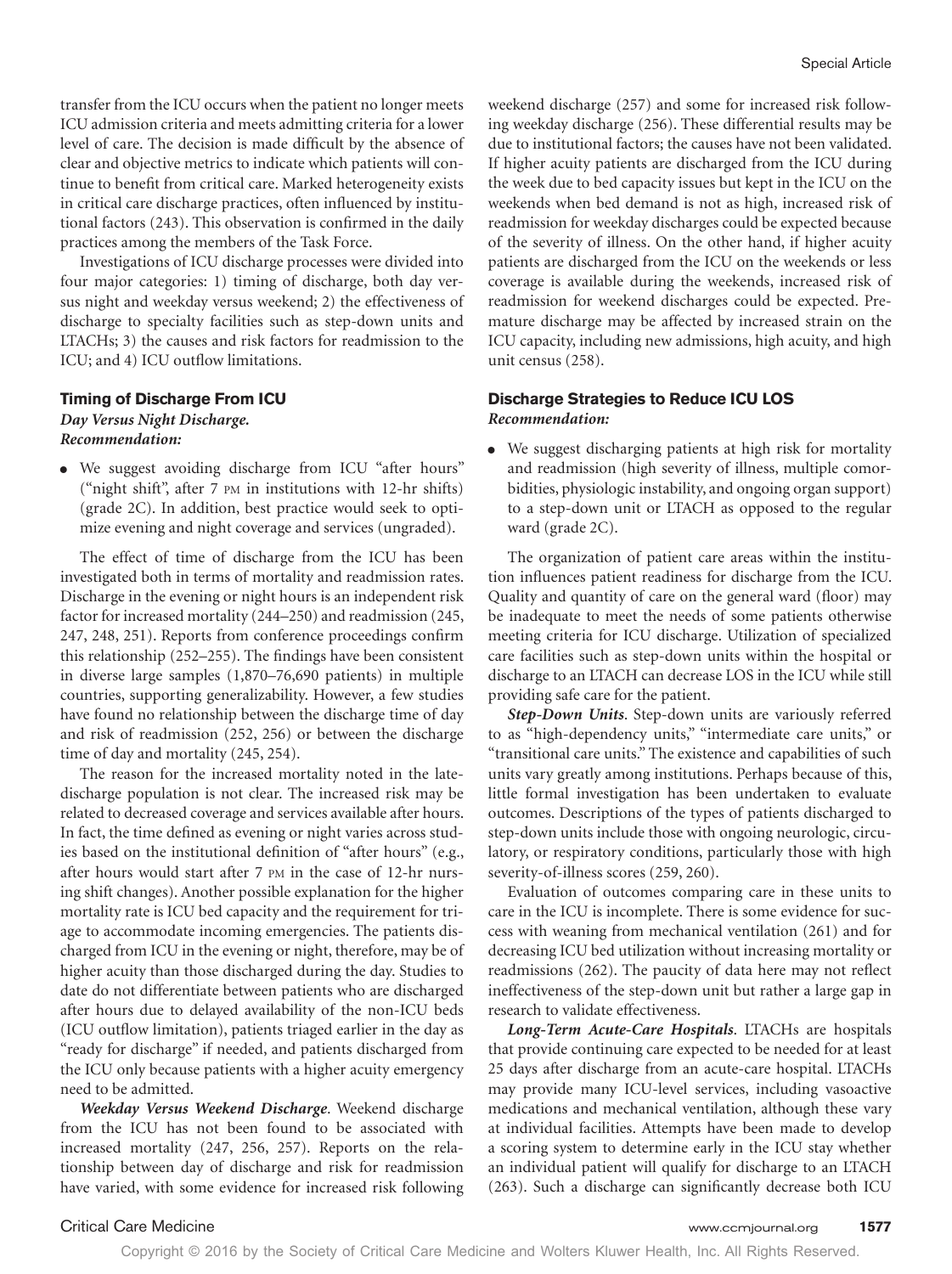transfer from the ICU occurs when the patient no longer meets ICU admission criteria and meets admitting criteria for a lower level of care. The decision is made difficult by the absence of clear and objective metrics to indicate which patients will continue to benefit from critical care. Marked heterogeneity exists in critical care discharge practices, often influenced by institutional factors (243). This observation is confirmed in the daily practices among the members of the Task Force.

Investigations of ICU discharge processes were divided into four major categories: 1) timing of discharge, both day versus night and weekday versus weekend; 2) the effectiveness of discharge to specialty facilities such as step-down units and LTACHs; 3) the causes and risk factors for readmission to the ICU; and 4) ICU outflow limitations.

### Timing of Discharge From ICU

***Day Versus Night Discharge.***
***Recommendation:***

- We suggest avoiding discharge from ICU "after hours" ("night shift", after 7 PM in institutions with 12-hr shifts) (grade 2C). In addition, best practice would seek to optimize evening and night coverage and services (ungraded).

The effect of time of discharge from the ICU has been investigated both in terms of mortality and readmission rates. Discharge in the evening or night hours is an independent risk factor for increased mortality (244–250) and readmission (245, 247, 248, 251). Reports from conference proceedings confirm this relationship (252–255). The findings have been consistent in diverse large samples (1,870–76,690 patients) in multiple countries, supporting generalizability. However, a few studies have found no relationship between the discharge time of day and risk of readmission (252, 256) or between the discharge time of day and mortality (245, 254).

The reason for the increased mortality noted in the late-discharge population is not clear. The increased risk may be related to decreased coverage and services available after hours. In fact, the time defined as evening or night varies across studies based on the institutional definition of "after hours" (e.g., after hours would start after 7 PM in the case of 12-hr nursing shift changes). Another possible explanation for the higher mortality rate is ICU bed capacity and the requirement for triage to accommodate incoming emergencies. The patients discharged from ICU in the evening or night, therefore, may be of higher acuity than those discharged during the day. Studies to date do not differentiate between patients who are discharged after hours due to delayed availability of the non-ICU beds (ICU outflow limitation), patients triaged earlier in the day as "ready for discharge" if needed, and patients discharged from the ICU only because patients with a higher acuity emergency need to be admitted.

***Weekday Versus Weekend Discharge.*** Weekend discharge from the ICU has not been found to be associated with increased mortality (247, 256, 257). Reports on the relationship between day of discharge and risk for readmission have varied, with some evidence for increased risk following weekend discharge (257) and some for increased risk following weekday discharge (256). These differential results may be due to institutional factors; the causes have not been validated. If higher acuity patients are discharged from the ICU during the week due to bed capacity issues but kept in the ICU on the weekends when bed demand is not as high, increased risk of readmission for weekday discharges could be expected because of the severity of illness. On the other hand, if higher acuity patients are discharged from the ICU on the weekends or less coverage is available during the weekends, increased risk of readmission for weekend discharges could be expected. Premature discharge may be affected by increased strain on the ICU capacity, including new admissions, high acuity, and high unit census (258).

### Discharge Strategies to Reduce ICU LOS

***Recommendation:***

- We suggest discharging patients at high risk for mortality and readmission (high severity of illness, multiple comorbidities, physiologic instability, and ongoing organ support) to a step-down unit or LTACH as opposed to the regular ward (grade 2C).

The organization of patient care areas within the institution influences patient readiness for discharge from the ICU. Quality and quantity of care on the general ward (floor) may be inadequate to meet the needs of some patients otherwise meeting criteria for ICU discharge. Utilization of specialized care facilities such as step-down units within the hospital or discharge to an LTACH can decrease LOS in the ICU while still providing safe care for the patient.

***Step-Down Units.*** Step-down units are variously referred to as "high-dependency units," "intermediate care units," or "transitional care units." The existence and capabilities of such units vary greatly among institutions. Perhaps because of this, little formal investigation has been undertaken to evaluate outcomes. Descriptions of the types of patients discharged to step-down units include those with ongoing neurologic, circulatory, or respiratory conditions, particularly those with high severity-of-illness scores (259, 260).

Evaluation of outcomes comparing care in these units to care in the ICU is incomplete. There is some evidence for success with weaning from mechanical ventilation (261) and for decreasing ICU bed utilization without increasing mortality or readmissions (262). The paucity of data here may not reflect ineffectiveness of the step-down unit but rather a large gap in research to validate effectiveness.

***Long-Term Acute-Care Hospitals.*** LTACHs are hospitals that provide continuing care expected to be needed for at least 25 days after discharge from an acute-care hospital. LTACHs may provide many ICU-level services, including vasoactive medications and mechanical ventilation, although these vary at individual facilities. Attempts have been made to develop a scoring system to determine early in the ICU stay whether an individual patient will qualify for discharge to an LTACH (263). Such a discharge can significantly decrease both ICU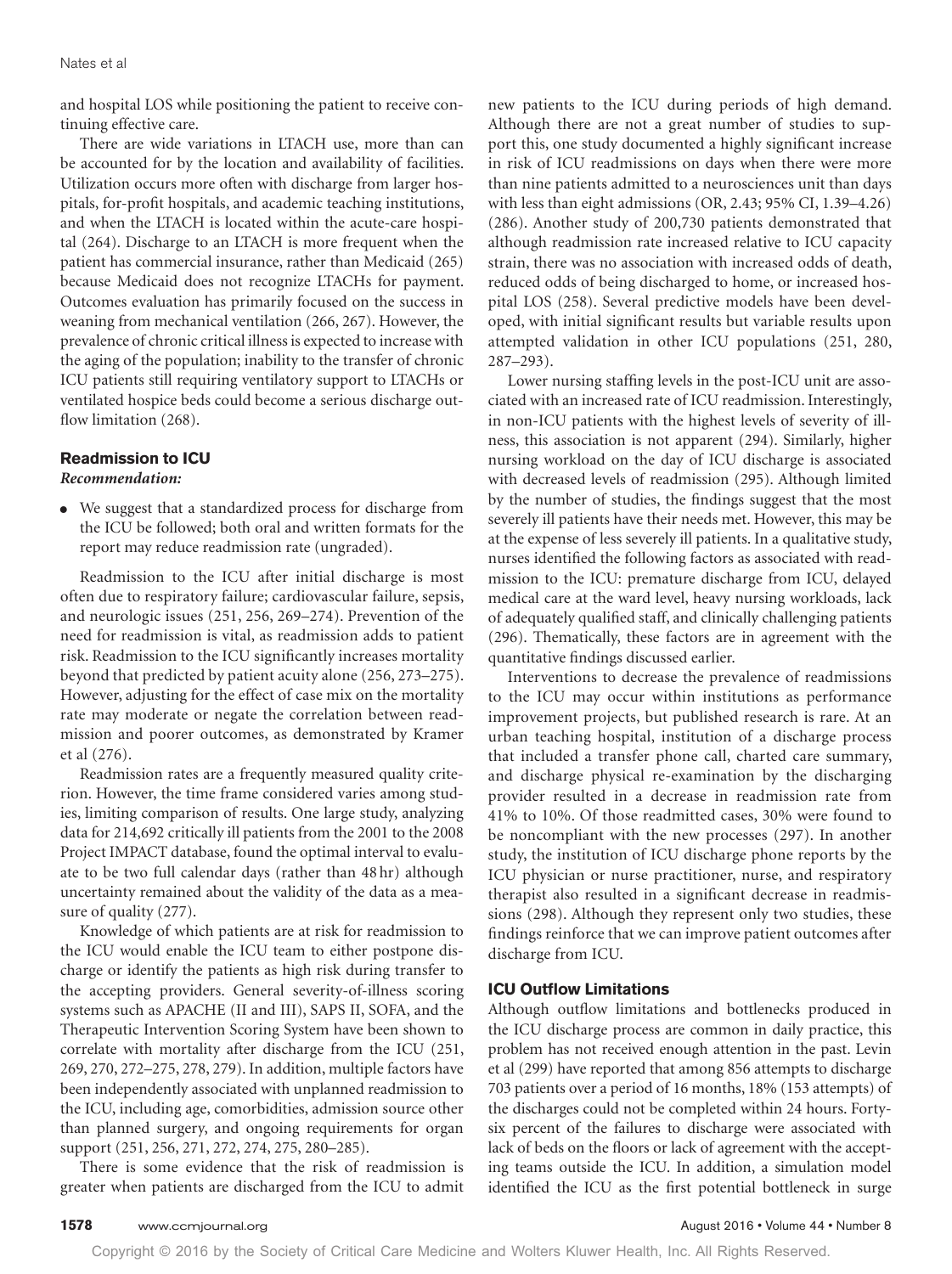and hospital LOS while positioning the patient to receive continuing effective care.

There are wide variations in LTACH use, more than can be accounted for by the location and availability of facilities. Utilization occurs more often with discharge from larger hospitals, for-profit hospitals, and academic teaching institutions, and when the LTACH is located within the acute-care hospital (264). Discharge to an LTACH is more frequent when the patient has commercial insurance, rather than Medicaid (265) because Medicaid does not recognize LTACHs for payment. Outcomes evaluation has primarily focused on the success in weaning from mechanical ventilation (266, 267). However, the prevalence of chronic critical illness is expected to increase with the aging of the population; inability to the transfer of chronic ICU patients still requiring ventilatory support to LTACHs or ventilated hospice beds could become a serious discharge outflow limitation (268).

### Readmission to ICU

***Recommendation:***

- We suggest that a standardized process for discharge from the ICU be followed; both oral and written formats for the report may reduce readmission rate (ungraded).

Readmission to the ICU after initial discharge is most often due to respiratory failure; cardiovascular failure, sepsis, and neurologic issues (251, 256, 269–274). Prevention of the need for readmission is vital, as readmission adds to patient risk. Readmission to the ICU significantly increases mortality beyond that predicted by patient acuity alone (256, 273–275). However, adjusting for the effect of case mix on the mortality rate may moderate or negate the correlation between readmission and poorer outcomes, as demonstrated by Kramer et al (276).

Readmission rates are a frequently measured quality criterion. However, the time frame considered varies among studies, limiting comparison of results. One large study, analyzing data for 214,692 critically ill patients from the 2001 to the 2008 Project IMPACT database, found the optimal interval to evaluate to be two full calendar days (rather than 48 hr) although uncertainty remained about the validity of the data as a measure of quality (277).

Knowledge of which patients are at risk for readmission to the ICU would enable the ICU team to either postpone discharge or identify the patients as high risk during transfer to the accepting providers. General severity-of-illness scoring systems such as APACHE (II and III), SAPS II, SOFA, and the Therapeutic Intervention Scoring System have been shown to correlate with mortality after discharge from the ICU (251, 269, 270, 272–275, 278, 279). In addition, multiple factors have been independently associated with unplanned readmission to the ICU, including age, comorbidities, admission source other than planned surgery, and ongoing requirements for organ support (251, 256, 271, 272, 274, 275, 280–285).

There is some evidence that the risk of readmission is greater when patients are discharged from the ICU to admit new patients to the ICU during periods of high demand. Although there are not a great number of studies to support this, one study documented a highly significant increase in risk of ICU readmissions on days when there were more than nine patients admitted to a neurosciences unit than days with less than eight admissions (OR, 2.43; 95% CI, 1.39–4.26) (286). Another study of 200,730 patients demonstrated that although readmission rate increased relative to ICU capacity strain, there was no association with increased odds of death, reduced odds of being discharged to home, or increased hospital LOS (258). Several predictive models have been developed, with initial significant results but variable results upon attempted validation in other ICU populations (251, 280, 287–293).

Lower nursing staffing levels in the post-ICU unit are associated with an increased rate of ICU readmission. Interestingly, in non-ICU patients with the highest levels of severity of illness, this association is not apparent (294). Similarly, higher nursing workload on the day of ICU discharge is associated with decreased levels of readmission (295). Although limited by the number of studies, the findings suggest that the most severely ill patients have their needs met. However, this may be at the expense of less severely ill patients. In a qualitative study, nurses identified the following factors as associated with readmission to the ICU: premature discharge from ICU, delayed medical care at the ward level, heavy nursing workloads, lack of adequately qualified staff, and clinically challenging patients (296). Thematically, these factors are in agreement with the quantitative findings discussed earlier.

Interventions to decrease the prevalence of readmissions to the ICU may occur within institutions as performance improvement projects, but published research is rare. At an urban teaching hospital, institution of a discharge process that included a transfer phone call, charted care summary, and discharge physical re-examination by the discharging provider resulted in a decrease in readmission rate from 41% to 10%. Of those readmitted cases, 30% were found to be noncompliant with the new processes (297). In another study, the institution of ICU discharge phone reports by the ICU physician or nurse practitioner, nurse, and respiratory therapist also resulted in a significant decrease in readmissions (298). Although they represent only two studies, these findings reinforce that we can improve patient outcomes after discharge from ICU.

### ICU Outflow Limitations

Although outflow limitations and bottlenecks produced in the ICU discharge process are common in daily practice, this problem has not received enough attention in the past. Levin et al (299) have reported that among 856 attempts to discharge 703 patients over a period of 16 months, 18% (153 attempts) of the discharges could not be completed within 24 hours. Forty-six percent of the failures to discharge were associated with lack of beds on the floors or lack of agreement with the accepting teams outside the ICU. In addition, a simulation model identified the ICU as the first potential bottleneck in surge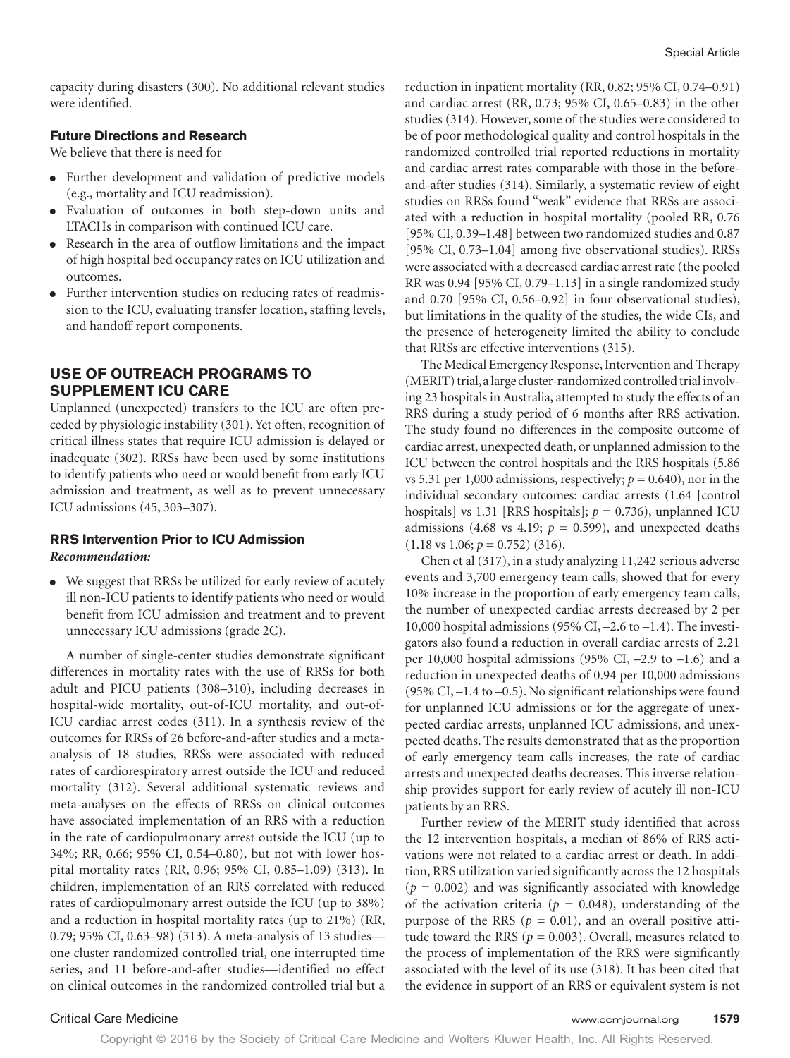capacity during disasters (300). No additional relevant studies were identified.

### Future Directions and Research

We believe that there is need for

- Further development and validation of predictive models (e.g., mortality and ICU readmission).
- Evaluation of outcomes in both step-down units and LTACHs in comparison with continued ICU care.
- Research in the area of outflow limitations and the impact of high hospital bed occupancy rates on ICU utilization and outcomes.
- Further intervention studies on reducing rates of readmission to the ICU, evaluating transfer location, staffing levels, and handoff report components.

## USE OF OUTREACH PROGRAMS TO SUPPLEMENT ICU CARE

Unplanned (unexpected) transfers to the ICU are often preceded by physiologic instability (301). Yet often, recognition of critical illness states that require ICU admission is delayed or inadequate (302). RRSs have been used by some institutions to identify patients who need or would benefit from early ICU admission and treatment, as well as to prevent unnecessary ICU admissions (45, 303–307).

### RRS Intervention Prior to ICU Admission

*Recommendation:*

- We suggest that RRSs be utilized for early review of acutely ill non-ICU patients to identify patients who need or would benefit from ICU admission and treatment and to prevent unnecessary ICU admissions (grade 2C).

A number of single-center studies demonstrate significant differences in mortality rates with the use of RRSs for both adult and PICU patients (308–310), including decreases in hospital-wide mortality, out-of-ICU mortality, and out-of-ICU cardiac arrest codes (311). In a synthesis review of the outcomes for RRSs of 26 before-and-after studies and a meta-analysis of 18 studies, RRSs were associated with reduced rates of cardiorespiratory arrest outside the ICU and reduced mortality (312). Several additional systematic reviews and meta-analyses on the effects of RRSs on clinical outcomes have associated implementation of an RRS with a reduction in the rate of cardiopulmonary arrest outside the ICU (up to 34%; RR, 0.66; 95% CI, 0.54–0.80), but not with lower hospital mortality rates (RR, 0.96; 95% CI, 0.85–1.09) (313). In children, implementation of an RRS correlated with reduced rates of cardiopulmonary arrest outside the ICU (up to 38%) and a reduction in hospital mortality rates (up to 21%) (RR, 0.79; 95% CI, 0.63–98) (313). A meta-analysis of 13 studies—one cluster randomized controlled trial, one interrupted time series, and 11 before-and-after studies—identified no effect on clinical outcomes in the randomized controlled trial but a reduction in inpatient mortality (RR, 0.82; 95% CI, 0.74–0.91) and cardiac arrest (RR, 0.73; 95% CI, 0.65–0.83) in the other studies (314). However, some of the studies were considered to be of poor methodological quality and control hospitals in the randomized controlled trial reported reductions in mortality and cardiac arrest rates comparable with those in the before-and-after studies (314). Similarly, a systematic review of eight studies on RRSs found "weak" evidence that RRSs are associated with a reduction in hospital mortality (pooled RR, 0.76 [95% CI, 0.39–1.48] between two randomized studies and 0.87 [95% CI, 0.73–1.04] among five observational studies). RRSs were associated with a decreased cardiac arrest rate (the pooled RR was 0.94 [95% CI, 0.79–1.13] in a single randomized study and 0.70 [95% CI, 0.56–0.92] in four observational studies), but limitations in the quality of the studies, the wide CIs, and the presence of heterogeneity limited the ability to conclude that RRSs are effective interventions (315).

The Medical Emergency Response, Intervention and Therapy (MERIT) trial, a large cluster-randomized controlled trial involving 23 hospitals in Australia, attempted to study the effects of an RRS during a study period of 6 months after RRS activation. The study found no differences in the composite outcome of cardiac arrest, unexpected death, or unplanned admission to the ICU between the control hospitals and the RRS hospitals (5.86 vs 5.31 per 1,000 admissions, respectively; $p = 0.640$), nor in the individual secondary outcomes: cardiac arrests (1.64 [control hospitals] vs 1.31 [RRS hospitals]; $p = 0.736$), unplanned ICU admissions (4.68 vs 4.19; $p = 0.599$), and unexpected deaths (1.18 vs 1.06; $p = 0.752$) (316).

Chen et al (317), in a study analyzing 11,242 serious adverse events and 3,700 emergency team calls, showed that for every 10% increase in the proportion of early emergency team calls, the number of unexpected cardiac arrests decreased by 2 per 10,000 hospital admissions (95% CI, –2.6 to –1.4). The investigators also found a reduction in overall cardiac arrests of 2.21 per 10,000 hospital admissions (95% CI, –2.9 to –1.6) and a reduction in unexpected deaths of 0.94 per 10,000 admissions (95% CI, –1.4 to –0.5). No significant relationships were found for unplanned ICU admissions or for the aggregate of unexpected cardiac arrests, unplanned ICU admissions, and unexpected deaths. The results demonstrated that as the proportion of early emergency team calls increases, the rate of cardiac arrests and unexpected deaths decreases. This inverse relationship provides support for early review of acutely ill non-ICU patients by an RRS.

Further review of the MERIT study identified that across the 12 intervention hospitals, a median of 86% of RRS activations were not related to a cardiac arrest or death. In addition, RRS utilization varied significantly across the 12 hospitals ($p = 0.002$) and was significantly associated with knowledge of the activation criteria ($p = 0.048$), understanding of the purpose of the RRS ($p = 0.01$), and an overall positive attitude toward the RRS ($p = 0.003$). Overall, measures related to the process of implementation of the RRS were significantly associated with the level of its use (318). It has been cited that the evidence in support of an RRS or equivalent system is not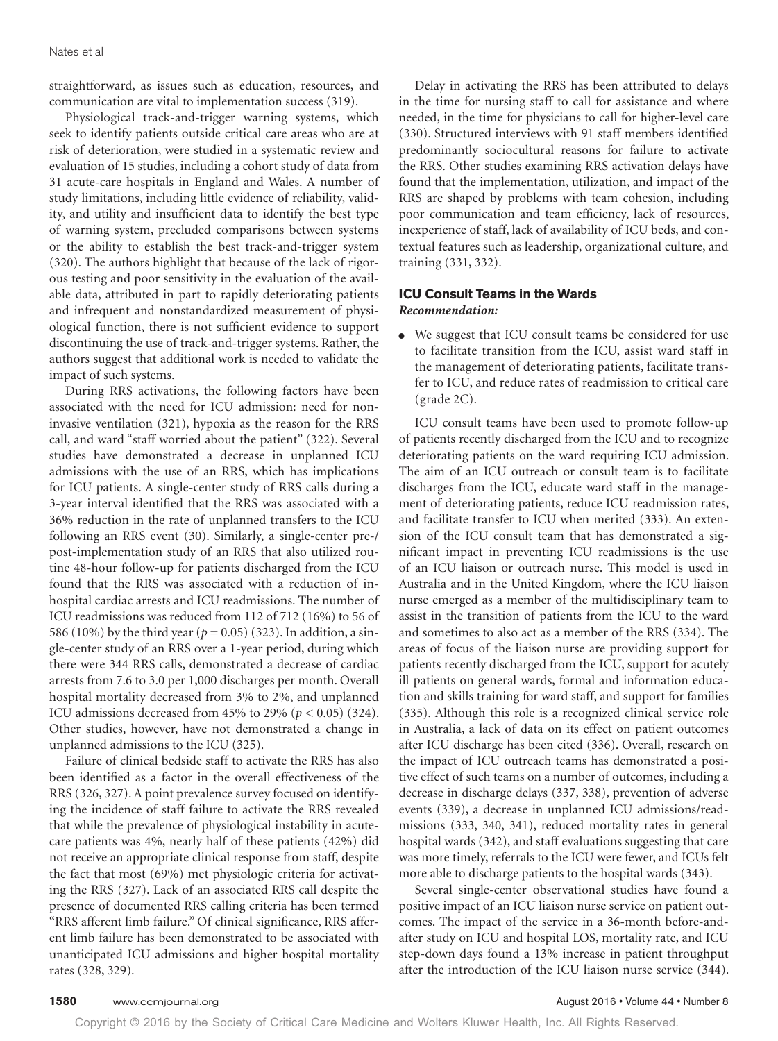straightforward, as issues such as education, resources, and communication are vital to implementation success (319).

Physiological track-and-trigger warning systems, which seek to identify patients outside critical care areas who are at risk of deterioration, were studied in a systematic review and evaluation of 15 studies, including a cohort study of data from 31 acute-care hospitals in England and Wales. A number of study limitations, including little evidence of reliability, validity, and utility and insufficient data to identify the best type of warning system, precluded comparisons between systems or the ability to establish the best track-and-trigger system (320). The authors highlight that because of the lack of rigorous testing and poor sensitivity in the evaluation of the available data, attributed in part to rapidly deteriorating patients and infrequent and nonstandardized measurement of physiological function, there is not sufficient evidence to support discontinuing the use of track-and-trigger systems. Rather, the authors suggest that additional work is needed to validate the impact of such systems.

During RRS activations, the following factors have been associated with the need for ICU admission: need for noninvasive ventilation (321), hypoxia as the reason for the RRS call, and ward "staff worried about the patient" (322). Several studies have demonstrated a decrease in unplanned ICU admissions with the use of an RRS, which has implications for ICU patients. A single-center study of RRS calls during a 3-year interval identified that the RRS was associated with a 36% reduction in the rate of unplanned transfers to the ICU following an RRS event (30). Similarly, a single-center pre-/post-implementation study of an RRS that also utilized routine 48-hour follow-up for patients discharged from the ICU found that the RRS was associated with a reduction of in-hospital cardiac arrests and ICU readmissions. The number of ICU readmissions was reduced from 112 of 712 (16%) to 56 of 586 (10%) by the third year ($p = 0.05$) (323). In addition, a single-center study of an RRS over a 1-year period, during which there were 344 RRS calls, demonstrated a decrease of cardiac arrests from 7.6 to 3.0 per 1,000 discharges per month. Overall hospital mortality decreased from 3% to 2%, and unplanned ICU admissions decreased from 45% to 29% ($p < 0.05$) (324). Other studies, however, have not demonstrated a change in unplanned admissions to the ICU (325).

Failure of clinical bedside staff to activate the RRS has also been identified as a factor in the overall effectiveness of the RRS (326, 327). A point prevalence survey focused on identifying the incidence of staff failure to activate the RRS revealed that while the prevalence of physiological instability in acute-care patients was 4%, nearly half of these patients (42%) did not receive an appropriate clinical response from staff, despite the fact that most (69%) met physiologic criteria for activating the RRS (327). Lack of an associated RRS call despite the presence of documented RRS calling criteria has been termed "RRS afferent limb failure." Of clinical significance, RRS afferent limb failure has been demonstrated to be associated with unanticipated ICU admissions and higher hospital mortality rates (328, 329).

Delay in activating the RRS has been attributed to delays in the time for nursing staff to call for assistance and where needed, in the time for physicians to call for higher-level care (330). Structured interviews with 91 staff members identified predominantly sociocultural reasons for failure to activate the RRS. Other studies examining RRS activation delays have found that the implementation, utilization, and impact of the RRS are shaped by problems with team cohesion, including poor communication and team efficiency, lack of resources, inexperience of staff, lack of availability of ICU beds, and contextual features such as leadership, organizational culture, and training (331, 332).

### ICU Consult Teams in the Wards

***Recommendation:***

- We suggest that ICU consult teams be considered for use to facilitate transition from the ICU, assist ward staff in the management of deteriorating patients, facilitate transfer to ICU, and reduce rates of readmission to critical care (grade 2C).

ICU consult teams have been used to promote follow-up of patients recently discharged from the ICU and to recognize deteriorating patients on the ward requiring ICU admission. The aim of an ICU outreach or consult team is to facilitate discharges from the ICU, educate ward staff in the management of deteriorating patients, reduce ICU readmission rates, and facilitate transfer to ICU when merited (333). An extension of the ICU consult team that has demonstrated a significant impact in preventing ICU readmissions is the use of an ICU liaison or outreach nurse. This model is used in Australia and in the United Kingdom, where the ICU liaison nurse emerged as a member of the multidisciplinary team to assist in the transition of patients from the ICU to the ward and sometimes to also act as a member of the RRS (334). The areas of focus of the liaison nurse are providing support for patients recently discharged from the ICU, support for acutely ill patients on general wards, formal and information education and skills training for ward staff, and support for families (335). Although this role is a recognized clinical service role in Australia, a lack of data on its effect on patient outcomes after ICU discharge has been cited (336). Overall, research on the impact of ICU outreach teams has demonstrated a positive effect of such teams on a number of outcomes, including a decrease in discharge delays (337, 338), prevention of adverse events (339), a decrease in unplanned ICU admissions/readmissions (333, 340, 341), reduced mortality rates in general hospital wards (342), and staff evaluations suggesting that care was more timely, referrals to the ICU were fewer, and ICUs felt more able to discharge patients to the hospital wards (343).

Several single-center observational studies have found a positive impact of an ICU liaison nurse service on patient outcomes. The impact of the service in a 36-month before-and-after study on ICU and hospital LOS, mortality rate, and ICU step-down days found a 13% increase in patient throughput after the introduction of the ICU liaison nurse service (344).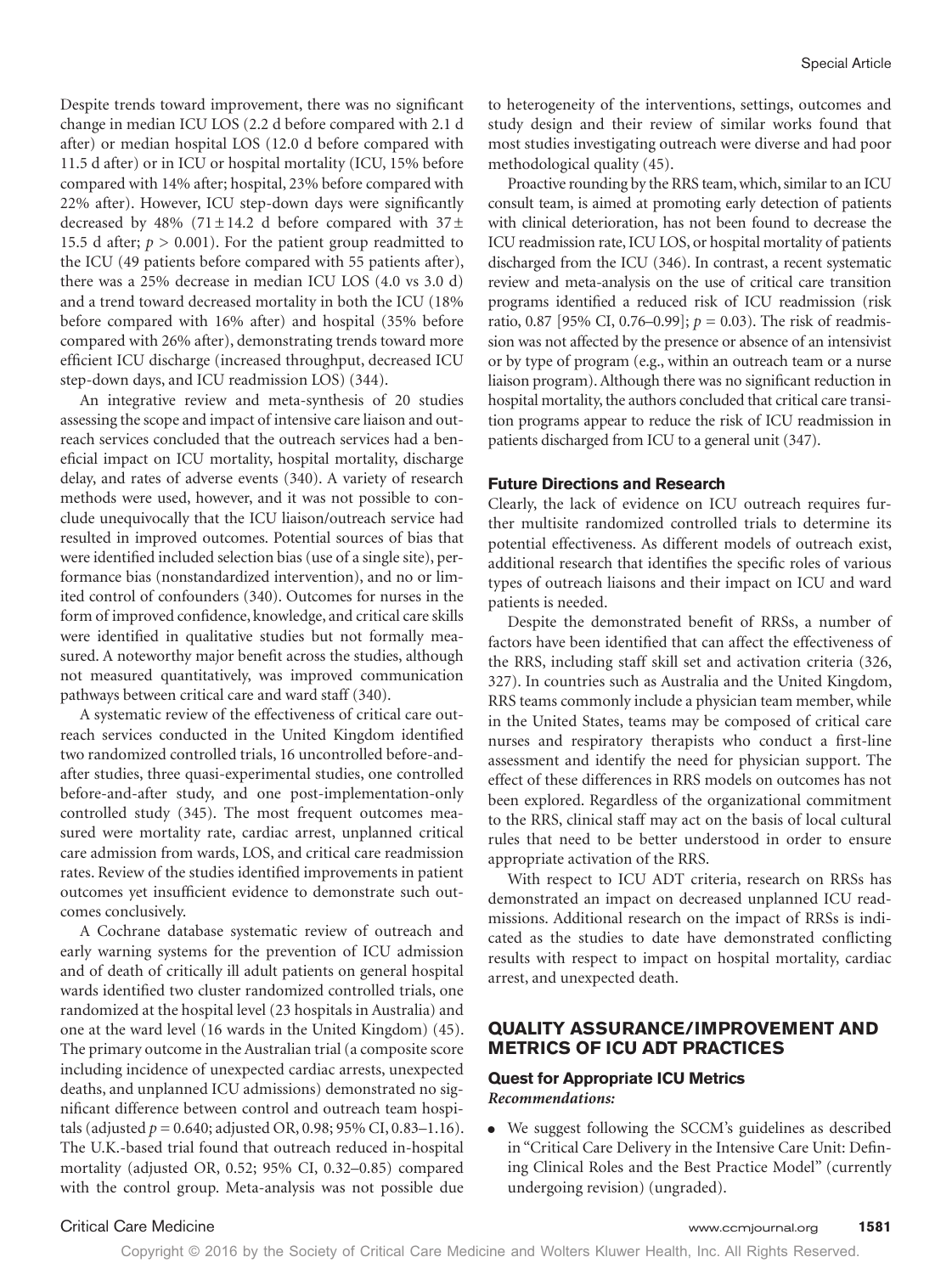Despite trends toward improvement, there was no significant change in median ICU LOS (2.2 d before compared with 2.1 d after) or median hospital LOS (12.0 d before compared with 11.5 d after) or in ICU or hospital mortality (ICU, 15% before compared with 14% after; hospital, 23% before compared with 22% after). However, ICU step-down days were significantly decreased by 48% (71 ± 14.2 d before compared with 37 ± 15.5 d after; $p > 0.001$). For the patient group readmitted to the ICU (49 patients before compared with 55 patients after), there was a 25% decrease in median ICU LOS (4.0 vs 3.0 d) and a trend toward decreased mortality in both the ICU (18% before compared with 16% after) and hospital (35% before compared with 26% after), demonstrating trends toward more efficient ICU discharge (increased throughput, decreased ICU step-down days, and ICU readmission LOS) (344).

An integrative review and meta-synthesis of 20 studies assessing the scope and impact of intensive care liaison and outreach services concluded that the outreach services had a beneficial impact on ICU mortality, hospital mortality, discharge delay, and rates of adverse events (340). A variety of research methods were used, however, and it was not possible to conclude unequivocally that the ICU liaison/outreach service had resulted in improved outcomes. Potential sources of bias that were identified included selection bias (use of a single site), performance bias (nonstandardized intervention), and no or limited control of confounders (340). Outcomes for nurses in the form of improved confidence, knowledge, and critical care skills were identified in qualitative studies but not formally measured. A noteworthy major benefit across the studies, although not measured quantitatively, was improved communication pathways between critical care and ward staff (340).

A systematic review of the effectiveness of critical care outreach services conducted in the United Kingdom identified two randomized controlled trials, 16 uncontrolled before-and-after studies, three quasi-experimental studies, one controlled before-and-after study, and one post-implementation-only controlled study (345). The most frequent outcomes measured were mortality rate, cardiac arrest, unplanned critical care admission from wards, LOS, and critical care readmission rates. Review of the studies identified improvements in patient outcomes yet insufficient evidence to demonstrate such outcomes conclusively.

A Cochrane database systematic review of outreach and early warning systems for the prevention of ICU admission and of death of critically ill adult patients on general hospital wards identified two cluster randomized controlled trials, one randomized at the hospital level (23 hospitals in Australia) and one at the ward level (16 wards in the United Kingdom) (45). The primary outcome in the Australian trial (a composite score including incidence of unexpected cardiac arrests, unexpected deaths, and unplanned ICU admissions) demonstrated no significant difference between control and outreach team hospitals (adjusted $p = 0.640$; adjusted OR, 0.98; 95% CI, 0.83–1.16). The U.K.-based trial found that outreach reduced in-hospital mortality (adjusted OR, 0.52; 95% CI, 0.32–0.85) compared with the control group. Meta-analysis was not possible due to heterogeneity of the interventions, settings, outcomes and study design and their review of similar works found that most studies investigating outreach were diverse and had poor methodological quality (45).

Proactive rounding by the RRS team, which, similar to an ICU consult team, is aimed at promoting early detection of patients with clinical deterioration, has not been found to decrease the ICU readmission rate, ICU LOS, or hospital mortality of patients discharged from the ICU (346). In contrast, a recent systematic review and meta-analysis on the use of critical care transition programs identified a reduced risk of ICU readmission (risk ratio, 0.87 [95% CI, 0.76–0.99]; $p = 0.03$). The risk of readmission was not affected by the presence or absence of an intensivist or by type of program (e.g., within an outreach team or a nurse liaison program). Although there was no significant reduction in hospital mortality, the authors concluded that critical care transition programs appear to reduce the risk of ICU readmission in patients discharged from ICU to a general unit (347).

#### Future Directions and Research

Clearly, the lack of evidence on ICU outreach requires further multisite randomized controlled trials to determine its potential effectiveness. As different models of outreach exist, additional research that identifies the specific roles of various types of outreach liaisons and their impact on ICU and ward patients is needed.

Despite the demonstrated benefit of RRSs, a number of factors have been identified that can affect the effectiveness of the RRS, including staff skill set and activation criteria (326, 327). In countries such as Australia and the United Kingdom, RRS teams commonly include a physician team member, while in the United States, teams may be composed of critical care nurses and respiratory therapists who conduct a first-line assessment and identify the need for physician support. The effect of these differences in RRS models on outcomes has not been explored. Regardless of the organizational commitment to the RRS, clinical staff may act on the basis of local cultural rules that need to be better understood in order to ensure appropriate activation of the RRS.

With respect to ICU ADT criteria, research on RRSs has demonstrated an impact on decreased unplanned ICU readmissions. Additional research on the impact of RRSs is indicated as the studies to date have demonstrated conflicting results with respect to impact on hospital mortality, cardiac arrest, and unexpected death.

## QUALITY ASSURANCE/IMPROVEMENT AND METRICS OF ICU ADT PRACTICES

### Quest for Appropriate ICU Metrics

*Recommendations:*

- We suggest following the SCCM's guidelines as described in "Critical Care Delivery in the Intensive Care Unit: Defining Clinical Roles and the Best Practice Model" (currently undergoing revision) (ungraded).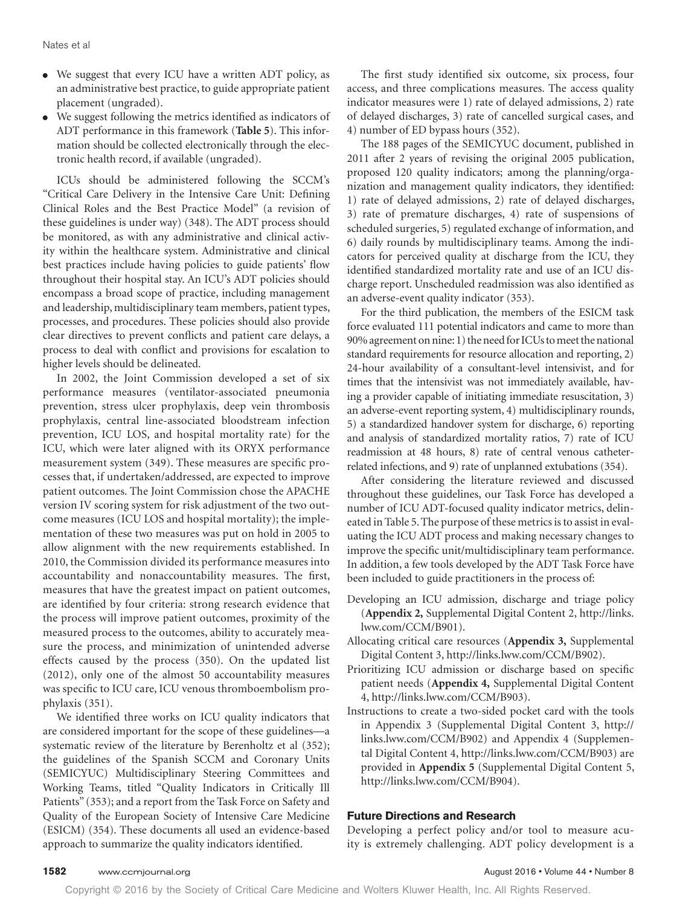- We suggest that every ICU have a written ADT policy, as an administrative best practice, to guide appropriate patient placement (ungraded).
- We suggest following the metrics identified as indicators of ADT performance in this framework (**Table 5**). This information should be collected electronically through the electronic health record, if available (ungraded).

ICUs should be administered following the SCCM's "Critical Care Delivery in the Intensive Care Unit: Defining Clinical Roles and the Best Practice Model" (a revision of these guidelines is under way) (348). The ADT process should be monitored, as with any administrative and clinical activity within the healthcare system. Administrative and clinical best practices include having policies to guide patients' flow throughout their hospital stay. An ICU's ADT policies should encompass a broad scope of practice, including management and leadership, multidisciplinary team members, patient types, processes, and procedures. These policies should also provide clear directives to prevent conflicts and patient care delays, a process to deal with conflict and provisions for escalation to higher levels should be delineated.

In 2002, the Joint Commission developed a set of six performance measures (ventilator-associated pneumonia prevention, stress ulcer prophylaxis, deep vein thrombosis prophylaxis, central line-associated bloodstream infection prevention, ICU LOS, and hospital mortality rate) for the ICU, which were later aligned with its ORYX performance measurement system (349). These measures are specific processes that, if undertaken/addressed, are expected to improve patient outcomes. The Joint Commission chose the APACHE version IV scoring system for risk adjustment of the two outcome measures (ICU LOS and hospital mortality); the implementation of these two measures was put on hold in 2005 to allow alignment with the new requirements established. In 2010, the Commission divided its performance measures into accountability and nonaccountability measures. The first, measures that have the greatest impact on patient outcomes, are identified by four criteria: strong research evidence that the process will improve patient outcomes, proximity of the measured process to the outcomes, ability to accurately measure the process, and minimization of unintended adverse effects caused by the process (350). On the updated list (2012), only one of the almost 50 accountability measures was specific to ICU care, ICU venous thromboembolism prophylaxis (351).

We identified three works on ICU quality indicators that are considered important for the scope of these guidelines—a systematic review of the literature by Berenholtz et al (352); the guidelines of the Spanish SCCM and Coronary Units (SEMICYUC) Multidisciplinary Steering Committees and Working Teams, titled "Quality Indicators in Critically Ill Patients" (353); and a report from the Task Force on Safety and Quality of the European Society of Intensive Care Medicine (ESICM) (354). These documents all used an evidence-based approach to summarize the quality indicators identified.

The first study identified six outcome, six process, four access, and three complications measures. The access quality indicator measures were 1) rate of delayed admissions, 2) rate of delayed discharges, 3) rate of cancelled surgical cases, and 4) number of ED bypass hours (352).

The 188 pages of the SEMICYUC document, published in 2011 after 2 years of revising the original 2005 publication, proposed 120 quality indicators; among the planning/organization and management quality indicators, they identified: 1) rate of delayed admissions, 2) rate of delayed discharges, 3) rate of premature discharges, 4) rate of suspensions of scheduled surgeries, 5) regulated exchange of information, and 6) daily rounds by multidisciplinary teams. Among the indicators for perceived quality at discharge from the ICU, they identified standardized mortality rate and use of an ICU discharge report. Unscheduled readmission was also identified as an adverse-event quality indicator (353).

For the third publication, the members of the ESICM task force evaluated 111 potential indicators and came to more than 90% agreement on nine: 1) the need for ICUs to meet the national standard requirements for resource allocation and reporting, 2) 24-hour availability of a consultant-level intensivist, and for times that the intensivist was not immediately available, having a provider capable of initiating immediate resuscitation, 3) an adverse-event reporting system, 4) multidisciplinary rounds, 5) a standardized handover system for discharge, 6) reporting and analysis of standardized mortality ratios, 7) rate of ICU readmission at 48 hours, 8) rate of central venous catheter-related infections, and 9) rate of unplanned extubations (354).

After considering the literature reviewed and discussed throughout these guidelines, our Task Force has developed a number of ICU ADT-focused quality indicator metrics, delineated in Table 5. The purpose of these metrics is to assist in evaluating the ICU ADT process and making necessary changes to improve the specific unit/multidisciplinary team performance. In addition, a few tools developed by the ADT Task Force have been included to guide practitioners in the process of:

Developing an ICU admission, discharge and triage policy (**Appendix 2,** Supplemental Digital Content 2, http://links.lww.com/CCM/B901).

Allocating critical care resources (**Appendix 3,** Supplemental Digital Content 3, http://links.lww.com/CCM/B902).

Prioritizing ICU admission or discharge based on specific patient needs (**Appendix 4,** Supplemental Digital Content 4, http://links.lww.com/CCM/B903).

Instructions to create a two-sided pocket card with the tools in Appendix 3 (Supplemental Digital Content 3, http://links.lww.com/CCM/B902) and Appendix 4 (Supplemental Digital Content 4, http://links.lww.com/CCM/B903) are provided in **Appendix 5** (Supplemental Digital Content 5, http://links.lww.com/CCM/B904).

## Future Directions and Research

Developing a perfect policy and/or tool to measure acuity is extremely challenging. ADT policy development is a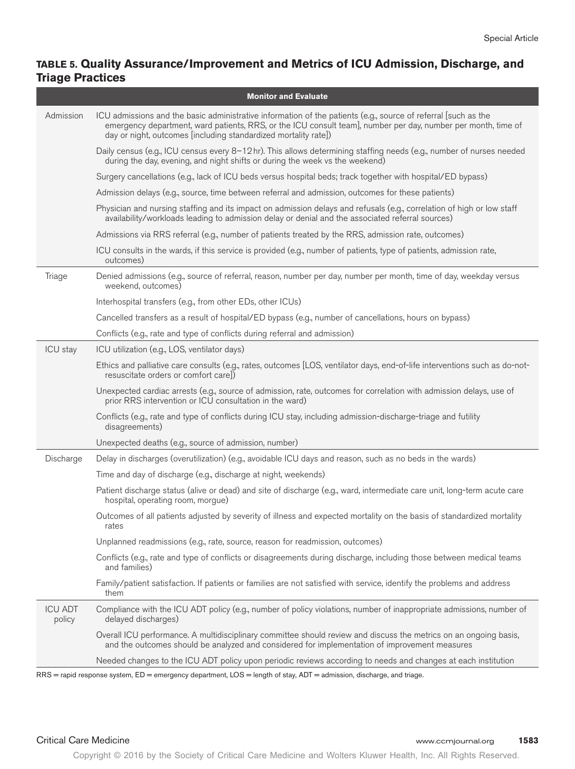**TABLE 5. Quality Assurance/Improvement and Metrics of ICU Admission, Discharge, and Triage Practices**

| | Monitor and Evaluate |
|---|---|
| Admission | ICU admissions and the basic administrative information of the patients (e.g., source of referral [such as the emergency department, ward patients, RRS, or the ICU consult team], number per day, number per month, time of day or night, outcomes [including standardized mortality rate]) |
| | Daily census (e.g., ICU census every 8–12 hr). This allows determining staffing needs (e.g., number of nurses needed during the day, evening, and night shifts or during the week vs the weekend) |
| | Surgery cancellations (e.g., lack of ICU beds versus hospital beds; track together with hospital/ED bypass) |
| | Admission delays (e.g., source, time between referral and admission, outcomes for these patients) |
| | Physician and nursing staffing and its impact on admission delays and refusals (e.g., correlation of high or low staff availability/workloads leading to admission delay or denial and the associated referral sources) |
| | Admissions via RRS referral (e.g., number of patients treated by the RRS, admission rate, outcomes) |
| | ICU consults in the wards, if this service is provided (e.g., number of patients, type of patients, admission rate, outcomes) |
| Triage | Denied admissions (e.g., source of referral, reason, number per day, number per month, time of day, weekday versus weekend, outcomes) |
| | Interhospital transfers (e.g., from other EDs, other ICUs) |
| | Cancelled transfers as a result of hospital/ED bypass (e.g., number of cancellations, hours on bypass) |
| | Conflicts (e.g., rate and type of conflicts during referral and admission) |
| ICU stay | ICU utilization (e.g., LOS, ventilator days) |
| | Ethics and palliative care consults (e.g., rates, outcomes [LOS, ventilator days, end-of-life interventions such as do-not-resuscitate orders or comfort care]) |
| | Unexpected cardiac arrests (e.g., source of admission, rate, outcomes for correlation with admission delays, use of prior RRS intervention or ICU consultation in the ward) |
| | Conflicts (e.g., rate and type of conflicts during ICU stay, including admission-discharge-triage and futility disagreements) |
| | Unexpected deaths (e.g., source of admission, number) |
| Discharge | Delay in discharges (overutilization) (e.g., avoidable ICU days and reason, such as no beds in the wards) |
| | Time and day of discharge (e.g., discharge at night, weekends) |
| | Patient discharge status (alive or dead) and site of discharge (e.g., ward, intermediate care unit, long-term acute care hospital, operating room, morgue) |
| | Outcomes of all patients adjusted by severity of illness and expected mortality on the basis of standardized mortality rates |
| | Unplanned readmissions (e.g., rate, source, reason for readmission, outcomes) |
| | Conflicts (e.g., rate and type of conflicts or disagreements during discharge, including those between medical teams and families) |
| | Family/patient satisfaction. If patients or families are not satisfied with service, identify the problems and address them |
| ICU ADT policy | Compliance with the ICU ADT policy (e.g., number of policy violations, number of inappropriate admissions, number of delayed discharges) |
| | Overall ICU performance. A multidisciplinary committee should review and discuss the metrics on an ongoing basis, and the outcomes should be analyzed and considered for implementation of improvement measures |
| | Needed changes to the ICU ADT policy upon periodic reviews according to needs and changes at each institution |

RRS = rapid response system, ED = emergency department, LOS = length of stay, ADT = admission, discharge, and triage.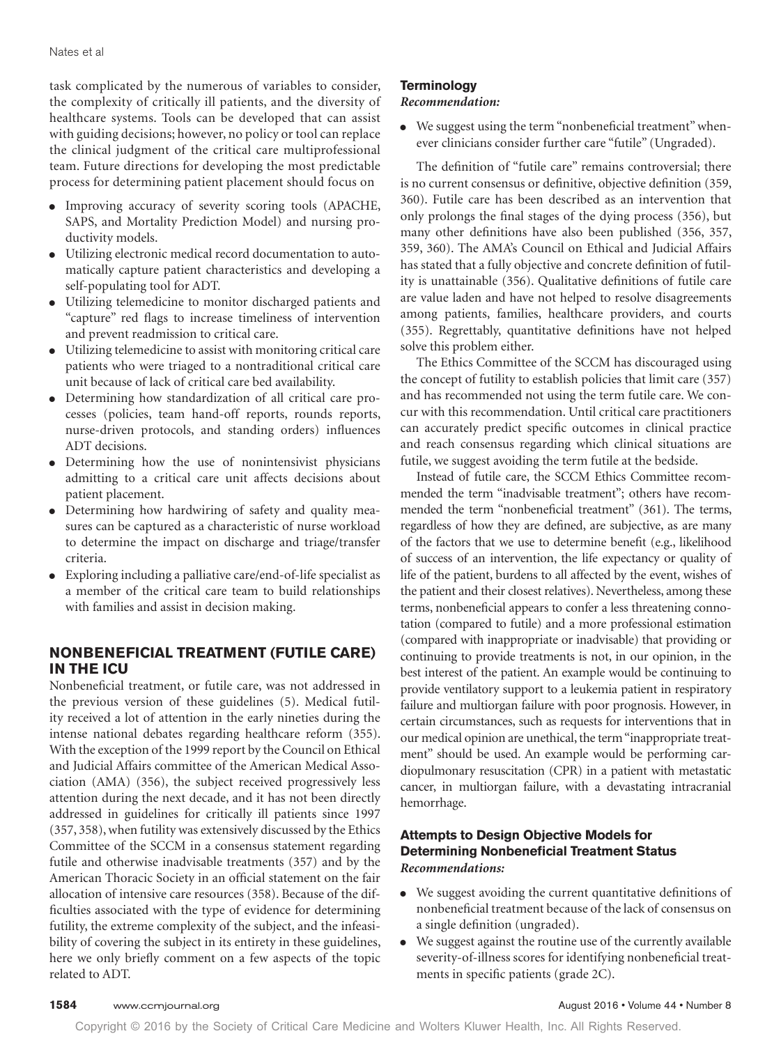task complicated by the numerous of variables to consider, the complexity of critically ill patients, and the diversity of healthcare systems. Tools can be developed that can assist with guiding decisions; however, no policy or tool can replace the clinical judgment of the critical care multiprofessional team. Future directions for developing the most predictable process for determining patient placement should focus on

- Improving accuracy of severity scoring tools (APACHE, SAPS, and Mortality Prediction Model) and nursing productivity models.
- Utilizing electronic medical record documentation to automatically capture patient characteristics and developing a self-populating tool for ADT.
- Utilizing telemedicine to monitor discharged patients and "capture" red flags to increase timeliness of intervention and prevent readmission to critical care.
- Utilizing telemedicine to assist with monitoring critical care patients who were triaged to a nontraditional critical care unit because of lack of critical care bed availability.
- Determining how standardization of all critical care processes (policies, team hand-off reports, rounds reports, nurse-driven protocols, and standing orders) influences ADT decisions.
- Determining how the use of nonintensivist physicians admitting to a critical care unit affects decisions about patient placement.
- Determining how hardwiring of safety and quality measures can be captured as a characteristic of nurse workload to determine the impact on discharge and triage/transfer criteria.
- Exploring including a palliative care/end-of-life specialist as a member of the critical care team to build relationships with families and assist in decision making.

## NONBENEFICIAL TREATMENT (FUTILE CARE) IN THE ICU

Nonbeneficial treatment, or futile care, was not addressed in the previous version of these guidelines (5). Medical futility received a lot of attention in the early nineties during the intense national debates regarding healthcare reform (355). With the exception of the 1999 report by the Council on Ethical and Judicial Affairs committee of the American Medical Association (AMA) (356), the subject received progressively less attention during the next decade, and it has not been directly addressed in guidelines for critically ill patients since 1997 (357, 358), when futility was extensively discussed by the Ethics Committee of the SCCM in a consensus statement regarding futile and otherwise inadvisable treatments (357) and by the American Thoracic Society in an official statement on the fair allocation of intensive care resources (358). Because of the difficulties associated with the type of evidence for determining futility, the extreme complexity of the subject, and the infeasibility of covering the subject in its entirety in these guidelines, here we only briefly comment on a few aspects of the topic related to ADT.

### Terminology

***Recommendation:***

- We suggest using the term "nonbeneficial treatment" whenever clinicians consider further care "futile" (Ungraded).

The definition of "futile care" remains controversial; there is no current consensus or definitive, objective definition (359, 360). Futile care has been described as an intervention that only prolongs the final stages of the dying process (356), but many other definitions have also been published (356, 357, 359, 360). The AMA's Council on Ethical and Judicial Affairs has stated that a fully objective and concrete definition of futility is unattainable (356). Qualitative definitions of futile care are value laden and have not helped to resolve disagreements among patients, families, healthcare providers, and courts (355). Regrettably, quantitative definitions have not helped solve this problem either.

The Ethics Committee of the SCCM has discouraged using the concept of futility to establish policies that limit care (357) and has recommended not using the term futile care. We concur with this recommendation. Until critical care practitioners can accurately predict specific outcomes in clinical practice and reach consensus regarding which clinical situations are futile, we suggest avoiding the term futile at the bedside.

Instead of futile care, the SCCM Ethics Committee recommended the term "inadvisable treatment"; others have recommended the term "nonbeneficial treatment" (361). The terms, regardless of how they are defined, are subjective, as are many of the factors that we use to determine benefit (e.g., likelihood of success of an intervention, the life expectancy or quality of life of the patient, burdens to all affected by the event, wishes of the patient and their closest relatives). Nevertheless, among these terms, nonbeneficial appears to confer a less threatening connotation (compared to futile) and a more professional estimation (compared with inappropriate or inadvisable) that providing or continuing to provide treatments is not, in our opinion, in the best interest of the patient. An example would be continuing to provide ventilatory support to a leukemia patient in respiratory failure and multiorgan failure with poor prognosis. However, in certain circumstances, such as requests for interventions that in our medical opinion are unethical, the term "inappropriate treatment" should be used. An example would be performing cardiopulmonary resuscitation (CPR) in a patient with metastatic cancer, in multiorgan failure, with a devastating intracranial hemorrhage.

### Attempts to Design Objective Models for Determining Nonbeneficial Treatment Status

***Recommendations:***

- We suggest avoiding the current quantitative definitions of nonbeneficial treatment because of the lack of consensus on a single definition (ungraded).
- We suggest against the routine use of the currently available severity-of-illness scores for identifying nonbeneficial treatments in specific patients (grade 2C).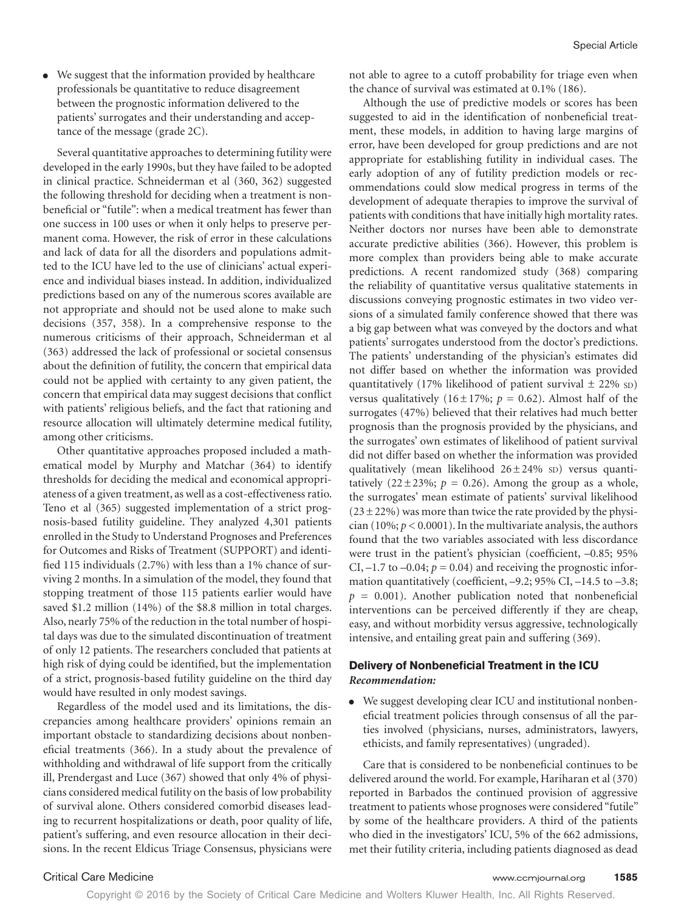- We suggest that the information provided by healthcare professionals be quantitative to reduce disagreement between the prognostic information delivered to the patients' surrogates and their understanding and acceptance of the message (grade 2C).

Several quantitative approaches to determining futility were developed in the early 1990s, but they have failed to be adopted in clinical practice. Schneiderman et al (360, 362) suggested the following threshold for deciding when a treatment is nonbeneficial or "futile": when a medical treatment has fewer than one success in 100 uses or when it only helps to preserve permanent coma. However, the risk of error in these calculations and lack of data for all the disorders and populations admitted to the ICU have led to the use of clinicians' actual experience and individual biases instead. In addition, individualized predictions based on any of the numerous scores available are not appropriate and should not be used alone to make such decisions (357, 358). In a comprehensive response to the numerous criticisms of their approach, Schneiderman et al (363) addressed the lack of professional or societal consensus about the definition of futility, the concern that empirical data could not be applied with certainty to any given patient, the concern that empirical data may suggest decisions that conflict with patients' religious beliefs, and the fact that rationing and resource allocation will ultimately determine medical futility, among other criticisms.

Other quantitative approaches proposed included a mathematical model by Murphy and Matchar (364) to identify thresholds for deciding the medical and economical appropriateness of a given treatment, as well as a cost-effectiveness ratio. Teno et al (365) suggested implementation of a strict prognosis-based futility guideline. They analyzed 4,301 patients enrolled in the Study to Understand Prognoses and Preferences for Outcomes and Risks of Treatment (SUPPORT) and identified 115 individuals (2.7%) with less than a 1% chance of surviving 2 months. In a simulation of the model, they found that stopping treatment of those 115 patients earlier would have saved \$1.2 million (14%) of the \$8.8 million in total charges. Also, nearly 75% of the reduction in the total number of hospital days was due to the simulated discontinuation of treatment of only 12 patients. The researchers concluded that patients at high risk of dying could be identified, but the implementation of a strict, prognosis-based futility guideline on the third day would have resulted in only modest savings.

Regardless of the model used and its limitations, the discrepancies among healthcare providers' opinions remain an important obstacle to standardizing decisions about nonbeneficial treatments (366). In a study about the prevalence of withholding and withdrawal of life support from the critically ill, Prendergast and Luce (367) showed that only 4% of physicians considered medical futility on the basis of low probability of survival alone. Others considered comorbid diseases leading to recurrent hospitalizations or death, poor quality of life, patient's suffering, and even resource allocation in their decisions. In the recent Eldicus Triage Consensus, physicians were not able to agree to a cutoff probability for triage even when the chance of survival was estimated at 0.1% (186).

Although the use of predictive models or scores has been suggested to aid in the identification of nonbeneficial treatment, these models, in addition to having large margins of error, have been developed for group predictions and are not appropriate for establishing futility in individual cases. The early adoption of any of futility prediction models or recommendations could slow medical progress in terms of the development of adequate therapies to improve the survival of patients with conditions that have initially high mortality rates. Neither doctors nor nurses have been able to demonstrate accurate predictive abilities (366). However, this problem is more complex than providers being able to make accurate predictions. A recent randomized study (368) comparing the reliability of quantitative versus qualitative statements in discussions conveying prognostic estimates in two video versions of a simulated family conference showed that there was a big gap between what was conveyed by the doctors and what patients' surrogates understood from the doctor's predictions. The patients' understanding of the physician's estimates did not differ based on whether the information was provided quantitatively (17% likelihood of patient survival ± 22% SD) versus qualitatively (16 ± 17%; $p = 0.62$). Almost half of the surrogates (47%) believed that their relatives had much better prognosis than the prognosis provided by the physicians, and the surrogates' own estimates of likelihood of patient survival did not differ based on whether the information was provided qualitatively (mean likelihood 26 ± 24% SD) versus quantitatively (22 ± 23%; $p = 0.26$). Among the group as a whole, the surrogates' mean estimate of patients' survival likelihood (23 ± 22%) was more than twice the rate provided by the physician (10%; $p < 0.0001$). In the multivariate analysis, the authors found that the two variables associated with less discordance were trust in the patient's physician (coefficient, –0.85; 95% CI, –1.7 to –0.04; $p = 0.04$) and receiving the prognostic information quantitatively (coefficient, –9.2; 95% CI, –14.5 to –3.8; $p = 0.001$). Another publication noted that nonbeneficial interventions can be perceived differently if they are cheap, easy, and without morbidity versus aggressive, technologically intensive, and entailing great pain and suffering (369).

### Delivery of Nonbeneficial Treatment in the ICU

***Recommendation:***

- We suggest developing clear ICU and institutional nonbeneficial treatment policies through consensus of all the parties involved (physicians, nurses, administrators, lawyers, ethicists, and family representatives) (ungraded).

Care that is considered to be nonbeneficial continues to be delivered around the world. For example, Hariharan et al (370) reported in Barbados the continued provision of aggressive treatment to patients whose prognoses were considered "futile" by some of the healthcare providers. A third of the patients who died in the investigators' ICU, 5% of the 662 admissions, met their futility criteria, including patients diagnosed as dead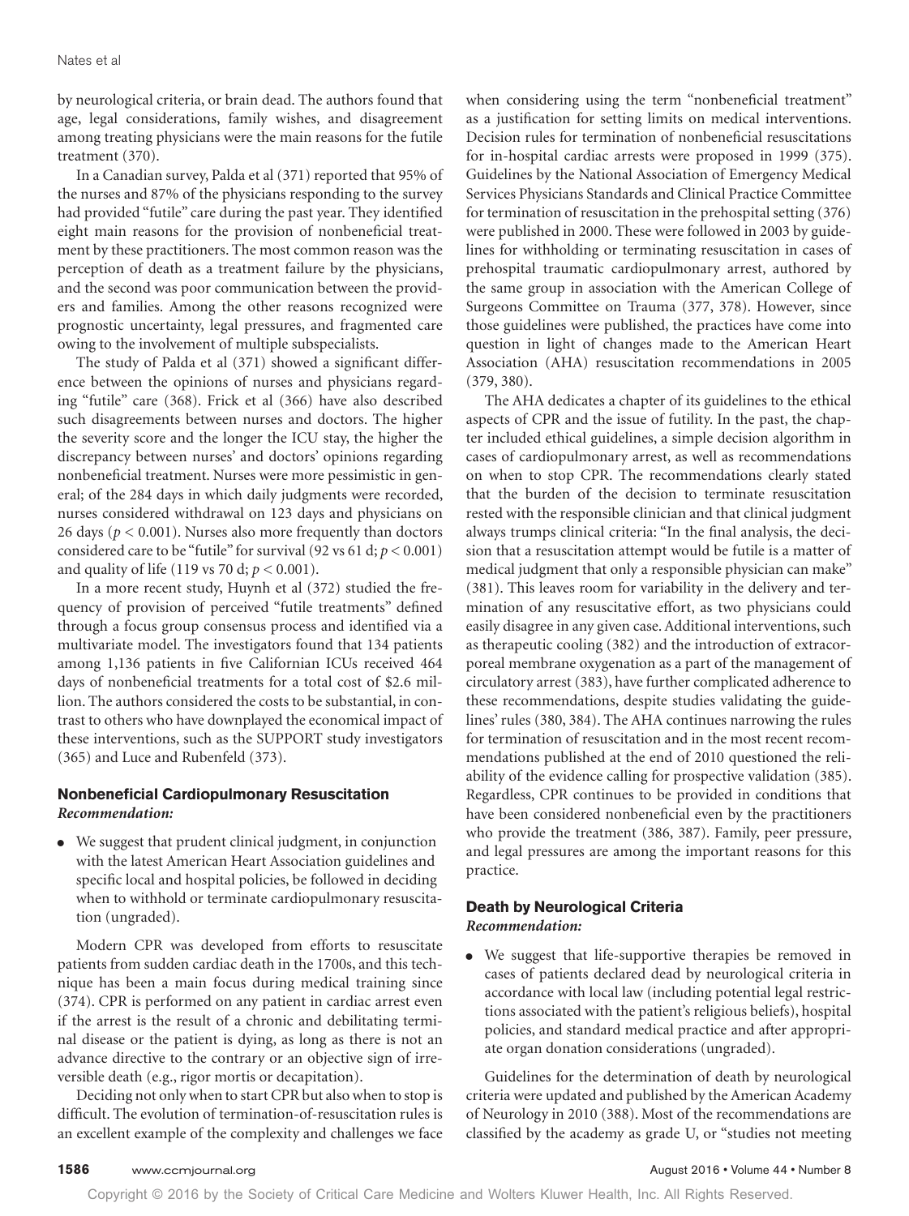by neurological criteria, or brain dead. The authors found that age, legal considerations, family wishes, and disagreement among treating physicians were the main reasons for the futile treatment (370).

In a Canadian survey, Palda et al (371) reported that 95% of the nurses and 87% of the physicians responding to the survey had provided "futile" care during the past year. They identified eight main reasons for the provision of nonbeneficial treatment by these practitioners. The most common reason was the perception of death as a treatment failure by the physicians, and the second was poor communication between the providers and families. Among the other reasons recognized were prognostic uncertainty, legal pressures, and fragmented care owing to the involvement of multiple subspecialists.

The study of Palda et al (371) showed a significant difference between the opinions of nurses and physicians regarding "futile" care (368). Frick et al (366) have also described such disagreements between nurses and doctors. The higher the severity score and the longer the ICU stay, the higher the discrepancy between nurses' and doctors' opinions regarding nonbeneficial treatment. Nurses were more pessimistic in general; of the 284 days in which daily judgments were recorded, nurses considered withdrawal on 123 days and physicians on 26 days ($p < 0.001$). Nurses also more frequently than doctors considered care to be "futile" for survival (92 vs 61 d; $p < 0.001$) and quality of life (119 vs 70 d; $p < 0.001$).

In a more recent study, Huynh et al (372) studied the frequency of provision of perceived "futile treatments" defined through a focus group consensus process and identified via a multivariate model. The investigators found that 134 patients among 1,136 patients in five Californian ICUs received 464 days of nonbeneficial treatments for a total cost of \$2.6 million. The authors considered the costs to be substantial, in contrast to others who have downplayed the economical impact of these interventions, such as the SUPPORT study investigators (365) and Luce and Rubenfeld (373).

### Nonbeneficial Cardiopulmonary Resuscitation

***Recommendation:***

- We suggest that prudent clinical judgment, in conjunction with the latest American Heart Association guidelines and specific local and hospital policies, be followed in deciding when to withhold or terminate cardiopulmonary resuscitation (ungraded).

Modern CPR was developed from efforts to resuscitate patients from sudden cardiac death in the 1700s, and this technique has been a main focus during medical training since (374). CPR is performed on any patient in cardiac arrest even if the arrest is the result of a chronic and debilitating terminal disease or the patient is dying, as long as there is not an advance directive to the contrary or an objective sign of irreversible death (e.g., rigor mortis or decapitation).

Deciding not only when to start CPR but also when to stop is difficult. The evolution of termination-of-resuscitation rules is an excellent example of the complexity and challenges we face when considering using the term "nonbeneficial treatment" as a justification for setting limits on medical interventions. Decision rules for termination of nonbeneficial resuscitations for in-hospital cardiac arrests were proposed in 1999 (375). Guidelines by the National Association of Emergency Medical Services Physicians Standards and Clinical Practice Committee for termination of resuscitation in the prehospital setting (376) were published in 2000. These were followed in 2003 by guidelines for withholding or terminating resuscitation in cases of prehospital traumatic cardiopulmonary arrest, authored by the same group in association with the American College of Surgeons Committee on Trauma (377, 378). However, since those guidelines were published, the practices have come into question in light of changes made to the American Heart Association (AHA) resuscitation recommendations in 2005 (379, 380).

The AHA dedicates a chapter of its guidelines to the ethical aspects of CPR and the issue of futility. In the past, the chapter included ethical guidelines, a simple decision algorithm in cases of cardiopulmonary arrest, as well as recommendations on when to stop CPR. The recommendations clearly stated that the burden of the decision to terminate resuscitation rested with the responsible clinician and that clinical judgment always trumps clinical criteria: "In the final analysis, the decision that a resuscitation attempt would be futile is a matter of medical judgment that only a responsible physician can make" (381). This leaves room for variability in the delivery and termination of any resuscitative effort, as two physicians could easily disagree in any given case. Additional interventions, such as therapeutic cooling (382) and the introduction of extracorporeal membrane oxygenation as a part of the management of circulatory arrest (383), have further complicated adherence to these recommendations, despite studies validating the guidelines' rules (380, 384). The AHA continues narrowing the rules for termination of resuscitation and in the most recent recommendations published at the end of 2010 questioned the reliability of the evidence calling for prospective validation (385). Regardless, CPR continues to be provided in conditions that have been considered nonbeneficial even by the practitioners who provide the treatment (386, 387). Family, peer pressure, and legal pressures are among the important reasons for this practice.

### Death by Neurological Criteria

***Recommendation:***

- We suggest that life-supportive therapies be removed in cases of patients declared dead by neurological criteria in accordance with local law (including potential legal restrictions associated with the patient's religious beliefs), hospital policies, and standard medical practice and after appropriate organ donation considerations (ungraded).

Guidelines for the determination of death by neurological criteria were updated and published by the American Academy of Neurology in 2010 (388). Most of the recommendations are classified by the academy as grade U, or "studies not meeting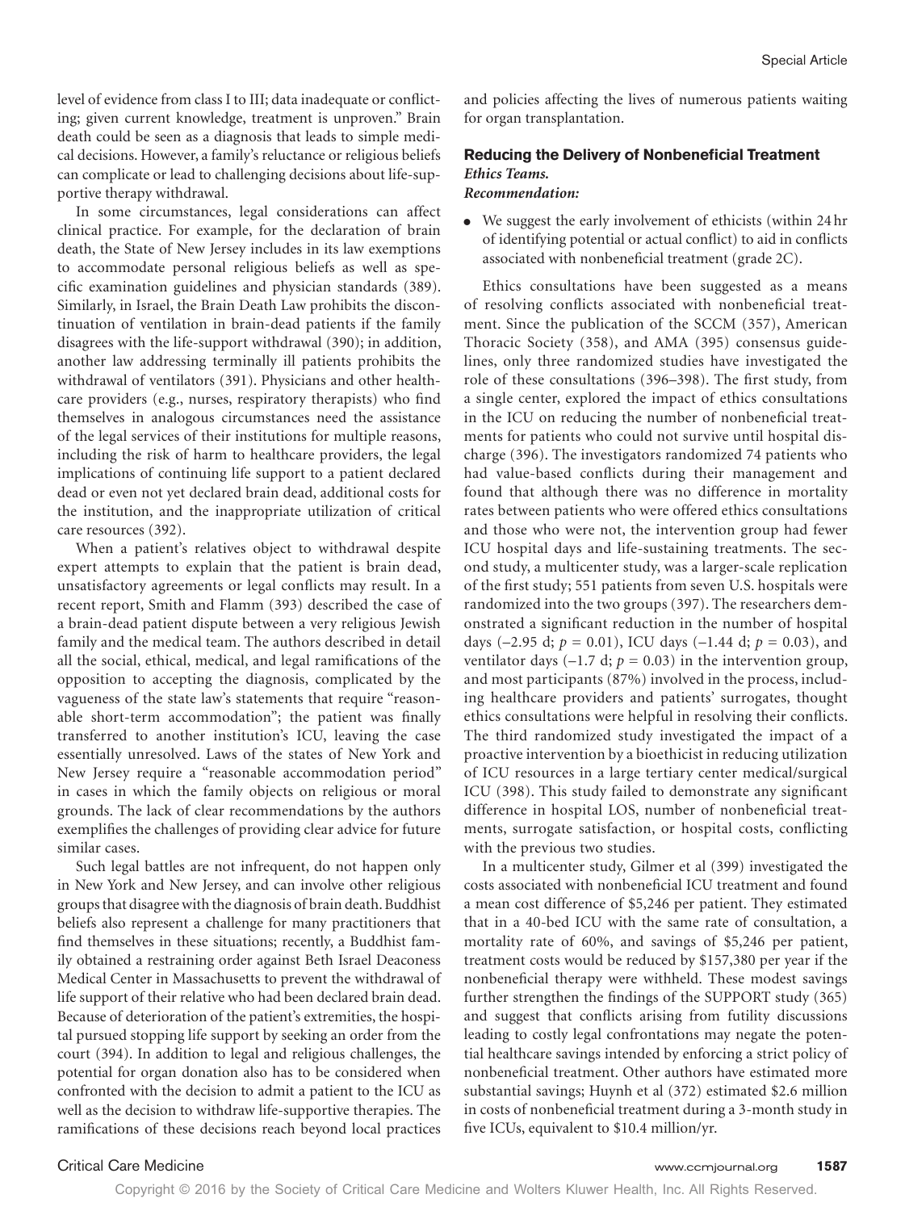level of evidence from class I to III; data inadequate or conflicting; given current knowledge, treatment is unproven." Brain death could be seen as a diagnosis that leads to simple medical decisions. However, a family's reluctance or religious beliefs can complicate or lead to challenging decisions about life-supportive therapy withdrawal.

In some circumstances, legal considerations can affect clinical practice. For example, for the declaration of brain death, the State of New Jersey includes in its law exemptions to accommodate personal religious beliefs as well as specific examination guidelines and physician standards (389). Similarly, in Israel, the Brain Death Law prohibits the discontinuation of ventilation in brain-dead patients if the family disagrees with the life-support withdrawal (390); in addition, another law addressing terminally ill patients prohibits the withdrawal of ventilators (391). Physicians and other healthcare providers (e.g., nurses, respiratory therapists) who find themselves in analogous circumstances need the assistance of the legal services of their institutions for multiple reasons, including the risk of harm to healthcare providers, the legal implications of continuing life support to a patient declared dead or even not yet declared brain dead, additional costs for the institution, and the inappropriate utilization of critical care resources (392).

When a patient's relatives object to withdrawal despite expert attempts to explain that the patient is brain dead, unsatisfactory agreements or legal conflicts may result. In a recent report, Smith and Flamm (393) described the case of a brain-dead patient dispute between a very religious Jewish family and the medical team. The authors described in detail all the social, ethical, medical, and legal ramifications of the opposition to accepting the diagnosis, complicated by the vagueness of the state law's statements that require "reasonable short-term accommodation"; the patient was finally transferred to another institution's ICU, leaving the case essentially unresolved. Laws of the states of New York and New Jersey require a "reasonable accommodation period" in cases in which the family objects on religious or moral grounds. The lack of clear recommendations by the authors exemplifies the challenges of providing clear advice for future similar cases.

Such legal battles are not infrequent, do not happen only in New York and New Jersey, and can involve other religious groups that disagree with the diagnosis of brain death. Buddhist beliefs also represent a challenge for many practitioners that find themselves in these situations; recently, a Buddhist family obtained a restraining order against Beth Israel Deaconess Medical Center in Massachusetts to prevent the withdrawal of life support of their relative who had been declared brain dead. Because of deterioration of the patient's extremities, the hospital pursued stopping life support by seeking an order from the court (394). In addition to legal and religious challenges, the potential for organ donation also has to be considered when confronted with the decision to admit a patient to the ICU as well as the decision to withdraw life-supportive therapies. The ramifications of these decisions reach beyond local practices and policies affecting the lives of numerous patients waiting for organ transplantation.

### Reducing the Delivery of Nonbeneficial Treatment

#### *Ethics Teams.*

***Recommendation:***

- We suggest the early involvement of ethicists (within 24 hr of identifying potential or actual conflict) to aid in conflicts associated with nonbeneficial treatment (grade 2C).

Ethics consultations have been suggested as a means of resolving conflicts associated with nonbeneficial treatment. Since the publication of the SCCM (357), American Thoracic Society (358), and AMA (395) consensus guidelines, only three randomized studies have investigated the role of these consultations (396–398). The first study, from a single center, explored the impact of ethics consultations in the ICU on reducing the number of nonbeneficial treatments for patients who could not survive until hospital discharge (396). The investigators randomized 74 patients who had value-based conflicts during their management and found that although there was no difference in mortality rates between patients who were offered ethics consultations and those who were not, the intervention group had fewer ICU hospital days and life-sustaining treatments. The second study, a multicenter study, was a larger-scale replication of the first study; 551 patients from seven U.S. hospitals were randomized into the two groups (397). The researchers demonstrated a significant reduction in the number of hospital days (–2.95 d; $p = 0.01$), ICU days (–1.44 d; $p = 0.03$), and ventilator days (–1.7 d; $p = 0.03$) in the intervention group, and most participants (87%) involved in the process, including healthcare providers and patients' surrogates, thought ethics consultations were helpful in resolving their conflicts. The third randomized study investigated the impact of a proactive intervention by a bioethicist in reducing utilization of ICU resources in a large tertiary center medical/surgical ICU (398). This study failed to demonstrate any significant difference in hospital LOS, number of nonbeneficial treatments, surrogate satisfaction, or hospital costs, conflicting with the previous two studies.

In a multicenter study, Gilmer et al (399) investigated the costs associated with nonbeneficial ICU treatment and found a mean cost difference of $5,246 per patient. They estimated that in a 40-bed ICU with the same rate of consultation, a mortality rate of 60%, and savings of $5,246 per patient, treatment costs would be reduced by $157,380 per year if the nonbeneficial therapy were withheld. These modest savings further strengthen the findings of the SUPPORT study (365) and suggest that conflicts arising from futility discussions leading to costly legal confrontations may negate the potential healthcare savings intended by enforcing a strict policy of nonbeneficial treatment. Other authors have estimated more substantial savings; Huynh et al (372) estimated $2.6 million in costs of nonbeneficial treatment during a 3-month study in five ICUs, equivalent to $10.4 million/yr.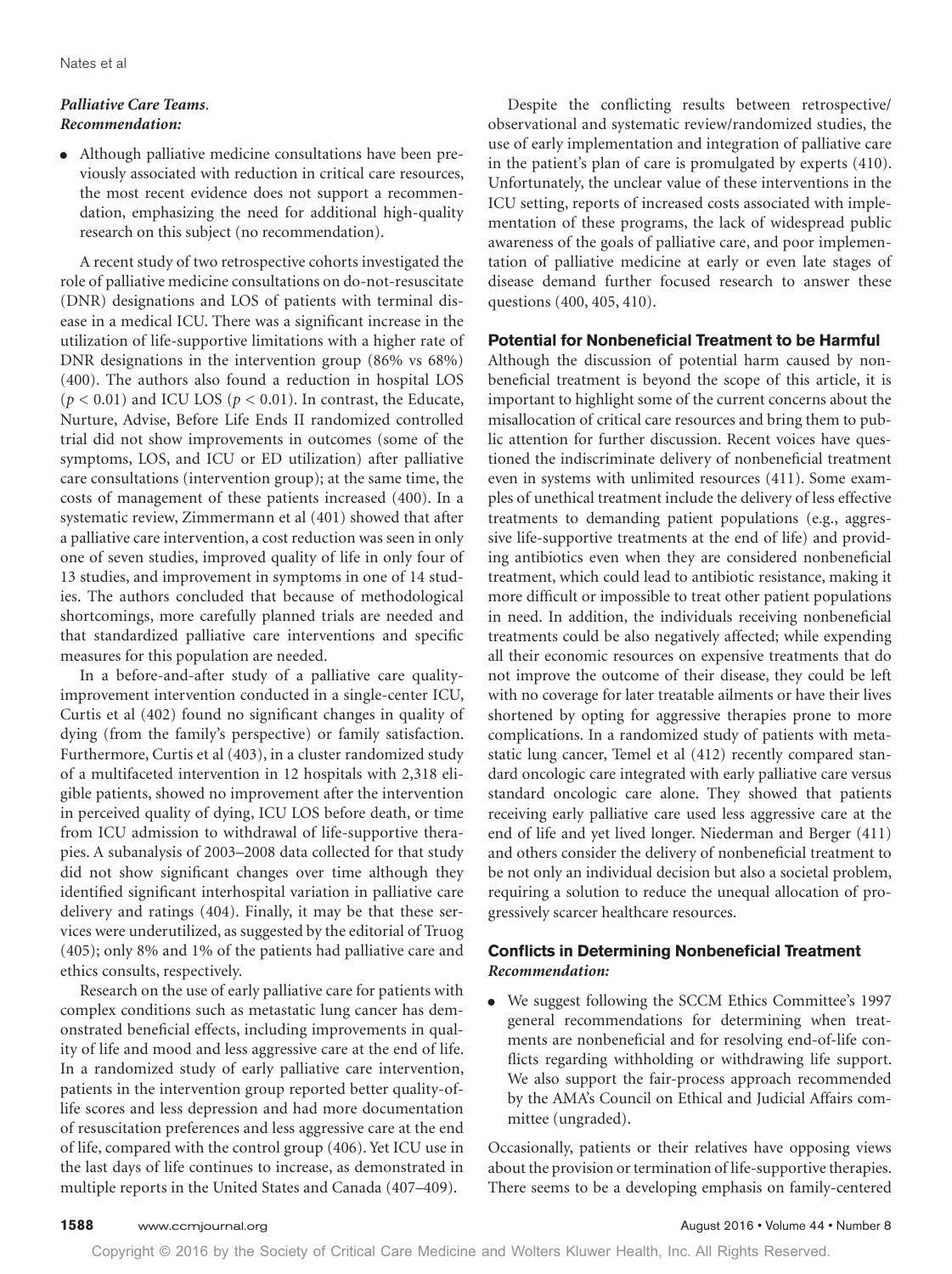### *Palliative Care Teams.*
#### *Recommendation:*

- Although palliative medicine consultations have been previously associated with reduction in critical care resources, the most recent evidence does not support a recommendation, emphasizing the need for additional high-quality research on this subject (no recommendation).

A recent study of two retrospective cohorts investigated the role of palliative medicine consultations on do-not-resuscitate (DNR) designations and LOS of patients with terminal disease in a medical ICU. There was a significant increase in the utilization of life-supportive limitations with a higher rate of DNR designations in the intervention group (86% vs 68%) (400). The authors also found a reduction in hospital LOS ($p < 0.01$) and ICU LOS ($p < 0.01$). In contrast, the Educate, Nurture, Advise, Before Life Ends II randomized controlled trial did not show improvements in outcomes (some of the symptoms, LOS, and ICU or ED utilization) after palliative care consultations (intervention group); at the same time, the costs of management of these patients increased (400). In a systematic review, Zimmermann et al (401) showed that after a palliative care intervention, a cost reduction was seen in only one of seven studies, improved quality of life in only four of 13 studies, and improvement in symptoms in one of 14 studies. The authors concluded that because of methodological shortcomings, more carefully planned trials are needed and that standardized palliative care interventions and specific measures for this population are needed.

In a before-and-after study of a palliative care quality-improvement intervention conducted in a single-center ICU, Curtis et al (402) found no significant changes in quality of dying (from the family's perspective) or family satisfaction. Furthermore, Curtis et al (403), in a cluster randomized study of a multifaceted intervention in 12 hospitals with 2,318 eligible patients, showed no improvement after the intervention in perceived quality of dying, ICU LOS before death, or time from ICU admission to withdrawal of life-supportive therapies. A subanalysis of 2003–2008 data collected for that study did not show significant changes over time although they identified significant interhospital variation in palliative care delivery and ratings (404). Finally, it may be that these services were underutilized, as suggested by the editorial of Truog (405); only 8% and 1% of the patients had palliative care and ethics consults, respectively.

Research on the use of early palliative care for patients with complex conditions such as metastatic lung cancer has demonstrated beneficial effects, including improvements in quality of life and mood and less aggressive care at the end of life. In a randomized study of early palliative care intervention, patients in the intervention group reported better quality-of-life scores and less depression and had more documentation of resuscitation preferences and less aggressive care at the end of life, compared with the control group (406). Yet ICU use in the last days of life continues to increase, as demonstrated in multiple reports in the United States and Canada (407–409).

Despite the conflicting results between retrospective/observational and systematic review/randomized studies, the use of early implementation and integration of palliative care in the patient's plan of care is promulgated by experts (410). Unfortunately, the unclear value of these interventions in the ICU setting, reports of increased costs associated with implementation of these programs, the lack of widespread public awareness of the goals of palliative care, and poor implementation of palliative medicine at early or even late stages of disease demand further focused research to answer these questions (400, 405, 410).

### Potential for Nonbeneficial Treatment to be Harmful

Although the discussion of potential harm caused by nonbeneficial treatment is beyond the scope of this article, it is important to highlight some of the current concerns about the misallocation of critical care resources and bring them to public attention for further discussion. Recent voices have questioned the indiscriminate delivery of nonbeneficial treatment even in systems with unlimited resources (411). Some examples of unethical treatment include the delivery of less effective treatments to demanding patient populations (e.g., aggressive life-supportive treatments at the end of life) and providing antibiotics even when they are considered nonbeneficial treatment, which could lead to antibiotic resistance, making it more difficult or impossible to treat other patient populations in need. In addition, the individuals receiving nonbeneficial treatments could be also negatively affected; while expending all their economic resources on expensive treatments that do not improve the outcome of their disease, they could be left with no coverage for later treatable ailments or have their lives shortened by opting for aggressive therapies prone to more complications. In a randomized study of patients with metastatic lung cancer, Temel et al (412) recently compared standard oncologic care integrated with early palliative care versus standard oncologic care alone. They showed that patients receiving early palliative care used less aggressive care at the end of life and yet lived longer. Niederman and Berger (411) and others consider the delivery of nonbeneficial treatment to be not only an individual decision but also a societal problem, requiring a solution to reduce the unequal allocation of progressively scarcer healthcare resources.

### Conflicts in Determining Nonbeneficial Treatment
#### *Recommendation:*

- We suggest following the SCCM Ethics Committee's 1997 general recommendations for determining when treatments are nonbeneficial and for resolving end-of-life conflicts regarding withholding or withdrawing life support. We also support the fair-process approach recommended by the AMA's Council on Ethical and Judicial Affairs committee (ungraded).

Occasionally, patients or their relatives have opposing views about the provision or termination of life-supportive therapies. There seems to be a developing emphasis on family-centered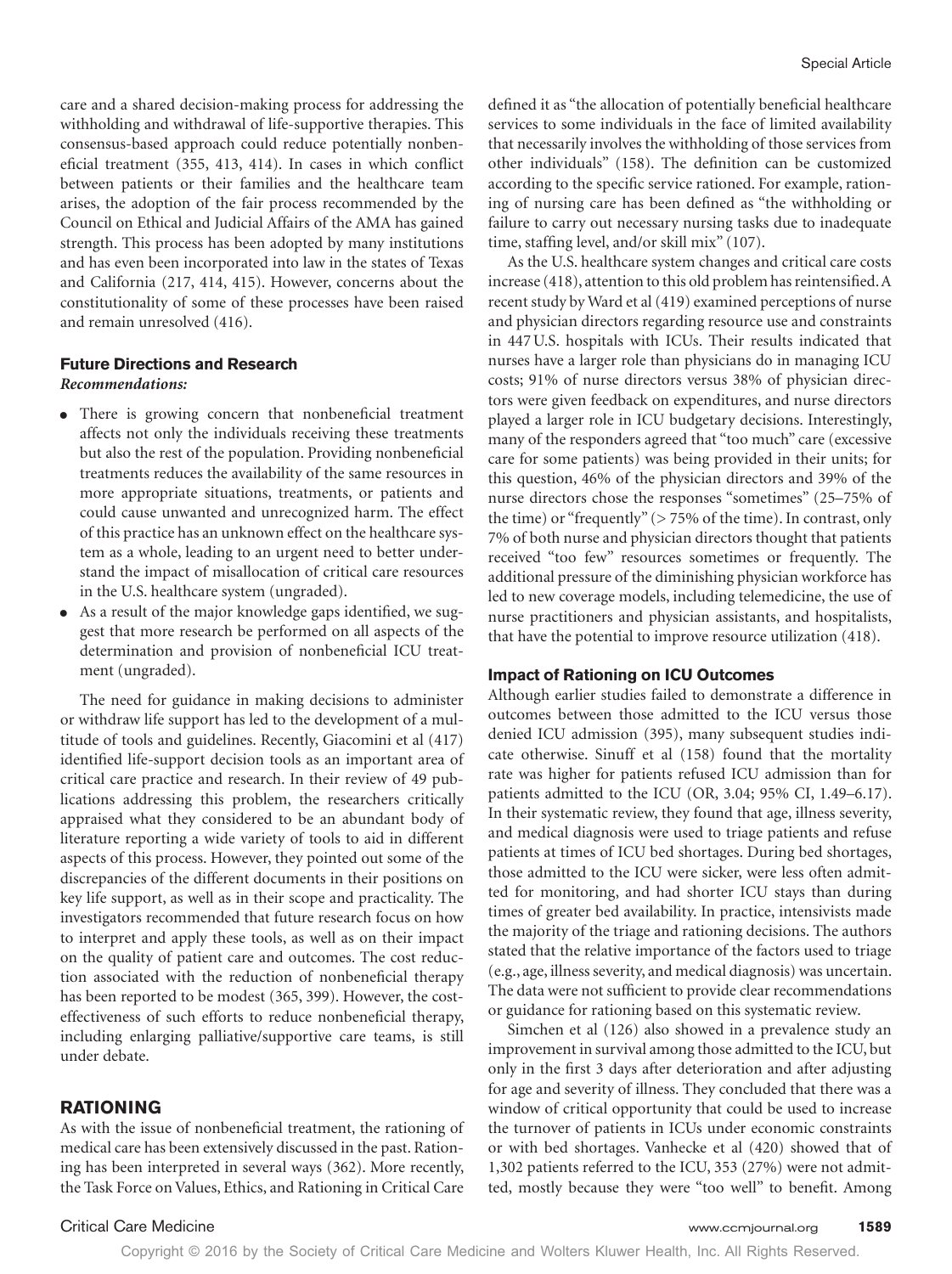care and a shared decision-making process for addressing the withholding and withdrawal of life-supportive therapies. This consensus-based approach could reduce potentially nonbeneficial treatment (355, 413, 414). In cases in which conflict between patients or their families and the healthcare team arises, the adoption of the fair process recommended by the Council on Ethical and Judicial Affairs of the AMA has gained strength. This process has been adopted by many institutions and has even been incorporated into law in the states of Texas and California (217, 414, 415). However, concerns about the constitutionality of some of these processes have been raised and remain unresolved (416).

### Future Directions and Research

***Recommendations:***

- There is growing concern that nonbeneficial treatment affects not only the individuals receiving these treatments but also the rest of the population. Providing nonbeneficial treatments reduces the availability of the same resources in more appropriate situations, treatments, or patients and could cause unwanted and unrecognized harm. The effect of this practice has an unknown effect on the healthcare system as a whole, leading to an urgent need to better understand the impact of misallocation of critical care resources in the U.S. healthcare system (ungraded).
- As a result of the major knowledge gaps identified, we suggest that more research be performed on all aspects of the determination and provision of nonbeneficial ICU treatment (ungraded).

The need for guidance in making decisions to administer or withdraw life support has led to the development of a multitude of tools and guidelines. Recently, Giacomini et al (417) identified life-support decision tools as an important area of critical care practice and research. In their review of 49 publications addressing this problem, the researchers critically appraised what they considered to be an abundant body of literature reporting a wide variety of tools to aid in different aspects of this process. However, they pointed out some of the discrepancies of the different documents in their positions on key life support, as well as in their scope and practicality. The investigators recommended that future research focus on how to interpret and apply these tools, as well as on their impact on the quality of patient care and outcomes. The cost reduction associated with the reduction of nonbeneficial therapy has been reported to be modest (365, 399). However, the cost-effectiveness of such efforts to reduce nonbeneficial therapy, including enlarging palliative/supportive care teams, is still under debate.

## RATIONING

As with the issue of nonbeneficial treatment, the rationing of medical care has been extensively discussed in the past. Rationing has been interpreted in several ways (362). More recently, the Task Force on Values, Ethics, and Rationing in Critical Care defined it as "the allocation of potentially beneficial healthcare services to some individuals in the face of limited availability that necessarily involves the withholding of those services from other individuals" (158). The definition can be customized according to the specific service rationed. For example, rationing of nursing care has been defined as "the withholding or failure to carry out necessary nursing tasks due to inadequate time, staffing level, and/or skill mix" (107).

As the U.S. healthcare system changes and critical care costs increase (418), attention to this old problem has reintensified. A recent study by Ward et al (419) examined perceptions of nurse and physician directors regarding resource use and constraints in 447 U.S. hospitals with ICUs. Their results indicated that nurses have a larger role than physicians do in managing ICU costs; 91% of nurse directors versus 38% of physician directors were given feedback on expenditures, and nurse directors played a larger role in ICU budgetary decisions. Interestingly, many of the responders agreed that "too much" care (excessive care for some patients) was being provided in their units; for this question, 46% of the physician directors and 39% of the nurse directors chose the responses "sometimes" (25–75% of the time) or "frequently" (> 75% of the time). In contrast, only 7% of both nurse and physician directors thought that patients received "too few" resources sometimes or frequently. The additional pressure of the diminishing physician workforce has led to new coverage models, including telemedicine, the use of nurse practitioners and physician assistants, and hospitalists, that have the potential to improve resource utilization (418).

### Impact of Rationing on ICU Outcomes

Although earlier studies failed to demonstrate a difference in outcomes between those admitted to the ICU versus those denied ICU admission (395), many subsequent studies indicate otherwise. Sinuff et al (158) found that the mortality rate was higher for patients refused ICU admission than for patients admitted to the ICU (OR, 3.04; 95% CI, 1.49–6.17). In their systematic review, they found that age, illness severity, and medical diagnosis were used to triage patients and refuse patients at times of ICU bed shortages. During bed shortages, those admitted to the ICU were sicker, were less often admitted for monitoring, and had shorter ICU stays than during times of greater bed availability. In practice, intensivists made the majority of the triage and rationing decisions. The authors stated that the relative importance of the factors used to triage (e.g., age, illness severity, and medical diagnosis) was uncertain. The data were not sufficient to provide clear recommendations or guidance for rationing based on this systematic review.

Simchen et al (126) also showed in a prevalence study an improvement in survival among those admitted to the ICU, but only in the first 3 days after deterioration and after adjusting for age and severity of illness. They concluded that there was a window of critical opportunity that could be used to increase the turnover of patients in ICUs under economic constraints or with bed shortages. Vanhecke et al (420) showed that of 1,302 patients referred to the ICU, 353 (27%) were not admitted, mostly because they were "too well" to benefit. Among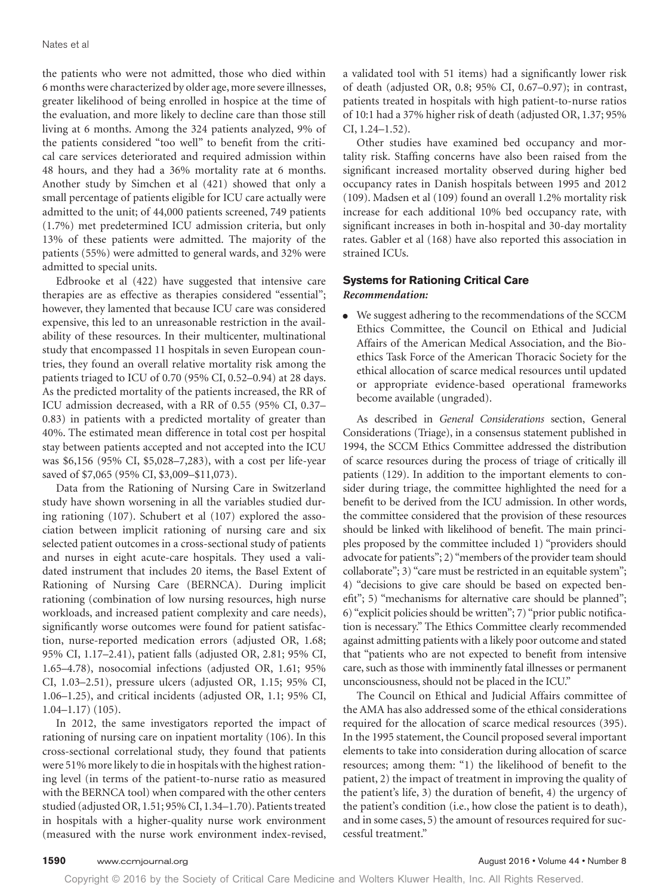the patients who were not admitted, those who died within 6 months were characterized by older age, more severe illnesses, greater likelihood of being enrolled in hospice at the time of the evaluation, and more likely to decline care than those still living at 6 months. Among the 324 patients analyzed, 9% of the patients considered "too well" to benefit from the critical care services deteriorated and required admission within 48 hours, and they had a 36% mortality rate at 6 months. Another study by Simchen et al (421) showed that only a small percentage of patients eligible for ICU care actually were admitted to the unit; of 44,000 patients screened, 749 patients (1.7%) met predetermined ICU admission criteria, but only 13% of these patients were admitted. The majority of the patients (55%) were admitted to general wards, and 32% were admitted to special units.

Edbrooke et al (422) have suggested that intensive care therapies are as effective as therapies considered "essential"; however, they lamented that because ICU care was considered expensive, this led to an unreasonable restriction in the availability of these resources. In their multicenter, multinational study that encompassed 11 hospitals in seven European countries, they found an overall relative mortality risk among the patients triaged to ICU of 0.70 (95% CI, 0.52–0.94) at 28 days. As the predicted mortality of the patients increased, the RR of ICU admission decreased, with a RR of 0.55 (95% CI, 0.37–0.83) in patients with a predicted mortality of greater than 40%. The estimated mean difference in total cost per hospital stay between patients accepted and not accepted into the ICU was $6,156 (95% CI, $5,028–7,283), with a cost per life-year saved of $7,065 (95% CI, $3,009–$11,073).

Data from the Rationing of Nursing Care in Switzerland study have shown worsening in all the variables studied during rationing (107). Schubert et al (107) explored the association between implicit rationing of nursing care and six selected patient outcomes in a cross-sectional study of patients and nurses in eight acute-care hospitals. They used a validated instrument that includes 20 items, the Basel Extent of Rationing of Nursing Care (BERNCA). During implicit rationing (combination of low nursing resources, high nurse workloads, and increased patient complexity and care needs), significantly worse outcomes were found for patient satisfaction, nurse-reported medication errors (adjusted OR, 1.68; 95% CI, 1.17–2.41), patient falls (adjusted OR, 2.81; 95% CI, 1.65–4.78), nosocomial infections (adjusted OR, 1.61; 95% CI, 1.03–2.51), pressure ulcers (adjusted OR, 1.15; 95% CI, 1.06–1.25), and critical incidents (adjusted OR, 1.1; 95% CI, 1.04–1.17) (105).

In 2012, the same investigators reported the impact of rationing of nursing care on inpatient mortality (106). In this cross-sectional correlational study, they found that patients were 51% more likely to die in hospitals with the highest rationing level (in terms of the patient-to-nurse ratio as measured with the BERNCA tool) when compared with the other centers studied (adjusted OR, 1.51; 95% CI, 1.34–1.70). Patients treated in hospitals with a higher-quality nurse work environment (measured with the nurse work environment index-revised, a validated tool with 51 items) had a significantly lower risk of death (adjusted OR, 0.8; 95% CI, 0.67–0.97); in contrast, patients treated in hospitals with high patient-to-nurse ratios of 10:1 had a 37% higher risk of death (adjusted OR, 1.37; 95% CI, 1.24–1.52).

Other studies have examined bed occupancy and mortality risk. Staffing concerns have also been raised from the significant increased mortality observed during higher bed occupancy rates in Danish hospitals between 1995 and 2012 (109). Madsen et al (109) found an overall 1.2% mortality risk increase for each additional 10% bed occupancy rate, with significant increases in both in-hospital and 30-day mortality rates. Gabler et al (168) have also reported this association in strained ICUs.

## Systems for Rationing Critical Care

***Recommendation:***

- We suggest adhering to the recommendations of the SCCM Ethics Committee, the Council on Ethical and Judicial Affairs of the American Medical Association, and the Bioethics Task Force of the American Thoracic Society for the ethical allocation of scarce medical resources until updated or appropriate evidence-based operational frameworks become available (ungraded).

As described in *General Considerations* section, General Considerations (Triage), in a consensus statement published in 1994, the SCCM Ethics Committee addressed the distribution of scarce resources during the process of triage of critically ill patients (129). In addition to the important elements to consider during triage, the committee highlighted the need for a benefit to be derived from the ICU admission. In other words, the committee considered that the provision of these resources should be linked with likelihood of benefit. The main principles proposed by the committee included 1) "providers should advocate for patients"; 2) "members of the provider team should collaborate"; 3) "care must be restricted in an equitable system"; 4) "decisions to give care should be based on expected benefit"; 5) "mechanisms for alternative care should be planned"; 6) "explicit policies should be written"; 7) "prior public notification is necessary." The Ethics Committee clearly recommended against admitting patients with a likely poor outcome and stated that "patients who are not expected to benefit from intensive care, such as those with imminently fatal illnesses or permanent unconsciousness, should not be placed in the ICU."

The Council on Ethical and Judicial Affairs committee of the AMA has also addressed some of the ethical considerations required for the allocation of scarce medical resources (395). In the 1995 statement, the Council proposed several important elements to take into consideration during allocation of scarce resources; among them: "1) the likelihood of benefit to the patient, 2) the impact of treatment in improving the quality of the patient's life, 3) the duration of benefit, 4) the urgency of the patient's condition (i.e., how close the patient is to death), and in some cases, 5) the amount of resources required for successful treatment."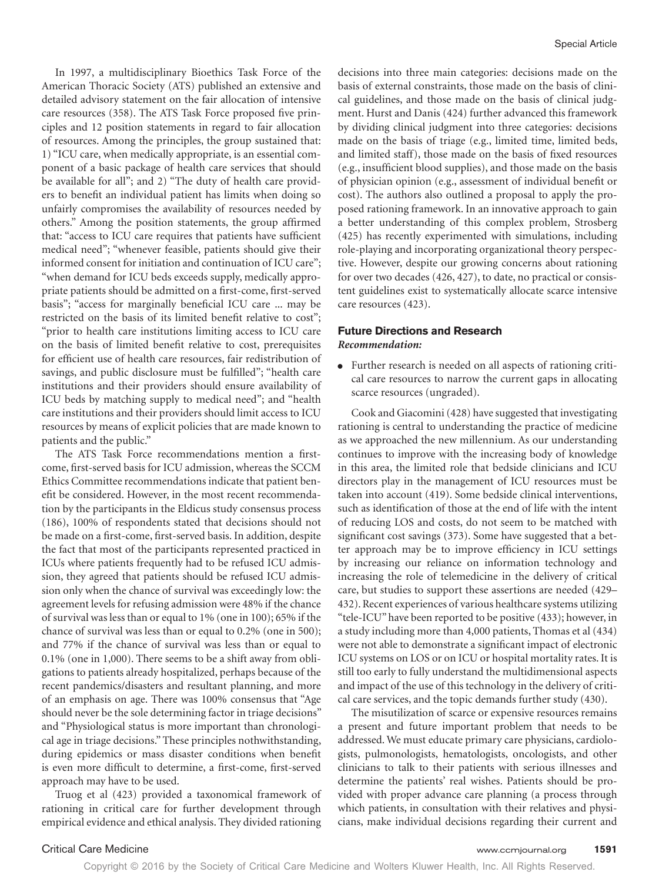In 1997, a multidisciplinary Bioethics Task Force of the American Thoracic Society (ATS) published an extensive and detailed advisory statement on the fair allocation of intensive care resources (358). The ATS Task Force proposed five principles and 12 position statements in regard to fair allocation of resources. Among the principles, the group sustained that: 1) "ICU care, when medically appropriate, is an essential component of a basic package of health care services that should be available for all"; and 2) "The duty of health care providers to benefit an individual patient has limits when doing so unfairly compromises the availability of resources needed by others." Among the position statements, the group affirmed that: "access to ICU care requires that patients have sufficient medical need"; "whenever feasible, patients should give their informed consent for initiation and continuation of ICU care"; "when demand for ICU beds exceeds supply, medically appropriate patients should be admitted on a first-come, first-served basis"; "access for marginally beneficial ICU care ... may be restricted on the basis of its limited benefit relative to cost"; "prior to health care institutions limiting access to ICU care on the basis of limited benefit relative to cost, prerequisites for efficient use of health care resources, fair redistribution of savings, and public disclosure must be fulfilled"; "health care institutions and their providers should ensure availability of ICU beds by matching supply to medical need"; and "health care institutions and their providers should limit access to ICU resources by means of explicit policies that are made known to patients and the public."

The ATS Task Force recommendations mention a first-come, first-served basis for ICU admission, whereas the SCCM Ethics Committee recommendations indicate that patient benefit be considered. However, in the most recent recommendation by the participants in the Eldicus study consensus process (186), 100% of respondents stated that decisions should not be made on a first-come, first-served basis. In addition, despite the fact that most of the participants represented practiced in ICUs where patients frequently had to be refused ICU admission, they agreed that patients should be refused ICU admission only when the chance of survival was exceedingly low: the agreement levels for refusing admission were 48% if the chance of survival was less than or equal to 1% (one in 100); 65% if the chance of survival was less than or equal to 0.2% (one in 500); and 77% if the chance of survival was less than or equal to 0.1% (one in 1,000). There seems to be a shift away from obligations to patients already hospitalized, perhaps because of the recent pandemics/disasters and resultant planning, and more of an emphasis on age. There was 100% consensus that "Age should never be the sole determining factor in triage decisions" and "Physiological status is more important than chronological age in triage decisions." These principles nothwithstanding, during epidemics or mass disaster conditions when benefit is even more difficult to determine, a first-come, first-served approach may have to be used.

Truog et al (423) provided a taxonomical framework of rationing in critical care for further development through empirical evidence and ethical analysis. They divided rationing decisions into three main categories: decisions made on the basis of external constraints, those made on the basis of clinical guidelines, and those made on the basis of clinical judgment. Hurst and Danis (424) further advanced this framework by dividing clinical judgment into three categories: decisions made on the basis of triage (e.g., limited time, limited beds, and limited staff), those made on the basis of fixed resources (e.g., insufficient blood supplies), and those made on the basis of physician opinion (e.g., assessment of individual benefit or cost). The authors also outlined a proposal to apply the proposed rationing framework. In an innovative approach to gain a better understanding of this complex problem, Strosberg (425) has recently experimented with simulations, including role-playing and incorporating organizational theory perspective. However, despite our growing concerns about rationing for over two decades (426, 427), to date, no practical or consistent guidelines exist to systematically allocate scarce intensive care resources (423).

## Future Directions and Research

***Recommendation:***

- Further research is needed on all aspects of rationing critical care resources to narrow the current gaps in allocating scarce resources (ungraded).

Cook and Giacomini (428) have suggested that investigating rationing is central to understanding the practice of medicine as we approached the new millennium. As our understanding continues to improve with the increasing body of knowledge in this area, the limited role that bedside clinicians and ICU directors play in the management of ICU resources must be taken into account (419). Some bedside clinical interventions, such as identification of those at the end of life with the intent of reducing LOS and costs, do not seem to be matched with significant cost savings (373). Some have suggested that a better approach may be to improve efficiency in ICU settings by increasing our reliance on information technology and increasing the role of telemedicine in the delivery of critical care, but studies to support these assertions are needed (429–432). Recent experiences of various healthcare systems utilizing "tele-ICU" have been reported to be positive (433); however, in a study including more than 4,000 patients, Thomas et al (434) were not able to demonstrate a significant impact of electronic ICU systems on LOS or on ICU or hospital mortality rates. It is still too early to fully understand the multidimensional aspects and impact of the use of this technology in the delivery of critical care services, and the topic demands further study (430).

The misutilization of scarce or expensive resources remains a present and future important problem that needs to be addressed. We must educate primary care physicians, cardiologists, pulmonologists, hematologists, oncologists, and other clinicians to talk to their patients with serious illnesses and determine the patients' real wishes. Patients should be provided with proper advance care planning (a process through which patients, in consultation with their relatives and physicians, make individual decisions regarding their current and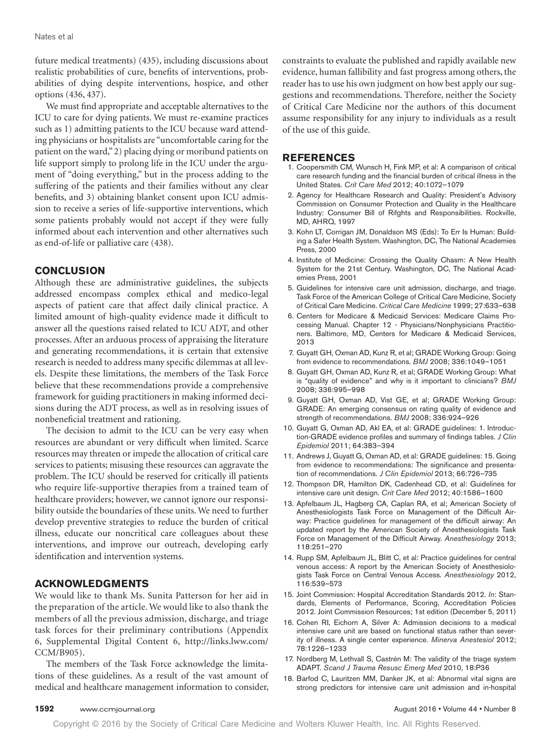future medical treatments) (435), including discussions about realistic probabilities of cure, benefits of interventions, probabilities of dying despite interventions, hospice, and other options (436, 437).

We must find appropriate and acceptable alternatives to the ICU to care for dying patients. We must re-examine practices such as 1) admitting patients to the ICU because ward attending physicians or hospitalists are "uncomfortable caring for the patient on the ward," 2) placing dying or moribund patients on life support simply to prolong life in the ICU under the argument of "doing everything," but in the process adding to the suffering of the patients and their families without any clear benefits, and 3) obtaining blanket consent upon ICU admission to receive a series of life-supportive interventions, which some patients probably would not accept if they were fully informed about each intervention and other alternatives such as end-of-life or palliative care (438).

## CONCLUSION

Although these are administrative guidelines, the subjects addressed encompass complex ethical and medico-legal aspects of patient care that affect daily clinical practice. A limited amount of high-quality evidence made it difficult to answer all the questions raised related to ICU ADT, and other processes. After an arduous process of appraising the literature and generating recommendations, it is certain that extensive research is needed to address many specific dilemmas at all levels. Despite these limitations, the members of the Task Force believe that these recommendations provide a comprehensive framework for guiding practitioners in making informed decisions during the ADT process, as well as in resolving issues of nonbeneficial treatment and rationing.

The decision to admit to the ICU can be very easy when resources are abundant or very difficult when limited. Scarce resources may threaten or impede the allocation of critical care services to patients; misusing these resources can aggravate the problem. The ICU should be reserved for critically ill patients who require life-supportive therapies from a trained team of healthcare providers; however, we cannot ignore our responsibility outside the boundaries of these units. We need to further develop preventive strategies to reduce the burden of critical illness, educate our noncritical care colleagues about these interventions, and improve our outreach, developing early identification and intervention systems.

## ACKNOWLEDGMENTS

We would like to thank Ms. Sunita Patterson for her aid in the preparation of the article. We would like to also thank the members of all the previous admission, discharge, and triage task forces for their preliminary contributions (Appendix 6, Supplemental Digital Content 6, http://links.lww.com/CCM/B905).

The members of the Task Force acknowledge the limitations of these guidelines. As a result of the vast amount of medical and healthcare management information to consider, constraints to evaluate the published and rapidly available new evidence, human fallibility and fast progress among others, the reader has to use his own judgment on how best apply our suggestions and recommendations. Therefore, neither the Society of Critical Care Medicine nor the authors of this document assume responsibility for any injury to individuals as a result of the use of this guide.

## REFERENCES

1. Coopersmith CM, Wunsch H, Fink MP, et al: A comparison of critical care research funding and the financial burden of critical illness in the United States. *Crit Care Med* 2012; 40:1072–1079
2. Agency for Healthcare Research and Quality: President's Advisory Commission on Consumer Protection and Quality in the Healthcare Industry: Consumer Bill of Rifghts and Responsibilities. Rockville, MD, AHRQ, 1997
3. Kohn LT, Corrigan JM, Donaldson MS (Eds): To Err Is Human: Building a Safer Health System. Washington, DC, The National Academies Press, 2000
4. Institute of Medicine: Crossing the Quality Chasm: A New Health System for the 21st Century. Washington, DC, The National Academies Press, 2001
5. Guidelines for intensive care unit admission, discharge, and triage. Task Force of the American College of Critical Care Medicine, Society of Critical Care Medicine. *Critical Care Medicine* 1999; 27:633–638
6. Centers for Medicare & Medicaid Services: Medicare Claims Processing Manual. Chapter 12 - Physicians/Nonphysicians Practitioners. Baltimore, MD, Centers for Medicare & Medicaid Services, 2013
7. Guyatt GH, Oxman AD, Kunz R, et al; GRADE Working Group: Going from evidence to recommendations. *BMJ* 2008; 336:1049–1051
8. Guyatt GH, Oxman AD, Kunz R, et al; GRADE Working Group: What is "quality of evidence" and why is it important to clinicians? *BMJ* 2008; 336:995–998
9. Guyatt GH, Oxman AD, Vist GE, et al; GRADE Working Group: GRADE: An emerging consensus on rating quality of evidence and strength of recommendations. *BMJ* 2008; 336:924–926
10. Guyatt G, Oxman AD, Akl EA, et al: GRADE guidelines: 1. Introduction-GRADE evidence profiles and summary of findings tables. *J Clin Epidemiol* 2011; 64:383–394
11. Andrews J, Guyatt G, Oxman AD, et al: GRADE guidelines: 15. Going from evidence to recommendations: The significance and presentation of recommendations. *J Clin Epidemiol* 2013; 66:726–735
12. Thompson DR, Hamilton DK, Cadenhead CD, et al: Guidelines for intensive care unit design. *Crit Care Med* 2012; 40:1586–1600
13. Apfelbaum JL, Hagberg CA, Caplan RA, et al; American Society of Anesthesiologists Task Force on Management of the Difficult Airway: Practice guidelines for management of the difficult airway: An updated report by the American Society of Anesthesiologists Task Force on Management of the Difficult Airway. *Anesthesiology* 2013; 118:251–270
14. Rupp SM, Apfelbaum JL, Blitt C, et al: Practice guidelines for central venous access: A report by the American Society of Anesthesiologists Task Force on Central Venous Access. *Anesthesiology* 2012, 116:539–573
15. Joint Commission: Hospital Accreditation Standards 2012. *In*: Standards, Elements of Performance, Scoring, Accreditation Policies 2012. Joint Commission Resources; 1st edition (December 5, 2011)
16. Cohen RI, Eichorn A, Silver A: Admission decisions to a medical intensive care unit are based on functional status rather than severity of illness. A single center experience. *Minerva Anestesiol* 2012; 78:1226–1233
17. Nordberg M, Lethvall S, Castrén M: The validity of the triage system ADAPT. *Scand J Trauma Resusc Emerg Med* 2010, 18:P36
18. Barfod C, Lauritzen MM, Danker JK, et al: Abnormal vital signs are strong predictors for intensive care unit admission and in-hospital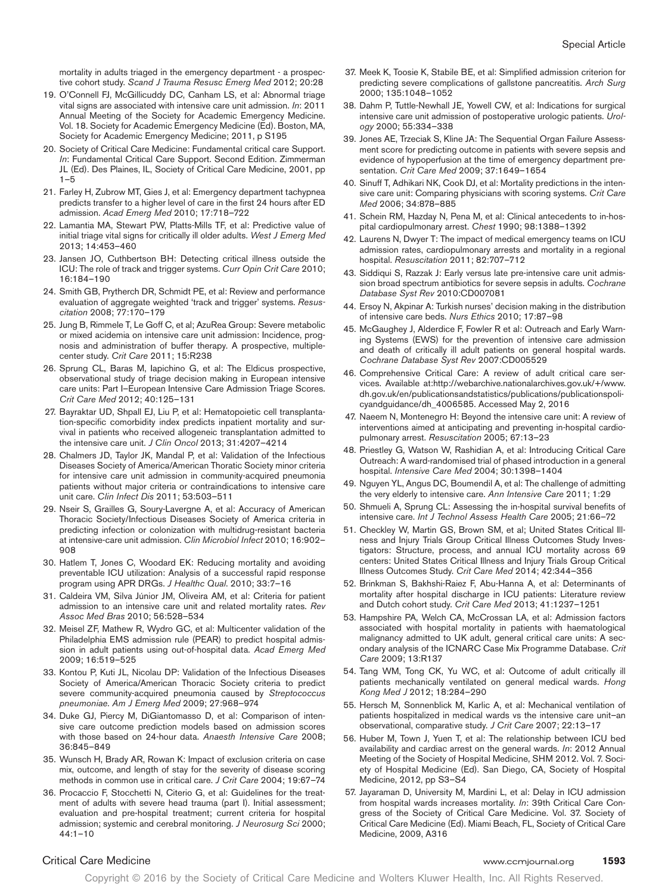mortality in adults triaged in the emergency department - a prospective cohort study. *Scand J Trauma Resusc Emerg Med* 2012; 20:28

19. O'Connell FJ, McGillicuddy DC, Canham LS, et al: Abnormal triage vital signs are associated with intensive care unit admission. *In*: 2011 Annual Meeting of the Society for Academic Emergency Medicine. Vol. 18. Society for Academic Emergency Medicine (Ed). Boston, MA, Society for Academic Emergency Medicine; 2011, p S195
20. Society of Critical Care Medicine: Fundamental critical care Support. *In*: Fundamental Critical Care Support. Second Edition. Zimmerman JL (Ed). Des Plaines, IL, Society of Critical Care Medicine, 2001, pp 1–5
21. Farley H, Zubrow MT, Gies J, et al: Emergency department tachypnea predicts transfer to a higher level of care in the first 24 hours after ED admission. *Acad Emerg Med* 2010; 17:718–722
22. Lamantia MA, Stewart PW, Platts-Mills TF, et al: Predictive value of initial triage vital signs for critically ill older adults. *West J Emerg Med* 2013; 14:453–460
23. Jansen JO, Cuthbertson BH: Detecting critical illness outside the ICU: The role of track and trigger systems. *Curr Opin Crit Care* 2010; 16:184–190
24. Smith GB, Prytherch DR, Schmidt PE, et al: Review and performance evaluation of aggregate weighted 'track and trigger' systems. *Resuscitation* 2008; 77:170–179
25. Jung B, Rimmele T, Le Goff C, et al; AzuRea Group: Severe metabolic or mixed acidemia on intensive care unit admission: Incidence, prognosis and administration of buffer therapy. A prospective, multiple-center study. *Crit Care* 2011; 15:R238
26. Sprung CL, Baras M, Iapichino G, et al: The Eldicus prospective, observational study of triage decision making in European intensive care units: Part I–European Intensive Care Admission Triage Scores. *Crit Care Med* 2012; 40:125–131
27. Bayraktar UD, Shpall EJ, Liu P, et al: Hematopoietic cell transplantation-specific comorbidity index predicts inpatient mortality and survival in patients who received allogeneic transplantation admitted to the intensive care unit. *J Clin Oncol* 2013; 31:4207–4214
28. Chalmers JD, Taylor JK, Mandal P, et al: Validation of the Infectious Diseases Society of America/American Thoratic Society minor criteria for intensive care unit admission in community-acquired pneumonia patients without major criteria or contraindications to intensive care unit care. *Clin Infect Dis* 2011; 53:503–511
29. Nseir S, Grailles G, Soury-Lavergne A, et al: Accuracy of American Thoracic Society/Infectious Diseases Society of America criteria in predicting infection or colonization with multidrug-resistant bacteria at intensive-care unit admission. *Clin Microbiol Infect* 2010; 16:902–908
30. Hatlem T, Jones C, Woodard EK: Reducing mortality and avoiding preventable ICU utilization: Analysis of a successful rapid response program using APR DRGs. *J Healthc Qual*. 2010; 33:7–16
31. Caldeira VM, Silva Júnior JM, Oliveira AM, et al: Criteria for patient admission to an intensive care unit and related mortality rates. *Rev Assoc Med Bras* 2010; 56:528–534
32. Meisel ZF, Mathew R, Wydro GC, et al: Multicenter validation of the Philadelphia EMS admission rule (PEAR) to predict hospital admission in adult patients using out-of-hospital data. *Acad Emerg Med* 2009; 16:519–525
33. Kontou P, Kuti JL, Nicolau DP: Validation of the Infectious Diseases Society of America/American Thoracic Society criteria to predict severe community-acquired pneumonia caused by *Streptococcus pneumoniae*. *Am J Emerg Med* 2009; 27:968–974
34. Duke GJ, Piercy M, DiGiantomasso D, et al: Comparison of intensive care outcome prediction models based on admission scores with those based on 24-hour data. *Anaesth Intensive Care* 2008; 36:845–849
35. Wunsch H, Brady AR, Rowan K: Impact of exclusion criteria on case mix, outcome, and length of stay for the severity of disease scoring methods in common use in critical care. *J Crit Care* 2004; 19:67–74
36. Procaccio F, Stocchetti N, Citerio G, et al: Guidelines for the treatment of adults with severe head trauma (part I). Initial assessment; evaluation and pre-hospital treatment; current criteria for hospital admission; systemic and cerebral monitoring. *J Neurosurg Sci* 2000; 44:1–10
37. Meek K, Toosie K, Stabile BE, et al: Simplified admission criterion for predicting severe complications of gallstone pancreatitis. *Arch Surg* 2000; 135:1048–1052
38. Dahm P, Tuttle-Newhall JE, Yowell CW, et al: Indications for surgical intensive care unit admission of postoperative urologic patients. *Urology* 2000; 55:334–338
39. Jones AE, Trzeciak S, Kline JA: The Sequential Organ Failure Assessment score for predicting outcome in patients with severe sepsis and evidence of hypoperfusion at the time of emergency department presentation. *Crit Care Med* 2009; 37:1649–1654
40. Sinuff T, Adhikari NK, Cook DJ, et al: Mortality predictions in the intensive care unit: Comparing physicians with scoring systems. *Crit Care Med* 2006; 34:878–885
41. Schein RM, Hazday N, Pena M, et al: Clinical antecedents to in-hospital cardiopulmonary arrest. *Chest* 1990; 98:1388–1392
42. Laurens N, Dwyer T: The impact of medical emergency teams on ICU admission rates, cardiopulmonary arrests and mortality in a regional hospital. *Resuscitation* 2011; 82:707–712
43. Siddiqui S, Razzak J: Early versus late pre-intensive care unit admission broad spectrum antibiotics for severe sepsis in adults. *Cochrane Database Syst Rev* 2010:CD007081
44. Ersoy N, Akpinar A: Turkish nurses' decision making in the distribution of intensive care beds. *Nurs Ethics* 2010; 17:87–98
45. McGaughey J, Alderdice F, Fowler R et al: Outreach and Early Warning Systems (EWS) for the prevention of intensive care admission and death of critically ill adult patients on general hospital wards. *Cochrane Database Syst Rev* 2007:CD005529
46. Comprehensive Critical Care: A review of adult critical care services. Available at:http://webarchive.nationalarchives.gov.uk/+/www.dh.gov.uk/en/publicationsandstatistics/publications/publicationspolicyandguidance/dh_4006585. Accessed May 2, 2016
47. Naeem N, Montenegro H: Beyond the intensive care unit: A review of interventions aimed at anticipating and preventing in-hospital cardiopulmonary arrest. *Resuscitation* 2005; 67:13–23
48. Priestley G, Watson W, Rashidian A, et al: Introducing Critical Care Outreach: A ward-randomised trial of phased introduction in a general hospital. *Intensive Care Med* 2004; 30:1398–1404
49. Nguyen YL, Angus DC, Boumendil A, et al: The challenge of admitting the very elderly to intensive care. *Ann Intensive Care* 2011; 1:29
50. Shmueli A, Sprung CL: Assessing the in-hospital survival benefits of intensive care. *Int J Technol Assess Health Care* 2005; 21:66–72
51. Checkley W, Martin GS, Brown SM, et al; United States Critical Illness and Injury Trials Group Critical Illness Outcomes Study Investigators: Structure, process, and annual ICU mortality across 69 centers: United States Critical Illness and Injury Trials Group Critical Illness Outcomes Study. *Crit Care Med* 2014; 42:344–356
52. Brinkman S, Bakhshi-Raiez F, Abu-Hanna A, et al: Determinants of mortality after hospital discharge in ICU patients: Literature review and Dutch cohort study. *Crit Care Med* 2013; 41:1237–1251
53. Hampshire PA, Welch CA, McCrossan LA, et al: Admission factors associated with hospital mortality in patients with haematological malignancy admitted to UK adult, general critical care units: A secondary analysis of the ICNARC Case Mix Programme Database. *Crit Care* 2009; 13:R137
54. Tang WM, Tong CK, Yu WC, et al: Outcome of adult critically ill patients mechanically ventilated on general medical wards. *Hong Kong Med J* 2012; 18:284–290
55. Hersch M, Sonnenblick M, Karlic A, et al: Mechanical ventilation of patients hospitalized in medical wards vs the intensive care unit–an observational, comparative study. *J Crit Care* 2007; 22:13–17
56. Huber M, Town J, Yuen T, et al: The relationship between ICU bed availability and cardiac arrest on the general wards. *In*: 2012 Annual Meeting of the Society of Hospital Medicine, SHM 2012. Vol. 7. Society of Hospital Medicine (Ed). San Diego, CA, Society of Hospital Medicine, 2012, pp S3–S4
57. Jayaraman D, University M, Mardini L, et al: Delay in ICU admission from hospital wards increases mortality. *In*: 39th Critical Care Congress of the Society of Critical Care Medicine. Vol. 37. Society of Critical Care Medicine (Ed). Miami Beach, FL, Society of Critical Care Medicine, 2009, A316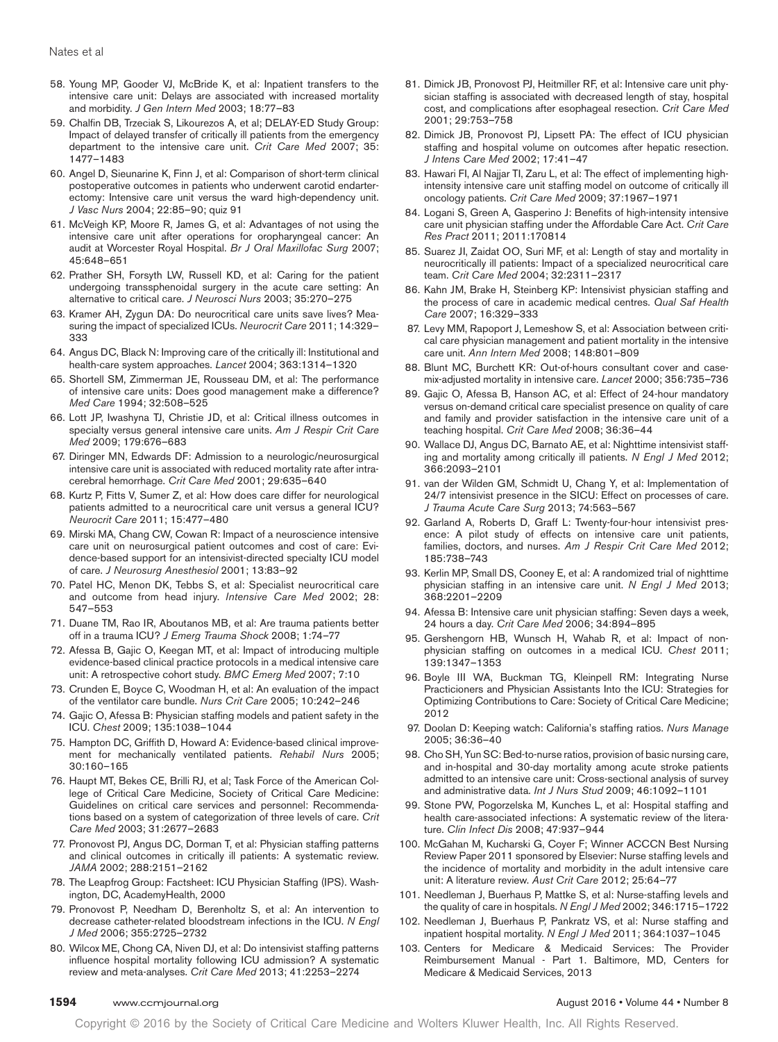58. Young MP, Gooder VJ, McBride K, et al: Inpatient transfers to the intensive care unit: Delays are associated with increased mortality and morbidity. *J Gen Intern Med* 2003; 18:77–83
59. Chalfin DB, Trzeciak S, Likourezos A, et al; DELAY-ED Study Group: Impact of delayed transfer of critically ill patients from the emergency department to the intensive care unit. *Crit Care Med* 2007; 35: 1477–1483
60. Angel D, Sieunarine K, Finn J, et al: Comparison of short-term clinical postoperative outcomes in patients who underwent carotid endarterectomy: Intensive care unit versus the ward high-dependency unit. *J Vasc Nurs* 2004; 22:85–90; quiz 91
61. McVeigh KP, Moore R, James G, et al: Advantages of not using the intensive care unit after operations for oropharyngeal cancer: An audit at Worcester Royal Hospital. *Br J Oral Maxillofac Surg* 2007; 45:648–651
62. Prather SH, Forsyth LW, Russell KD, et al: Caring for the patient undergoing transsphenoidal surgery in the acute care setting: An alternative to critical care. *J Neurosci Nurs* 2003; 35:270–275
63. Kramer AH, Zygun DA: Do neurocritical care units save lives? Measuring the impact of specialized ICUs. *Neurocrit Care* 2011; 14:329–333
64. Angus DC, Black N: Improving care of the critically ill: Institutional and health-care system approaches. *Lancet* 2004; 363:1314–1320
65. Shortell SM, Zimmerman JE, Rousseau DM, et al: The performance of intensive care units: Does good management make a difference? *Med Care* 1994; 32:508–525
66. Lott JP, Iwashyna TJ, Christie JD, et al: Critical illness outcomes in specialty versus general intensive care units. *Am J Respir Crit Care Med* 2009; 179:676–683
67. Diringer MN, Edwards DF: Admission to a neurologic/neurosurgical intensive care unit is associated with reduced mortality rate after intracerebral hemorrhage. *Crit Care Med* 2001; 29:635–640
68. Kurtz P, Fitts V, Sumer Z, et al: How does care differ for neurological patients admitted to a neurocritical care unit versus a general ICU? *Neurocrit Care* 2011; 15:477–480
69. Mirski MA, Chang CW, Cowan R: Impact of a neuroscience intensive care unit on neurosurgical patient outcomes and cost of care: Evidence-based support for an intensivist-directed specialty ICU model of care. *J Neurosurg Anesthesiol* 2001; 13:83–92
70. Patel HC, Menon DK, Tebbs S, et al: Specialist neurocritical care and outcome from head injury. *Intensive Care Med* 2002; 28: 547–553
71. Duane TM, Rao IR, Aboutanos MB, et al: Are trauma patients better off in a trauma ICU? *J Emerg Trauma Shock* 2008; 1:74–77
72. Afessa B, Gajic O, Keegan MT, et al: Impact of introducing multiple evidence-based clinical practice protocols in a medical intensive care unit: A retrospective cohort study. *BMC Emerg Med* 2007; 7:10
73. Crunden E, Boyce C, Woodman H, et al: An evaluation of the impact of the ventilator care bundle. *Nurs Crit Care* 2005; 10:242–246
74. Gajic O, Afessa B: Physician staffing models and patient safety in the ICU. *Chest* 2009; 135:1038–1044
75. Hampton DC, Griffith D, Howard A: Evidence-based clinical improvement for mechanically ventilated patients. *Rehabil Nurs* 2005; 30:160–165
76. Haupt MT, Bekes CE, Brilli RJ, et al; Task Force of the American College of Critical Care Medicine, Society of Critical Care Medicine: Guidelines on critical care services and personnel: Recommendations based on a system of categorization of three levels of care. *Crit Care Med* 2003; 31:2677–2683
77. Pronovost PJ, Angus DC, Dorman T, et al: Physician staffing patterns and clinical outcomes in critically ill patients: A systematic review. *JAMA* 2002; 288:2151–2162
78. The Leapfrog Group: Factsheet: ICU Physician Staffing (IPS). Washington, DC, AcademyHealth, 2000
79. Pronovost P, Needham D, Berenholtz S, et al: An intervention to decrease catheter-related bloodstream infections in the ICU. *N Engl J Med* 2006; 355:2725–2732
80. Wilcox ME, Chong CA, Niven DJ, et al: Do intensivist staffing patterns influence hospital mortality following ICU admission? A systematic review and meta-analyses. *Crit Care Med* 2013; 41:2253–2274
81. Dimick JB, Pronovost PJ, Heitmiller RF, et al: Intensive care unit physician staffing is associated with decreased length of stay, hospital cost, and complications after esophageal resection. *Crit Care Med* 2001; 29:753–758
82. Dimick JB, Pronovost PJ, Lipsett PA: The effect of ICU physician staffing and hospital volume on outcomes after hepatic resection. *J Intens Care Med* 2002; 17:41–47
83. Hawari FI, Al Najjar TI, Zaru L, et al: The effect of implementing high-intensity intensive care unit staffing model on outcome of critically ill oncology patients. *Crit Care Med* 2009; 37:1967–1971
84. Logani S, Green A, Gasperino J: Benefits of high-intensity intensive care unit physician staffing under the Affordable Care Act. *Crit Care Res Pract* 2011; 2011:170814
85. Suarez JI, Zaidat OO, Suri MF, et al: Length of stay and mortality in neurocritically ill patients: Impact of a specialized neurocritical care team. *Crit Care Med* 2004; 32:2311–2317
86. Kahn JM, Brake H, Steinberg KP: Intensivist physician staffing and the process of care in academic medical centres. *Qual Saf Health Care* 2007; 16:329–333
87. Levy MM, Rapoport J, Lemeshow S, et al: Association between critical care physician management and patient mortality in the intensive care unit. *Ann Intern Med* 2008; 148:801–809
88. Blunt MC, Burchett KR: Out-of-hours consultant cover and case-mix-adjusted mortality in intensive care. *Lancet* 2000; 356:735–736
89. Gajic O, Afessa B, Hanson AC, et al: Effect of 24-hour mandatory versus on-demand critical care specialist presence on quality of care and family and provider satisfaction in the intensive care unit of a teaching hospital. *Crit Care Med* 2008; 36:36–44
90. Wallace DJ, Angus DC, Barnato AE, et al: Nighttime intensivist staffing and mortality among critically ill patients. *N Engl J Med* 2012; 366:2093–2101
91. van der Wilden GM, Schmidt U, Chang Y, et al: Implementation of 24/7 intensivist presence in the SICU: Effect on processes of care. *J Trauma Acute Care Surg* 2013; 74:563–567
92. Garland A, Roberts D, Graff L: Twenty-four-hour intensivist presence: A pilot study of effects on intensive care unit patients, families, doctors, and nurses. *Am J Respir Crit Care Med* 2012; 185:738–743
93. Kerlin MP, Small DS, Cooney E, et al: A randomized trial of nighttime physician staffing in an intensive care unit. *N Engl J Med* 2013; 368:2201–2209
94. Afessa B: Intensive care unit physician staffing: Seven days a week, 24 hours a day. *Crit Care Med* 2006; 34:894–895
95. Gershengorn HB, Wunsch H, Wahab R, et al: Impact of nonphysician staffing on outcomes in a medical ICU. *Chest* 2011; 139:1347–1353
96. Boyle III WA, Buckman TG, Kleinpell RM: Integrating Nurse Practicioners and Physician Assistants Into the ICU: Strategies for Optimizing Contributions to Care: Society of Critical Care Medicine; 2012
97. Doolan D: Keeping watch: California's staffing ratios. *Nurs Manage* 2005; 36:36–40
98. Cho SH, Yun SC: Bed-to-nurse ratios, provision of basic nursing care, and in-hospital and 30-day mortality among acute stroke patients admitted to an intensive care unit: Cross-sectional analysis of survey and administrative data. *Int J Nurs Stud* 2009; 46:1092–1101
99. Stone PW, Pogorzelska M, Kunches L, et al: Hospital staffing and health care-associated infections: A systematic review of the literature. *Clin Infect Dis* 2008; 47:937–944
100. McGahan M, Kucharski G, Coyer F; Winner ACCCN Best Nursing Review Paper 2011 sponsored by Elsevier: Nurse staffing levels and the incidence of mortality and morbidity in the adult intensive care unit: A literature review. *Aust Crit Care* 2012; 25:64–77
101. Needleman J, Buerhaus P, Mattke S, et al: Nurse-staffing levels and the quality of care in hospitals. *N Engl J Med* 2002; 346:1715–1722
102. Needleman J, Buerhaus P, Pankratz VS, et al: Nurse staffing and inpatient hospital mortality. *N Engl J Med* 2011; 364:1037–1045
103. Centers for Medicare & Medicaid Services: The Provider Reimbursement Manual - Part 1. Baltimore, MD, Centers for Medicare & Medicaid Services, 2013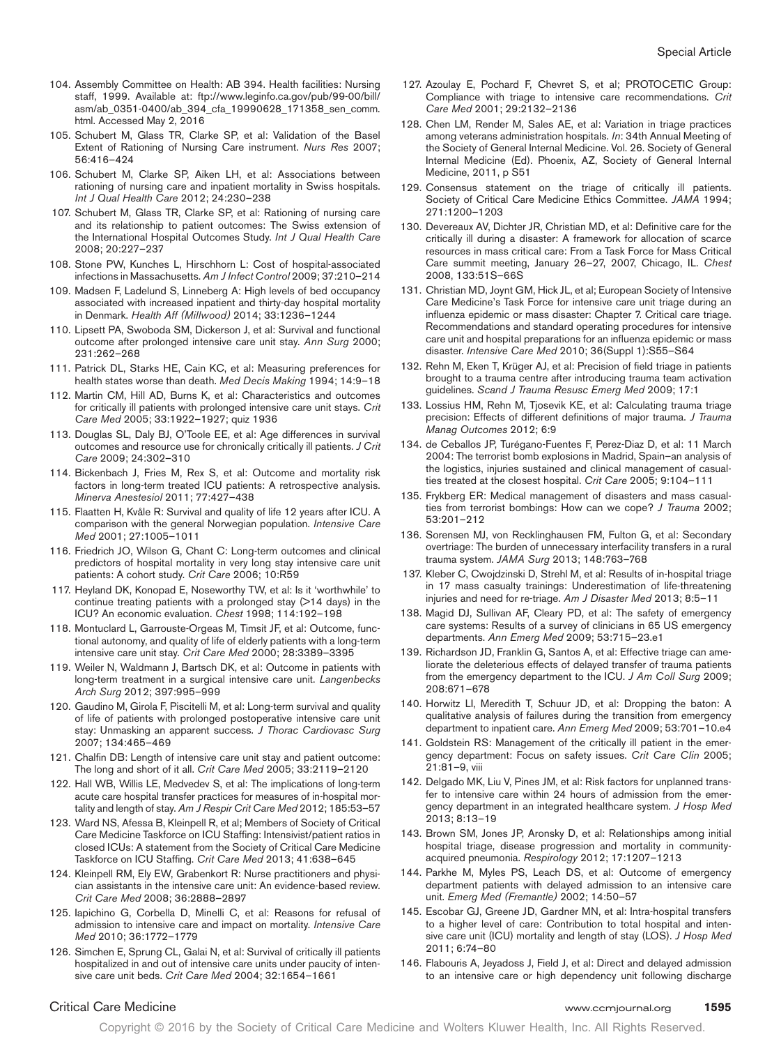104. Assembly Committee on Health: AB 394. Health facilities: Nursing staff, 1999. Available at: ftp://www.leginfo.ca.gov/pub/99-00/bill/asm/ab_0351-0400/ab_394_cfa_19990628_171358_sen_comm.html. Accessed May 2, 2016
105. Schubert M, Glass TR, Clarke SP, et al: Validation of the Basel Extent of Rationing of Nursing Care instrument. *Nurs Res* 2007; 56:416–424
106. Schubert M, Clarke SP, Aiken LH, et al: Associations between rationing of nursing care and inpatient mortality in Swiss hospitals. *Int J Qual Health Care* 2012; 24:230–238
107. Schubert M, Glass TR, Clarke SP, et al: Rationing of nursing care and its relationship to patient outcomes: The Swiss extension of the International Hospital Outcomes Study. *Int J Qual Health Care* 2008; 20:227–237
108. Stone PW, Kunches L, Hirschhorn L: Cost of hospital-associated infections in Massachusetts. *Am J Infect Control* 2009; 37:210–214
109. Madsen F, Ladelund S, Linneberg A: High levels of bed occupancy associated with increased inpatient and thirty-day hospital mortality in Denmark. *Health Aff (Millwood)* 2014; 33:1236–1244
110. Lipsett PA, Swoboda SM, Dickerson J, et al: Survival and functional outcome after prolonged intensive care unit stay. *Ann Surg* 2000; 231:262–268
111. Patrick DL, Starks HE, Cain KC, et al: Measuring preferences for health states worse than death. *Med Decis Making* 1994; 14:9–18
112. Martin CM, Hill AD, Burns K, et al: Characteristics and outcomes for critically ill patients with prolonged intensive care unit stays. *Crit Care Med* 2005; 33:1922–1927; quiz 1936
113. Douglas SL, Daly BJ, O'Toole EE, et al: Age differences in survival outcomes and resource use for chronically critically ill patients. *J Crit Care* 2009; 24:302–310
114. Bickenbach J, Fries M, Rex S, et al: Outcome and mortality risk factors in long-term treated ICU patients: A retrospective analysis. *Minerva Anestesiol* 2011; 77:427–438
115. Flaatten H, Kvåle R: Survival and quality of life 12 years after ICU. A comparison with the general Norwegian population. *Intensive Care Med* 2001; 27:1005–1011
116. Friedrich JO, Wilson G, Chant C: Long-term outcomes and clinical predictors of hospital mortality in very long stay intensive care unit patients: A cohort study. *Crit Care* 2006; 10:R59
117. Heyland DK, Konopad E, Noseworthy TW, et al: Is it 'worthwhile' to continue treating patients with a prolonged stay (>14 days) in the ICU? An economic evaluation. *Chest* 1998; 114:192–198
118. Montuclard L, Garrouste-Orgeas M, Timsit JF, et al: Outcome, functional autonomy, and quality of life of elderly patients with a long-term intensive care unit stay. *Crit Care Med* 2000; 28:3389–3395
119. Weiler N, Waldmann J, Bartsch DK, et al: Outcome in patients with long-term treatment in a surgical intensive care unit. *Langenbecks Arch Surg* 2012; 397:995–999
120. Gaudino M, Girola F, Piscitelli M, et al: Long-term survival and quality of life of patients with prolonged postoperative intensive care unit stay: Unmasking an apparent success. *J Thorac Cardiovasc Surg* 2007; 134:465–469
121. Chalfin DB: Length of intensive care unit stay and patient outcome: The long and short of it all. *Crit Care Med* 2005; 33:2119–2120
122. Hall WB, Willis LE, Medvedev S, et al: The implications of long-term acute care hospital transfer practices for measures of in-hospital mortality and length of stay. *Am J Respir Crit Care Med* 2012; 185:53–57
123. Ward NS, Afessa B, Kleinpell R, et al; Members of Society of Critical Care Medicine Taskforce on ICU Staffing: Intensivist/patient ratios in closed ICUs: A statement from the Society of Critical Care Medicine Taskforce on ICU Staffing. *Crit Care Med* 2013; 41:638–645
124. Kleinpell RM, Ely EW, Grabenkort R: Nurse practitioners and physician assistants in the intensive care unit: An evidence-based review. *Crit Care Med* 2008; 36:2888–2897
125. Iapichino G, Corbella D, Minelli C, et al: Reasons for refusal of admission to intensive care and impact on mortality. *Intensive Care Med* 2010; 36:1772–1779
126. Simchen E, Sprung CL, Galai N, et al: Survival of critically ill patients hospitalized in and out of intensive care units under paucity of intensive care unit beds. *Crit Care Med* 2004; 32:1654–1661
127. Azoulay E, Pochard F, Chevret S, et al; PROTOCETIC Group: Compliance with triage to intensive care recommendations. *Crit Care Med* 2001; 29:2132–2136
128. Chen LM, Render M, Sales AE, et al: Variation in triage practices among veterans administration hospitals. *In*: 34th Annual Meeting of the Society of General Internal Medicine. Vol. 26. Society of General Internal Medicine (Ed). Phoenix, AZ, Society of General Internal Medicine, 2011, p S51
129. Consensus statement on the triage of critically ill patients. Society of Critical Care Medicine Ethics Committee. *JAMA* 1994; 271:1200–1203
130. Devereaux AV, Dichter JR, Christian MD, et al: Definitive care for the critically ill during a disaster: A framework for allocation of scarce resources in mass critical care: From a Task Force for Mass Critical Care summit meeting, January 26–27, 2007, Chicago, IL. *Chest* 2008, 133:51S–66S
131. Christian MD, Joynt GM, Hick JL, et al; European Society of Intensive Care Medicine's Task Force for intensive care unit triage during an influenza epidemic or mass disaster: Chapter 7. Critical care triage. Recommendations and standard operating procedures for intensive care unit and hospital preparations for an influenza epidemic or mass disaster. *Intensive Care Med* 2010; 36(Suppl 1):S55–S64
132. Rehn M, Eken T, Krüger AJ, et al: Precision of field triage in patients brought to a trauma centre after introducing trauma team activation guidelines. *Scand J Trauma Resusc Emerg Med* 2009; 17:1
133. Lossius HM, Rehn M, Tjosevik KE, et al: Calculating trauma triage precision: Effects of different definitions of major trauma. *J Trauma Manag Outcomes* 2012; 6:9
134. de Ceballos JP, Turégano-Fuentes F, Perez-Diaz D, et al: 11 March 2004: The terrorist bomb explosions in Madrid, Spain–an analysis of the logistics, injuries sustained and clinical management of casualties treated at the closest hospital. *Crit Care* 2005; 9:104–111
135. Frykberg ER: Medical management of disasters and mass casualties from terrorist bombings: How can we cope? *J Trauma* 2002; 53:201–212
136. Sorensen MJ, von Recklinghausen FM, Fulton G, et al: Secondary overtriage: The burden of unnecessary interfacility transfers in a rural trauma system. *JAMA Surg* 2013; 148:763–768
137. Kleber C, Cwojdzinski D, Strehl M, et al: Results of in-hospital triage in 17 mass casualty trainings: Underestimation of life-threatening injuries and need for re-triage. *Am J Disaster Med* 2013; 8:5–11
138. Magid DJ, Sullivan AF, Cleary PD, et al: The safety of emergency care systems: Results of a survey of clinicians in 65 US emergency departments. *Ann Emerg Med* 2009; 53:715–23.e1
139. Richardson JD, Franklin G, Santos A, et al: Effective triage can ameliorate the deleterious effects of delayed transfer of trauma patients from the emergency department to the ICU. *J Am Coll Surg* 2009; 208:671–678
140. Horwitz LI, Meredith T, Schuur JD, et al: Dropping the baton: A qualitative analysis of failures during the transition from emergency department to inpatient care. *Ann Emerg Med* 2009; 53:701–10.e4
141. Goldstein RS: Management of the critically ill patient in the emergency department: Focus on safety issues. *Crit Care Clin* 2005; 21:81–9, viii
142. Delgado MK, Liu V, Pines JM, et al: Risk factors for unplanned transfer to intensive care within 24 hours of admission from the emergency department in an integrated healthcare system. *J Hosp Med* 2013; 8:13–19
143. Brown SM, Jones JP, Aronsky D, et al: Relationships among initial hospital triage, disease progression and mortality in community-acquired pneumonia. *Respirology* 2012; 17:1207–1213
144. Parkhe M, Myles PS, Leach DS, et al: Outcome of emergency department patients with delayed admission to an intensive care unit. *Emerg Med (Fremantle)* 2002; 14:50–57
145. Escobar GJ, Greene JD, Gardner MN, et al: Intra-hospital transfers to a higher level of care: Contribution to total hospital and intensive care unit (ICU) mortality and length of stay (LOS). *J Hosp Med* 2011; 6:74–80
146. Flabouris A, Jeyadoss J, Field J, et al: Direct and delayed admission to an intensive care or high dependency unit following discharge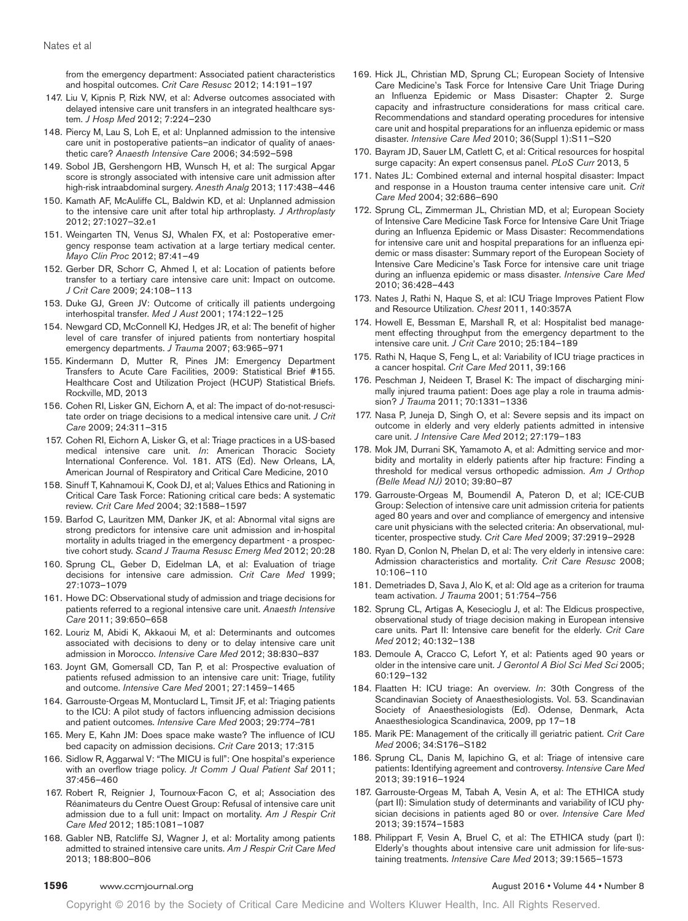from the emergency department: Associated patient characteristics and hospital outcomes. *Crit Care Resusc* 2012; 14:191–197

147. Liu V, Kipnis P, Rizk NW, et al: Adverse outcomes associated with delayed intensive care unit transfers in an integrated healthcare system. *J Hosp Med* 2012; 7:224–230
148. Piercy M, Lau S, Loh E, et al: Unplanned admission to the intensive care unit in postoperative patients–an indicator of quality of anaesthetic care? *Anaesth Intensive Care* 2006; 34:592–598
149. Sobol JB, Gershengorn HB, Wunsch H, et al: The surgical Apgar score is strongly associated with intensive care unit admission after high-risk intraabdominal surgery. *Anesth Analg* 2013; 117:438–446
150. Kamath AF, McAuliffe CL, Baldwin KD, et al: Unplanned admission to the intensive care unit after total hip arthroplasty. *J Arthroplasty* 2012; 27:1027–32.e1
151. Weingarten TN, Venus SJ, Whalen FX, et al: Postoperative emergency response team activation at a large tertiary medical center. *Mayo Clin Proc* 2012; 87:41–49
152. Gerber DR, Schorr C, Ahmed I, et al: Location of patients before transfer to a tertiary care intensive care unit: Impact on outcome. *J Crit Care* 2009; 24:108–113
153. Duke GJ, Green JV: Outcome of critically ill patients undergoing interhospital transfer. *Med J Aust* 2001; 174:122–125
154. Newgard CD, McConnell KJ, Hedges JR, et al: The benefit of higher level of care transfer of injured patients from nontertiary hospital emergency departments. *J Trauma* 2007; 63:965–971
155. Kindermann D, Mutter R, Pines JM: Emergency Department Transfers to Acute Care Facilities, 2009: Statistical Brief #155. Healthcare Cost and Utilization Project (HCUP) Statistical Briefs. Rockville, MD, 2013
156. Cohen RI, Lisker GN, Eichorn A, et al: The impact of do-not-resuscitate order on triage decisions to a medical intensive care unit. *J Crit Care* 2009; 24:311–315
157. Cohen RI, Eichorn A, Lisker G, et al: Triage practices in a US-based medical intensive care unit. *In*: American Thoracic Society International Conference. Vol. 181. ATS (Ed). New Orleans, LA, American Journal of Respiratory and Critical Care Medicine, 2010
158. Sinuff T, Kahnamoui K, Cook DJ, et al; Values Ethics and Rationing in Critical Care Task Force: Rationing critical care beds: A systematic review. *Crit Care Med* 2004; 32:1588–1597
159. Barfod C, Lauritzen MM, Danker JK, et al: Abnormal vital signs are strong predictors for intensive care unit admission and in-hospital mortality in adults triaged in the emergency department - a prospective cohort study. *Scand J Trauma Resusc Emerg Med* 2012; 20:28
160. Sprung CL, Geber D, Eidelman LA, et al: Evaluation of triage decisions for intensive care admission. *Crit Care Med* 1999; 27:1073–1079
161. Howe DC: Observational study of admission and triage decisions for patients referred to a regional intensive care unit. *Anaesth Intensive Care* 2011; 39:650–658
162. Louriz M, Abidi K, Akkaoui M, et al: Determinants and outcomes associated with decisions to deny or to delay intensive care unit admission in Morocco. *Intensive Care Med* 2012; 38:830–837
163. Joynt GM, Gomersall CD, Tan P, et al: Prospective evaluation of patients refused admission to an intensive care unit: Triage, futility and outcome. *Intensive Care Med* 2001; 27:1459–1465
164. Garrouste-Orgeas M, Montuclard L, Timsit JF, et al: Triaging patients to the ICU: A pilot study of factors influencing admission decisions and patient outcomes. *Intensive Care Med* 2003; 29:774–781
165. Mery E, Kahn JM: Does space make waste? The influence of ICU bed capacity on admission decisions. *Crit Care* 2013; 17:315
166. Sidlow R, Aggarwal V: "The MICU is full": One hospital's experience with an overflow triage policy. *Jt Comm J Qual Patient Saf* 2011; 37:456–460
167. Robert R, Reignier J, Tournoux-Facon C, et al; Association des Réanimateurs du Centre Ouest Group: Refusal of intensive care unit admission due to a full unit: Impact on mortality. *Am J Respir Crit Care Med* 2012; 185:1081–1087
168. Gabler NB, Ratcliffe SJ, Wagner J, et al: Mortality among patients admitted to strained intensive care units. *Am J Respir Crit Care Med* 2013; 188:800–806
169. Hick JL, Christian MD, Sprung CL; European Society of Intensive Care Medicine's Task Force for Intensive Care Unit Triage During an Influenza Epidemic or Mass Disaster: Chapter 2. Surge capacity and infrastructure considerations for mass critical care. Recommendations and standard operating procedures for intensive care unit and hospital preparations for an influenza epidemic or mass disaster. *Intensive Care Med* 2010; 36(Suppl 1):S11–S20
170. Bayram JD, Sauer LM, Catlett C, et al: Critical resources for hospital surge capacity: An expert consensus panel. *PLoS Curr* 2013, 5
171. Nates JL: Combined external and internal hospital disaster: Impact and response in a Houston trauma center intensive care unit. *Crit Care Med* 2004; 32:686–690
172. Sprung CL, Zimmerman JL, Christian MD, et al; European Society of Intensive Care Medicine Task Force for Intensive Care Unit Triage during an Influenza Epidemic or Mass Disaster: Recommendations for intensive care unit and hospital preparations for an influenza epidemic or mass disaster: Summary report of the European Society of Intensive Care Medicine's Task Force for intensive care unit triage during an influenza epidemic or mass disaster. *Intensive Care Med* 2010; 36:428–443
173. Nates J, Rathi N, Haque S, et al: ICU Triage Improves Patient Flow and Resource Utilization. *Chest* 2011, 140:357A
174. Howell E, Bessman E, Marshall R, et al: Hospitalist bed management effecting throughput from the emergency department to the intensive care unit. *J Crit Care* 2010; 25:184–189
175. Rathi N, Haque S, Feng L, et al: Variability of ICU triage practices in a cancer hospital. *Crit Care Med* 2011, 39:166
176. Peschman J, Neideen T, Brasel K: The impact of discharging minimally injured trauma patient: Does age play a role in trauma admission? *J Trauma* 2011; 70:1331–1336
177. Nasa P, Juneja D, Singh O, et al: Severe sepsis and its impact on outcome in elderly and very elderly patients admitted in intensive care unit. *J Intensive Care Med* 2012; 27:179–183
178. Mok JM, Durrani SK, Yamamoto A, et al: Admitting service and morbidity and mortality in elderly patients after hip fracture: Finding a threshold for medical versus orthopedic admission. *Am J Orthop (Belle Mead NJ)* 2010; 39:80–87
179. Garrouste-Orgeas M, Boumendil A, Pateron D, et al; ICE-CUB Group: Selection of intensive care unit admission criteria for patients aged 80 years and over and compliance of emergency and intensive care unit physicians with the selected criteria: An observational, multicenter, prospective study. *Crit Care Med* 2009; 37:2919–2928
180. Ryan D, Conlon N, Phelan D, et al: The very elderly in intensive care: Admission characteristics and mortality. *Crit Care Resusc* 2008; 10:106–110
181. Demetriades D, Sava J, Alo K, et al: Old age as a criterion for trauma team activation. *J Trauma* 2001; 51:754–756
182. Sprung CL, Artigas A, Kesecioglu J, et al: The Eldicus prospective, observational study of triage decision making in European intensive care units. Part II: Intensive care benefit for the elderly. *Crit Care Med* 2012; 40:132–138
183. Demoule A, Cracco C, Lefort Y, et al: Patients aged 90 years or older in the intensive care unit. *J Gerontol A Biol Sci Med Sci* 2005; 60:129–132
184. Flaatten H: ICU triage: An overview. *In*: 30th Congress of the Scandinavian Society of Anaesthesiologists. Vol. 53. Scandinavian Society of Anaesthesiologists (Ed). Odense, Denmark, Acta Anaesthesiologica Scandinavica, 2009, pp 17–18
185. Marik PE: Management of the critically ill geriatric patient. *Crit Care Med* 2006; 34:S176–S182
186. Sprung CL, Danis M, Iapichino G, et al: Triage of intensive care patients: Identifying agreement and controversy. *Intensive Care Med* 2013; 39:1916–1924
187. Garrouste-Orgeas M, Tabah A, Vesin A, et al: The ETHICA study (part II): Simulation study of determinants and variability of ICU physician decisions in patients aged 80 or over. *Intensive Care Med* 2013; 39:1574–1583
188. Philippart F, Vesin A, Bruel C, et al: The ETHICA study (part I): Elderly's thoughts about intensive care unit admission for life-sustaining treatments. *Intensive Care Med* 2013; 39:1565–1573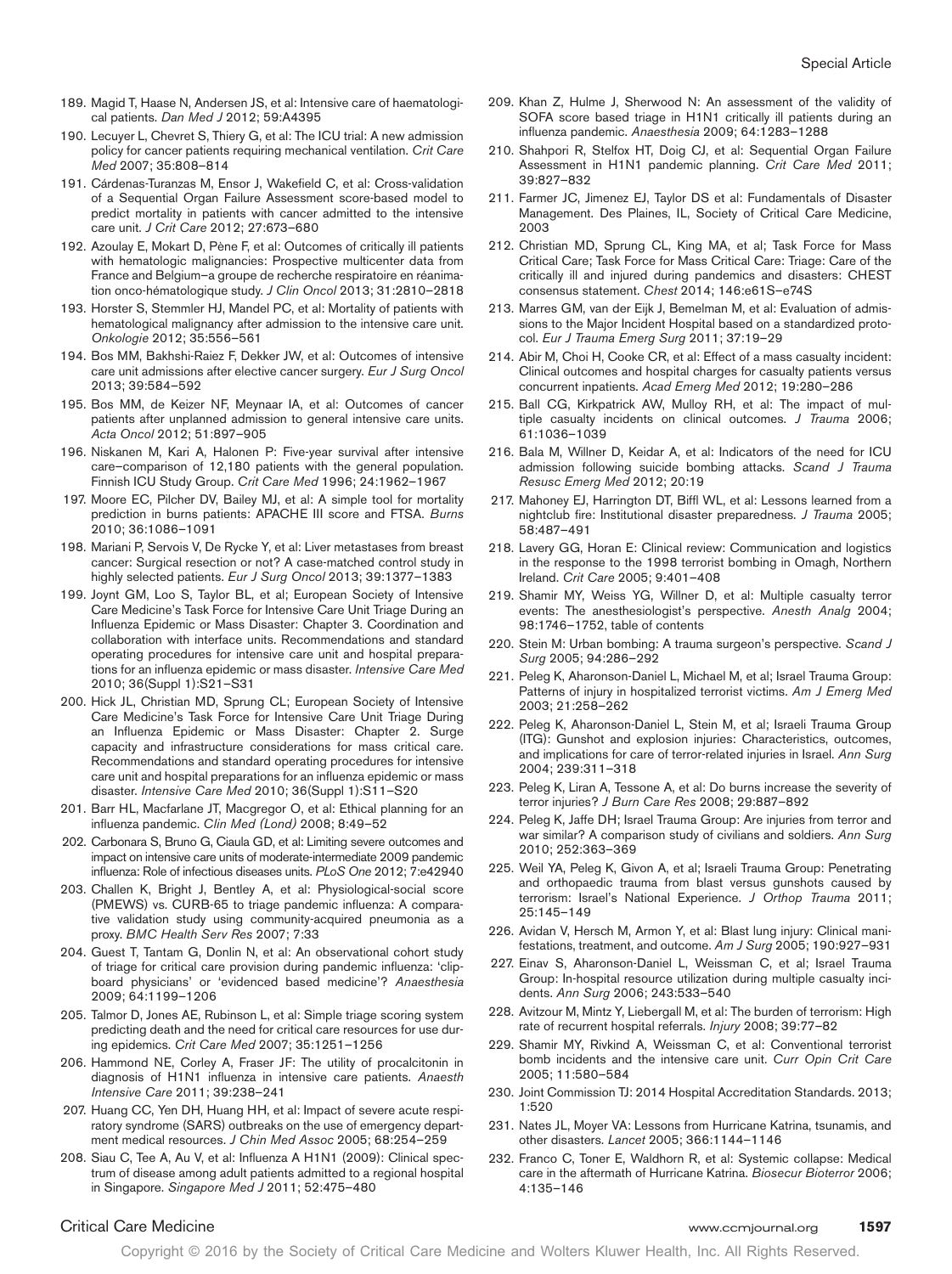189. Magid T, Haase N, Andersen JS, et al: Intensive care of haematological patients. *Dan Med J* 2012; 59:A4395

190. Lecuyer L, Chevret S, Thiery G, et al: The ICU trial: A new admission policy for cancer patients requiring mechanical ventilation. *Crit Care Med* 2007; 35:808–814

191. Cárdenas-Turanzas M, Ensor J, Wakefield C, et al: Cross-validation of a Sequential Organ Failure Assessment score-based model to predict mortality in patients with cancer admitted to the intensive care unit. *J Crit Care* 2012; 27:673–680

192. Azoulay E, Mokart D, Pène F, et al: Outcomes of critically ill patients with hematologic malignancies: Prospective multicenter data from France and Belgium—a groupe de recherche respiratoire en réanimation onco-hématologique study. *J Clin Oncol* 2013; 31:2810–2818

193. Horster S, Stemmler HJ, Mandel PC, et al: Mortality of patients with hematological malignancy after admission to the intensive care unit. *Onkologie* 2012; 35:556–561

194. Bos MM, Bakhshi-Raiez F, Dekker JW, et al: Outcomes of intensive care unit admissions after elective cancer surgery. *Eur J Surg Oncol* 2013; 39:584–592

195. Bos MM, de Keizer NF, Meynaar IA, et al: Outcomes of cancer patients after unplanned admission to general intensive care units. *Acta Oncol* 2012; 51:897–905

196. Niskanen M, Kari A, Halonen P: Five-year survival after intensive care—comparison of 12,180 patients with the general population. Finnish ICU Study Group. *Crit Care Med* 1996; 24:1962–1967

197. Moore EC, Pilcher DV, Bailey MJ, et al: A simple tool for mortality prediction in burns patients: APACHE III score and FTSA. *Burns* 2010; 36:1086–1091

198. Mariani P, Servois V, De Rycke Y, et al: Liver metastases from breast cancer: Surgical resection or not? A case-matched control study in highly selected patients. *Eur J Surg Oncol* 2013; 39:1377–1383

199. Joynt GM, Loo S, Taylor BL, et al; European Society of Intensive Care Medicine's Task Force for Intensive Care Unit Triage During an Influenza Epidemic or Mass Disaster: Chapter 3. Coordination and collaboration with interface units. Recommendations and standard operating procedures for intensive care unit and hospital preparations for an influenza epidemic or mass disaster. *Intensive Care Med* 2010; 36(Suppl 1):S21–S31

200. Hick JL, Christian MD, Sprung CL; European Society of Intensive Care Medicine's Task Force for Intensive Care Unit Triage During an Influenza Epidemic or Mass Disaster: Chapter 2. Surge capacity and infrastructure considerations for mass critical care. Recommendations and standard operating procedures for intensive care unit and hospital preparations for an influenza epidemic or mass disaster. *Intensive Care Med* 2010; 36(Suppl 1):S11–S20

201. Barr HL, Macfarlane JT, Macgregor O, et al: Ethical planning for an influenza pandemic. *Clin Med (Lond)* 2008; 8:49–52

202. Carbonara S, Bruno G, Ciaula GD, et al: Limiting severe outcomes and impact on intensive care units of moderate-intermediate 2009 pandemic influenza: Role of infectious diseases units. *PLoS One* 2012; 7:e42940

203. Challen K, Bright J, Bentley A, et al: Physiological-social score (PMEWS) vs. CURB-65 to triage pandemic influenza: A comparative validation study using community-acquired pneumonia as a proxy. *BMC Health Serv Res* 2007; 7:33

204. Guest T, Tantam G, Donlin N, et al: An observational cohort study of triage for critical care provision during pandemic influenza: 'clipboard physicians' or 'evidenced based medicine'? *Anaesthesia* 2009; 64:1199–1206

205. Talmor D, Jones AE, Rubinson L, et al: Simple triage scoring system predicting death and the need for critical care resources for use during epidemics. *Crit Care Med* 2007; 35:1251–1256

206. Hammond NE, Corley A, Fraser JF: The utility of procalcitonin in diagnosis of H1N1 influenza in intensive care patients. *Anaesth Intensive Care* 2011; 39:238–241

207. Huang CC, Yen DH, Huang HH, et al: Impact of severe acute respiratory syndrome (SARS) outbreaks on the use of emergency department medical resources. *J Chin Med Assoc* 2005; 68:254–259

208. Siau C, Tee A, Au V, et al: Influenza A H1N1 (2009): Clinical spectrum of disease among adult patients admitted to a regional hospital in Singapore. *Singapore Med J* 2011; 52:475–480

209. Khan Z, Hulme J, Sherwood N: An assessment of the validity of SOFA score based triage in H1N1 critically ill patients during an influenza pandemic. *Anaesthesia* 2009; 64:1283–1288

210. Shahpori R, Stelfox HT, Doig CJ, et al: Sequential Organ Failure Assessment in H1N1 pandemic planning. *Crit Care Med* 2011; 39:827–832

211. Farmer JC, Jimenez EJ, Taylor DS et al: Fundamentals of Disaster Management. Des Plaines, IL, Society of Critical Care Medicine, 2003

212. Christian MD, Sprung CL, King MA, et al; Task Force for Mass Critical Care; Task Force for Mass Critical Care: Triage: Care of the critically ill and injured during pandemics and disasters: CHEST consensus statement. *Chest* 2014; 146:e61S–e74S

213. Marres GM, van der Eijk J, Bemelman M, et al: Evaluation of admissions to the Major Incident Hospital based on a standardized protocol. *Eur J Trauma Emerg Surg* 2011; 37:19–29

214. Abir M, Choi H, Cooke CR, et al: Effect of a mass casualty incident: Clinical outcomes and hospital charges for casualty patients versus concurrent inpatients. *Acad Emerg Med* 2012; 19:280–286

215. Ball CG, Kirkpatrick AW, Mulloy RH, et al: The impact of multiple casualty incidents on clinical outcomes. *J Trauma* 2006; 61:1036–1039

216. Bala M, Willner D, Keidar A, et al: Indicators of the need for ICU admission following suicide bombing attacks. *Scand J Trauma Resusc Emerg Med* 2012; 20:19

217. Mahoney EJ, Harrington DT, Biffl WL, et al: Lessons learned from a nightclub fire: Institutional disaster preparedness. *J Trauma* 2005; 58:487–491

218. Lavery GG, Horan E: Clinical review: Communication and logistics in the response to the 1998 terrorist bombing in Omagh, Northern Ireland. *Crit Care* 2005; 9:401–408

219. Shamir MY, Weiss YG, Willner D, et al: Multiple casualty terror events: The anesthesiologist's perspective. *Anesth Analg* 2004; 98:1746–1752, table of contents

220. Stein M: Urban bombing: A trauma surgeon's perspective. *Scand J Surg* 2005; 94:286–292

221. Peleg K, Aharonson-Daniel L, Michael M, et al; Israel Trauma Group: Patterns of injury in hospitalized terrorist victims. *Am J Emerg Med* 2003; 21:258–262

222. Peleg K, Aharonson-Daniel L, Stein M, et al; Israeli Trauma Group (ITG): Gunshot and explosion injuries: Characteristics, outcomes, and implications for care of terror-related injuries in Israel. *Ann Surg* 2004; 239:311–318

223. Peleg K, Liran A, Tessone A, et al: Do burns increase the severity of terror injuries? *J Burn Care Res* 2008; 29:887–892

224. Peleg K, Jaffe DH; Israel Trauma Group: Are injuries from terror and war similar? A comparison study of civilians and soldiers. *Ann Surg* 2010; 252:363–369

225. Weil YA, Peleg K, Givon A, et al; Israeli Trauma Group: Penetrating and orthopaedic trauma from blast versus gunshots caused by terrorism: Israel's National Experience. *J Orthop Trauma* 2011; 25:145–149

226. Avidan V, Hersch M, Armon Y, et al: Blast lung injury: Clinical manifestations, treatment, and outcome. *Am J Surg* 2005; 190:927–931

227. Einav S, Aharonson-Daniel L, Weissman C, et al; Israel Trauma Group: In-hospital resource utilization during multiple casualty incidents. *Ann Surg* 2006; 243:533–540

228. Avitzour M, Mintz Y, Liebergall M, et al: The burden of terrorism: High rate of recurrent hospital referrals. *Injury* 2008; 39:77–82

229. Shamir MY, Rivkind A, Weissman C, et al: Conventional terrorist bomb incidents and the intensive care unit. *Curr Opin Crit Care* 2005; 11:580–584

230. Joint Commission TJ: 2014 Hospital Accreditation Standards. 2013; 1:520

231. Nates JL, Moyer VA: Lessons from Hurricane Katrina, tsunamis, and other disasters. *Lancet* 2005; 366:1144–1146

232. Franco C, Toner E, Waldhorn R, et al: Systemic collapse: Medical care in the aftermath of Hurricane Katrina. *Biosecur Bioterror* 2006; 4:135–146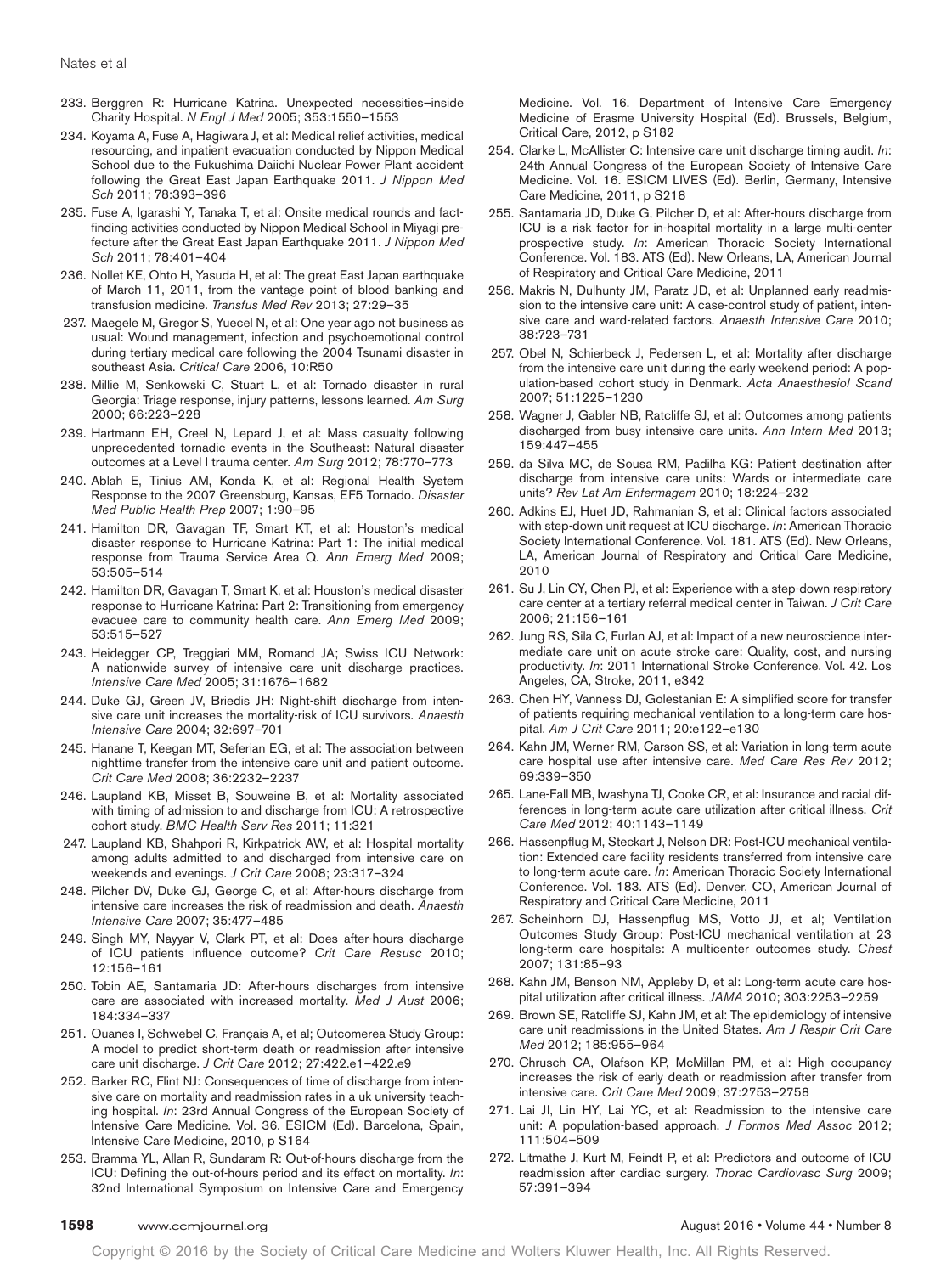233. Berggren R: Hurricane Katrina. Unexpected necessities–inside Charity Hospital. *N Engl J Med* 2005; 353:1550–1553
234. Koyama A, Fuse A, Hagiwara J, et al: Medical relief activities, medical resourcing, and inpatient evacuation conducted by Nippon Medical School due to the Fukushima Daiichi Nuclear Power Plant accident following the Great East Japan Earthquake 2011. *J Nippon Med Sch* 2011; 78:393–396
235. Fuse A, Igarashi Y, Tanaka T, et al: Onsite medical rounds and fact-finding activities conducted by Nippon Medical School in Miyagi prefecture after the Great East Japan Earthquake 2011. *J Nippon Med Sch* 2011; 78:401–404
236. Nollet KE, Ohto H, Yasuda H, et al: The great East Japan earthquake of March 11, 2011, from the vantage point of blood banking and transfusion medicine. *Transfus Med Rev* 2013; 27:29–35
237. Maegele M, Gregor S, Yuecel N, et al: One year ago not business as usual: Wound management, infection and psychoemotional control during tertiary medical care following the 2004 Tsunami disaster in southeast Asia. *Critical Care* 2006, 10:R50
238. Millie M, Senkowski C, Stuart L, et al: Tornado disaster in rural Georgia: Triage response, injury patterns, lessons learned. *Am Surg* 2000; 66:223–228
239. Hartmann EH, Creel N, Lepard J, et al: Mass casualty following unprecedented tornadic events in the Southeast: Natural disaster outcomes at a Level I trauma center. *Am Surg* 2012; 78:770–773
240. Ablah E, Tinius AM, Konda K, et al: Regional Health System Response to the 2007 Greensburg, Kansas, EF5 Tornado. *Disaster Med Public Health Prep* 2007; 1:90–95
241. Hamilton DR, Gavagan TF, Smart KT, et al: Houston's medical disaster response to Hurricane Katrina: Part 1: The initial medical response from Trauma Service Area Q. *Ann Emerg Med* 2009; 53:505–514
242. Hamilton DR, Gavagan T, Smart K, et al: Houston's medical disaster response to Hurricane Katrina: Part 2: Transitioning from emergency evacuee care to community health care. *Ann Emerg Med* 2009; 53:515–527
243. Heidegger CP, Treggiari MM, Romand JA; Swiss ICU Network: A nationwide survey of intensive care unit discharge practices. *Intensive Care Med* 2005; 31:1676–1682
244. Duke GJ, Green JV, Briedis JH: Night-shift discharge from intensive care unit increases the mortality-risk of ICU survivors. *Anaesth Intensive Care* 2004; 32:697–701
245. Hanane T, Keegan MT, Seferian EG, et al: The association between nighttime transfer from the intensive care unit and patient outcome. *Crit Care Med* 2008; 36:2232–2237
246. Laupland KB, Misset B, Souweine B, et al: Mortality associated with timing of admission to and discharge from ICU: A retrospective cohort study. *BMC Health Serv Res* 2011; 11:321
247. Laupland KB, Shahpori R, Kirkpatrick AW, et al: Hospital mortality among adults admitted to and discharged from intensive care on weekends and evenings. *J Crit Care* 2008; 23:317–324
248. Pilcher DV, Duke GJ, George C, et al: After-hours discharge from intensive care increases the risk of readmission and death. *Anaesth Intensive Care* 2007; 35:477–485
249. Singh MY, Nayyar V, Clark PT, et al: Does after-hours discharge of ICU patients influence outcome? *Crit Care Resusc* 2010; 12:156–161
250. Tobin AE, Santamaria JD: After-hours discharges from intensive care are associated with increased mortality. *Med J Aust* 2006; 184:334–337
251. Ouanes I, Schwebel C, Français A, et al; Outcomerea Study Group: A model to predict short-term death or readmission after intensive care unit discharge. *J Crit Care* 2012; 27:422.e1–422.e9
252. Barker RC, Flint NJ: Consequences of time of discharge from intensive care on mortality and readmission rates in a uk university teaching hospital. *In*: 23rd Annual Congress of the European Society of Intensive Care Medicine. Vol. 36. ESICM (Ed). Barcelona, Spain, Intensive Care Medicine, 2010, p S164
253. Bramma YL, Allan R, Sundaram R: Out-of-hours discharge from the ICU: Defining the out-of-hours period and its effect on mortality. *In*: 32nd International Symposium on Intensive Care and Emergency Medicine. Vol. 16. Department of Intensive Care Emergency Medicine of Erasme University Hospital (Ed). Brussels, Belgium, Critical Care, 2012, p S182
254. Clarke L, McAllister C: Intensive care unit discharge timing audit. *In*: 24th Annual Congress of the European Society of Intensive Care Medicine. Vol. 16. ESICM LIVES (Ed). Berlin, Germany, Intensive Care Medicine, 2011, p S218
255. Santamaria JD, Duke G, Pilcher D, et al: After-hours discharge from ICU is a risk factor for in-hospital mortality in a large multi-center prospective study. *In*: American Thoracic Society International Conference. Vol. 183. ATS (Ed). New Orleans, LA, American Journal of Respiratory and Critical Care Medicine, 2011
256. Makris N, Dulhunty JM, Paratz JD, et al: Unplanned early readmission to the intensive care unit: A case-control study of patient, intensive care and ward-related factors. *Anaesth Intensive Care* 2010; 38:723–731
257. Obel N, Schierbeck J, Pedersen L, et al: Mortality after discharge from the intensive care unit during the early weekend period: A population-based cohort study in Denmark. *Acta Anaesthesiol Scand* 2007; 51:1225–1230
258. Wagner J, Gabler NB, Ratcliffe SJ, et al: Outcomes among patients discharged from busy intensive care units. *Ann Intern Med* 2013; 159:447–455
259. da Silva MC, de Sousa RM, Padilha KG: Patient destination after discharge from intensive care units: Wards or intermediate care units? *Rev Lat Am Enfermagem* 2010; 18:224–232
260. Adkins EJ, Huet JD, Rahmanian S, et al: Clinical factors associated with step-down unit request at ICU discharge. *In*: American Thoracic Society International Conference. Vol. 181. ATS (Ed). New Orleans, LA, American Journal of Respiratory and Critical Care Medicine, 2010
261. Su J, Lin CY, Chen PJ, et al: Experience with a step-down respiratory care center at a tertiary referral medical center in Taiwan. *J Crit Care* 2006; 21:156–161
262. Jung RS, Sila C, Furlan AJ, et al: Impact of a new neuroscience intermediate care unit on acute stroke care: Quality, cost, and nursing productivity. *In*: 2011 International Stroke Conference. Vol. 42. Los Angeles, CA, Stroke, 2011, e342
263. Chen HY, Vanness DJ, Golestanian E: A simplified score for transfer of patients requiring mechanical ventilation to a long-term care hospital. *Am J Crit Care* 2011; 20:e122–e130
264. Kahn JM, Werner RM, Carson SS, et al: Variation in long-term acute care hospital use after intensive care. *Med Care Res Rev* 2012; 69:339–350
265. Lane-Fall MB, Iwashyna TJ, Cooke CR, et al: Insurance and racial differences in long-term acute care utilization after critical illness. *Crit Care Med* 2012; 40:1143–1149
266. Hassenpflug M, Steckart J, Nelson DR: Post-ICU mechanical ventilation: Extended care facility residents transferred from intensive care to long-term acute care. *In*: American Thoracic Society International Conference. Vol. 183. ATS (Ed). Denver, CO, American Journal of Respiratory and Critical Care Medicine, 2011
267. Scheinhorn DJ, Hassenpflug MS, Votto JJ, et al; Ventilation Outcomes Study Group: Post-ICU mechanical ventilation at 23 long-term care hospitals: A multicenter outcomes study. *Chest* 2007; 131:85–93
268. Kahn JM, Benson NM, Appleby D, et al: Long-term acute care hospital utilization after critical illness. *JAMA* 2010; 303:2253–2259
269. Brown SE, Ratcliffe SJ, Kahn JM, et al: The epidemiology of intensive care unit readmissions in the United States. *Am J Respir Crit Care Med* 2012; 185:955–964
270. Chrusch CA, Olafson KP, McMillan PM, et al: High occupancy increases the risk of early death or readmission after transfer from intensive care. *Crit Care Med* 2009; 37:2753–2758
271. Lai JI, Lin HY, Lai YC, et al: Readmission to the intensive care unit: A population-based approach. *J Formos Med Assoc* 2012; 111:504–509
272. Litmathe J, Kurt M, Feindt P, et al: Predictors and outcome of ICU readmission after cardiac surgery. *Thorac Cardiovasc Surg* 2009; 57:391–394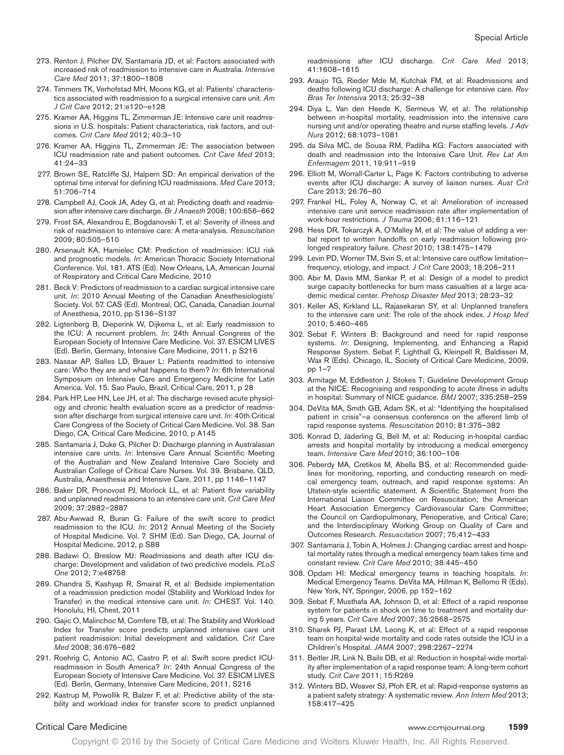273. Renton J, Pilcher DV, Santamaria JD, et al: Factors associated with increased risk of readmission to intensive care in Australia. *Intensive Care Med* 2011; 37:1800–1808

274. Timmers TK, Verhofstad MH, Moons KG, et al: Patients' characteristics associated with readmission to a surgical intensive care unit. *Am J Crit Care* 2012; 21:e120–e128

275. Kramer AA, Higgins TL, Zimmerman JE: Intensive care unit readmissions in U.S. hospitals: Patient characteristics, risk factors, and outcomes. *Crit Care Med* 2012; 40:3–10

276. Kramer AA, Higgins TL, Zimmerman JE: The association between ICU readmission rate and patient outcomes. *Crit Care Med* 2013; 41:24–33

277. Brown SE, Ratcliffe SJ, Halpern SD: An empirical derivation of the optimal time interval for defining ICU readmissions. *Med Care* 2013; 51:706–714

278. Campbell AJ, Cook JA, Adey G, et al: Predicting death and readmission after intensive care discharge. *Br J Anaesth* 2008; 100:656–662

279. Frost SA, Alexandrou E, Bogdanovski T, et al: Severity of illness and risk of readmission to intensive care: A meta-analysis. *Resuscitation* 2009; 80:505–510

280. Arsenault KA, Hamielec CM: Prediction of readmission: ICU risk and prognostic models. *In*: American Thoracic Society International Conference. Vol. 181. ATS (Ed). New Orleans, LA, American Journal of Respiratory and Critical Care Medicine, 2010

281. Beck V: Predictors of readmission to a cardiac surgical intensive care unit. *In*: 2010 Annual Meeting of the Canadian Anesthesiologists' Society. Vol. 57. CAS (Ed). Montreal, QC, Canada, Canadian Journal of Anesthesia, 2010, pp S136–S137

282. Ligtenberg B, Dieperink W, Dijkema L, et al: Early readmission to the ICU: A recurrent problem. *In*: 24th Annual Congress of the European Society of Intensive Care Medicine. Vol. 37. ESICM LIVES (Ed). Berlin, Germany, Intensive Care Medicine, 2011, p S216

283. Nassar AP, Salles LD, Brauer L: Patients readmitted to intensive care: Who they are and what happens to them? *In*: 6th International Symposium on Intensive Care and Emergency Medicine for Latin America. Vol. 15. Sao Paulo, Brazil, Critical Care, 2011, p 28

284. Park HP, Lee HN, Lee JH, et al: The discharge revised acute physiology and chronic health evaluation score as a predictor of readmission after discharge from surgical intensive care unit. *In*: 40th Critical Care Congress of the Society of Critical Care Medicine. Vol. 38. San Diego, CA, Critical Care Medicine, 2010, p A145

285. Santamaria J, Duke G, Pilcher D: Discharge planning in Australasian intensive care units. *In*: Intensive Care Annual Scientific Meeting of the Australian and New Zealand Intensive Care Society and Australian College of Critical Care Nurses. Vol. 39. Brisbane, QLD, Australia, Anaesthesia and Intensive Care, 2011, pp 1146–1147

286. Baker DR, Pronovost PJ, Morlock LL, et al: Patient flow variability and unplanned readmissions to an intensive care unit. *Crit Care Med* 2009; 37:2882–2887

287. Abu-Awwad R, Buran G: Failure of the swift score to predict readmission to the ICU. *In*: 2012 Annual Meeting of the Society of Hospital Medicine. Vol. 7. SHM (Ed). San Diego, CA, Journal of Hospital Medicine, 2012, p S88

288. Badawi O, Breslow MJ: Readmissions and death after ICU discharge: Development and validation of two predictive models. *PLoS One* 2012; 7:e48758

289. Chandra S, Kashyap R, Smairat R, et al: Bedside implementation of a readmission prediction model (Stability and Workload Index for Transfer) in the medical intensive care unit. *In*: CHEST. Vol. 140. Honolulu, HI, Chest, 2011

290. Gajic O, Malinchoc M, Comfere TB, et al: The Stability and Workload Index for Transfer score predicts unplanned intensive care unit patient readmission: Initial development and validation. *Crit Care Med* 2008; 36:676–682

291. Roehrig C, Antonio AC, Castro P, et al: Swift score predict ICU-readmission in South America? *In*: 24th Annual Congress of the European Society of Intensive Care Medicine. Vol. 37. ESICM LIVES (Ed). Berlin, Germany, Intensive Care Medicine, 2011, S216

292. Kastrup M, Powollik R, Balzer F, et al: Predictive ability of the stability and workload index for transfer score to predict unplanned readmissions after ICU discharge. *Crit Care Med* 2013; 41:1608–1615

293. Araujo TG, Rieder Mde M, Kutchak FM, et al: Readmissions and deaths following ICU discharge: A challenge for intensive care. *Rev Bras Ter Intensiva* 2013; 25:32–38

294. Diya L, Van den Heede K, Sermeus W, et al: The relationship between in-hospital mortality, readmission into the intensive care nursing unit and/or operating theatre and nurse staffing levels. *J Adv Nurs* 2012; 68:1073–1081

295. da Silva MC, de Sousa RM, Padilha KG: Factors associated with death and readmission into the Intensive Care Unit. *Rev Lat Am Enfermagem* 2011, 19:911–919

296. Elliott M, Worrall-Carter L, Page K: Factors contributing to adverse events after ICU discharge: A survey of liaison nurses. *Aust Crit Care* 2013; 26:76–80

297. Frankel HL, Foley A, Norway C, et al: Amelioration of increased intensive care unit service readmission rate after implementation of work-hour restrictions. *J Trauma* 2006; 61:116–121

298. Hess DR, Tokarczyk A, O'Malley M, et al: The value of adding a verbal report to written handoffs on early readmission following prolonged respiratory failure. *Chest* 2010; 138:1475–1479

299. Levin PD, Worner TM, Sviri S, et al: Intensive care outflow limitation–frequency, etiology, and impact. *J Crit Care* 2003; 18:206–211

300. Abir M, Davis MM, Sankar P, et al: Design of a model to predict surge capacity bottlenecks for burn mass casualties at a large academic medical center. *Prehosp Disaster Med* 2013; 28:23–32

301. Keller AS, Kirkland LL, Rajasekaran SY, et al: Unplanned transfers to the intensive care unit: The role of the shock index. *J Hosp Med* 2010; 5:460–465

302. Sebat F, Winters B: Background and need for rapid response systems. *In*: Designing, Implementing, and Enhancing a Rapid Response System. Sebat F, Lighthall G, Kleinpell R, Baldisseri M, Wax R (Eds). Chicago, IL, Society of Critical Care Medicine, 2009, pp 1–7

303. Armitage M, Eddleston J, Stokes T; Guideline Development Group at the NICE: Recognising and responding to acute illness in adults in hospital: Summary of NICE guidance. *BMJ* 2007; 335:258–259

304. DeVita MA, Smith GB, Adam SK, et al: "Identifying the hospitalised patient in crisis"–a consensus conference on the afferent limb of rapid response systems. *Resuscitation* 2010; 81:375–382

305. Konrad D, Jäderling G, Bell M, et al: Reducing in-hospital cardiac arrests and hospital mortality by introducing a medical emergency team. *Intensive Care Med* 2010; 36:100–106

306. Peberdy MA, Cretikos M, Abella BS, et al: Recommended guidelines for monitoring, reporting, and conducting research on medical emergency team, outreach, and rapid response systems: An Utstein-style scientific statement. A Scientific Statement from the International Liaison Committee on Resuscitation; the American Heart Association Emergency Cardiovascular Care Committee; the Council on Cardiopulmonary, Perioperative, and Critical Care; and the Interdisciplinary Working Group on Quality of Care and Outcomes Research. *Resuscitation* 2007; 75:412–433

307. Santamaria J, Tobin A, Holmes J: Changing cardiac arrest and hospital mortality rates through a medical emergency team takes time and constant review. *Crit Care Med* 2010; 38:445–450

308. Opdam HI: Medical emergency teams in teaching hospitals. *In*: Medical Emergency Teams. DeVita MA, Hillman K, Bellomo R (Eds). New York, NY, Springer, 2006, pp 152–162

309. Sebat F, Musthafa AA, Johnson D, et al: Effect of a rapid response system for patients in shock on time to treatment and mortality during 5 years. *Crit Care Med* 2007; 35:2568–2575

310. Sharek PJ, Parast LM, Leong K, et al: Effect of a rapid response team on hospital-wide mortality and code rates outside the ICU in a Children's Hospital. *JAMA* 2007; 298:2267–2274

311. Beitler JR, Link N, Bails DB, et al: Reduction in hospital-wide mortality after implementation of a rapid response team: A long-term cohort study. *Crit Care* 2011; 15:R269

312. Winters BD, Weaver SJ, Pfoh ER, et al: Rapid-response systems as a patient safety strategy: A systematic review. *Ann Intern Med* 2013; 158:417–425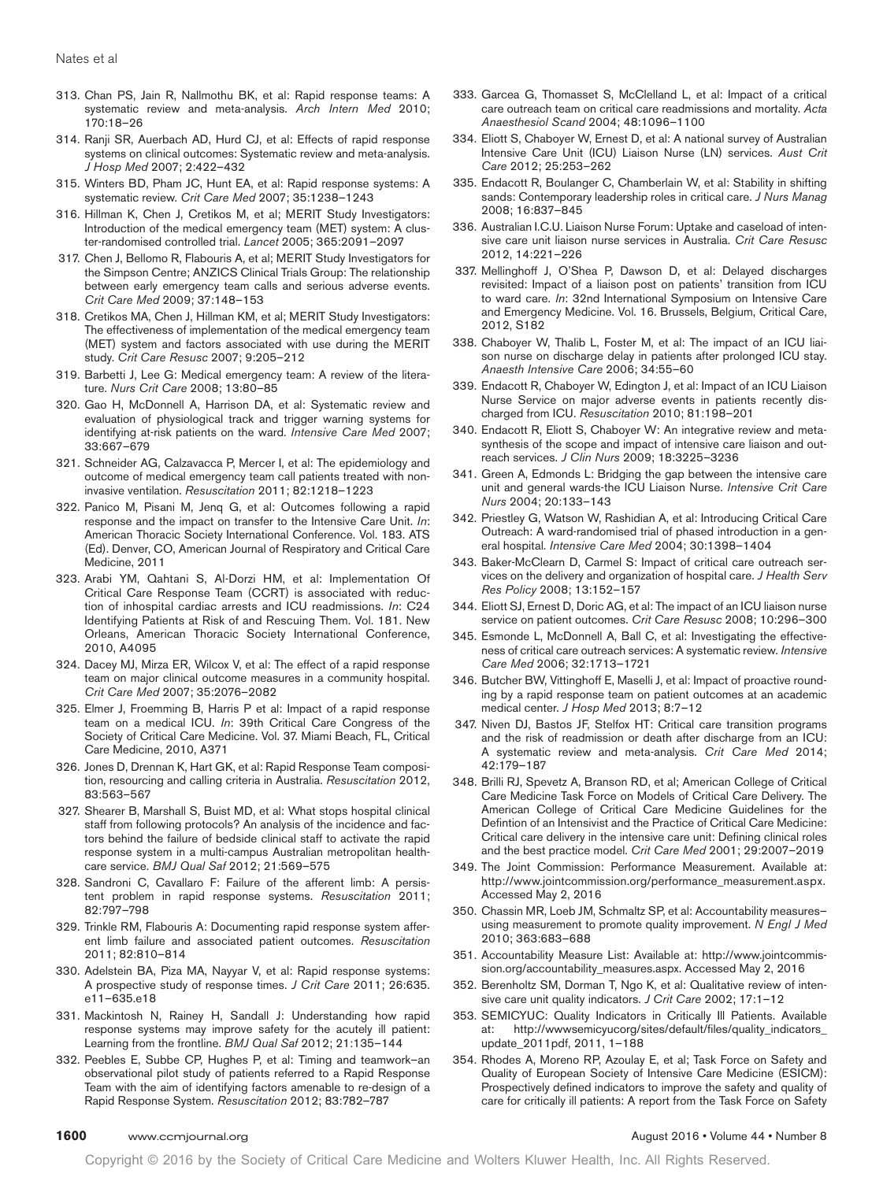313. Chan PS, Jain R, Nallmothu BK, et al: Rapid response teams: A systematic review and meta-analysis. *Arch Intern Med* 2010; 170:18–26

314. Ranji SR, Auerbach AD, Hurd CJ, et al: Effects of rapid response systems on clinical outcomes: Systematic review and meta-analysis. *J Hosp Med* 2007; 2:422–432

315. Winters BD, Pham JC, Hunt EA, et al: Rapid response systems: A systematic review. *Crit Care Med* 2007; 35:1238–1243

316. Hillman K, Chen J, Cretikos M, et al; MERIT Study Investigators: Introduction of the medical emergency team (MET) system: A cluster-randomised controlled trial. *Lancet* 2005; 365:2091–2097

317. Chen J, Bellomo R, Flabouris A, et al; MERIT Study Investigators for the Simpson Centre; ANZICS Clinical Trials Group: The relationship between early emergency team calls and serious adverse events. *Crit Care Med* 2009; 37:148–153

318. Cretikos MA, Chen J, Hillman KM, et al; MERIT Study Investigators: The effectiveness of implementation of the medical emergency team (MET) system and factors associated with use during the MERIT study. *Crit Care Resusc* 2007; 9:205–212

319. Barbetti J, Lee G: Medical emergency team: A review of the literature. *Nurs Crit Care* 2008; 13:80–85

320. Gao H, McDonnell A, Harrison DA, et al: Systematic review and evaluation of physiological track and trigger warning systems for identifying at-risk patients on the ward. *Intensive Care Med* 2007; 33:667–679

321. Schneider AG, Calzavacca P, Mercer I, et al: The epidemiology and outcome of medical emergency team call patients treated with non-invasive ventilation. *Resuscitation* 2011; 82:1218–1223

322. Panico M, Pisani M, Jenq G, et al: Outcomes following a rapid response and the impact on transfer to the Intensive Care Unit. *In*: American Thoracic Society International Conference. Vol. 183. ATS (Ed). Denver, CO, American Journal of Respiratory and Critical Care Medicine, 2011

323. Arabi YM, Qahtani S, Al-Dorzi HM, et al: Implementation Of Critical Care Response Team (CCRT) is associated with reduction of inhospital cardiac arrests and ICU readmissions. *In*: C24 Identifying Patients at Risk of and Rescuing Them. Vol. 181. New Orleans, American Thoracic Society International Conference, 2010, A4095

324. Dacey MJ, Mirza ER, Wilcox V, et al: The effect of a rapid response team on major clinical outcome measures in a community hospital. *Crit Care Med* 2007; 35:2076–2082

325. Elmer J, Froemming B, Harris P et al: Impact of a rapid response team on a medical ICU. *In*: 39th Critical Care Congress of the Society of Critical Care Medicine. Vol. 37. Miami Beach, FL, Critical Care Medicine, 2010, A371

326. Jones D, Drennan K, Hart GK, et al: Rapid Response Team composition, resourcing and calling criteria in Australia. *Resuscitation* 2012, 83:563–567

327. Shearer B, Marshall S, Buist MD, et al: What stops hospital clinical staff from following protocols? An analysis of the incidence and factors behind the failure of bedside clinical staff to activate the rapid response system in a multi-campus Australian metropolitan healthcare service. *BMJ Qual Saf* 2012; 21:569–575

328. Sandroni C, Cavallaro F: Failure of the afferent limb: A persistent problem in rapid response systems. *Resuscitation* 2011; 82:797–798

329. Trinkle RM, Flabouris A: Documenting rapid response system afferent limb failure and associated patient outcomes. *Resuscitation* 2011; 82:810–814

330. Adelstein BA, Piza MA, Nayyar V, et al: Rapid response systems: A prospective study of response times. *J Crit Care* 2011; 26:635.e11–635.e18

331. Mackintosh N, Rainey H, Sandall J: Understanding how rapid response systems may improve safety for the acutely ill patient: Learning from the frontline. *BMJ Qual Saf* 2012; 21:135–144

332. Peebles E, Subbe CP, Hughes P, et al: Timing and teamwork–an observational pilot study of patients referred to a Rapid Response Team with the aim of identifying factors amenable to re-design of a Rapid Response System. *Resuscitation* 2012; 83:782–787

333. Garcea G, Thomasset S, McClelland L, et al: Impact of a critical care outreach team on critical care readmissions and mortality. *Acta Anaesthesiol Scand* 2004; 48:1096–1100

334. Eliott S, Chaboyer W, Ernest D, et al: A national survey of Australian Intensive Care Unit (ICU) Liaison Nurse (LN) services. *Aust Crit Care* 2012; 25:253–262

335. Endacott R, Boulanger C, Chamberlain W, et al: Stability in shifting sands: Contemporary leadership roles in critical care. *J Nurs Manag* 2008; 16:837–845

336. Australian I.C.U. Liaison Nurse Forum: Uptake and caseload of intensive care unit liaison nurse services in Australia. *Crit Care Resusc* 2012, 14:221–226

337. Mellinghoff J, O'Shea P, Dawson D, et al: Delayed discharges revisited: Impact of a liaison post on patients' transition from ICU to ward care. *In*: 32nd International Symposium on Intensive Care and Emergency Medicine. Vol. 16. Brussels, Belgium, Critical Care, 2012, S182

338. Chaboyer W, Thalib L, Foster M, et al: The impact of an ICU liaison nurse on discharge delay in patients after prolonged ICU stay. *Anaesth Intensive Care* 2006; 34:55–60

339. Endacott R, Chaboyer W, Edington J, et al: Impact of an ICU Liaison Nurse Service on major adverse events in patients recently discharged from ICU. *Resuscitation* 2010; 81:198–201

340. Endacott R, Eliott S, Chaboyer W: An integrative review and meta-synthesis of the scope and impact of intensive care liaison and outreach services. *J Clin Nurs* 2009; 18:3225–3236

341. Green A, Edmonds L: Bridging the gap between the intensive care unit and general wards-the ICU Liaison Nurse. *Intensive Crit Care Nurs* 2004; 20:133–143

342. Priestley G, Watson W, Rashidian A, et al: Introducing Critical Care Outreach: A ward-randomised trial of phased introduction in a general hospital. *Intensive Care Med* 2004; 30:1398–1404

343. Baker-McClearn D, Carmel S: Impact of critical care outreach services on the delivery and organization of hospital care. *J Health Serv Res Policy* 2008; 13:152–157

344. Eliott SJ, Ernest D, Doric AG, et al: The impact of an ICU liaison nurse service on patient outcomes. *Crit Care Resusc* 2008; 10:296–300

345. Esmonde L, McDonnell A, Ball C, et al: Investigating the effectiveness of critical care outreach services: A systematic review. *Intensive Care Med* 2006; 32:1713–1721

346. Butcher BW, Vittinghoff E, Maselli J, et al: Impact of proactive rounding by a rapid response team on patient outcomes at an academic medical center. *J Hosp Med* 2013; 8:7–12

347. Niven DJ, Bastos JF, Stelfox HT: Critical care transition programs and the risk of readmission or death after discharge from an ICU: A systematic review and meta-analysis. *Crit Care Med* 2014; 42:179–187

348. Brilli RJ, Spevetz A, Branson RD, et al; American College of Critical Care Medicine Task Force on Models of Critical Care Delivery. The American College of Critical Care Medicine Guidelines for the Defintion of an Intensivist and the Practice of Critical Care Medicine: Critical care delivery in the intensive care unit: Defining clinical roles and the best practice model. *Crit Care Med* 2001; 29:2007–2019

349. The Joint Commission: Performance Measurement. Available at: http://www.jointcommission.org/performance_measurement.aspx. Accessed May 2, 2016

350. Chassin MR, Loeb JM, Schmaltz SP, et al: Accountability measures–using measurement to promote quality improvement. *N Engl J Med* 2010; 363:683–688

351. Accountability Measure List: Available at: http://www.jointcommission.org/accountability_measures.aspx. Accessed May 2, 2016

352. Berenholtz SM, Dorman T, Ngo K, et al: Qualitative review of intensive care unit quality indicators. *J Crit Care* 2002; 17:1–12

353. SEMICYUC: Quality Indicators in Critically Ill Patients. Available at: http://wwwsemicyucorg/sites/default/files/quality_indicators_update_2011pdf, 2011, 1–188

354. Rhodes A, Moreno RP, Azoulay E, et al; Task Force on Safety and Quality of European Society of Intensive Care Medicine (ESICM): Prospectively defined indicators to improve the safety and quality of care for critically ill patients: A report from the Task Force on Safety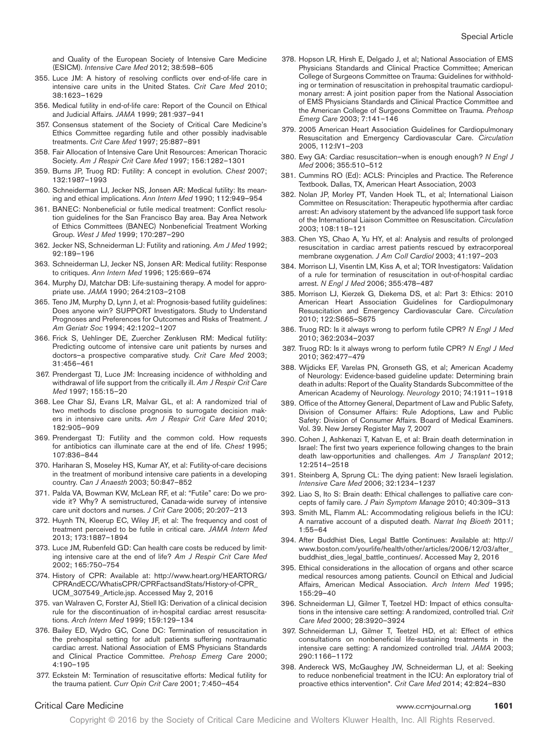and Quality of the European Society of Intensive Care Medicine (ESICM). *Intensive Care Med* 2012; 38:598–605

355. Luce JM: A history of resolving conflicts over end-of-life care in intensive care units in the United States. *Crit Care Med* 2010; 38:1623–1629
356. Medical futility in end-of-life care: Report of the Council on Ethical and Judicial Affairs. *JAMA* 1999; 281:937–941
357. Consensus statement of the Society of Critical Care Medicine's Ethics Committee regarding futile and other possibly inadvisable treatments. *Crit Care Med* 1997; 25:887–891
358. Fair Allocation of Intensive Care Unit Resources: American Thoracic Society. *Am J Respir Crit Care Med* 1997; 156:1282–1301
359. Burns JP, Truog RD: Futility: A concept in evolution. *Chest* 2007; 132:1987–1993
360. Schneiderman LJ, Jecker NS, Jonsen AR: Medical futility: Its meaning and ethical implications. *Ann Intern Med* 1990; 112:949–954
361. BANEC: Nonbeneficial or futile medical treatment: Conflict resolution guidelines for the San Francisco Bay area. Bay Area Network of Ethics Committees (BANEC) Nonbeneficial Treatment Working Group. *West J Med* 1999; 170:287–290
362. Jecker NS, Schneiderman LJ: Futility and rationing. *Am J Med* 1992; 92:189–196
363. Schneiderman LJ, Jecker NS, Jonsen AR: Medical futility: Response to critiques. *Ann Intern Med* 1996; 125:669–674
364. Murphy DJ, Matchar DB: Life-sustaining therapy. A model for appropriate use. *JAMA* 1990; 264:2103–2108
365. Teno JM, Murphy D, Lynn J, et al: Prognosis-based futility guidelines: Does anyone win? SUPPORT Investigators. Study to Understand Prognoses and Preferences for Outcomes and Risks of Treatment. *J Am Geriatr Soc* 1994; 42:1202–1207
366. Frick S, Uehlinger DE, Zuercher Zenklusen RM: Medical futility: Predicting outcome of intensive care unit patients by nurses and doctors–a prospective comparative study. *Crit Care Med* 2003; 31:456–461
367. Prendergast TJ, Luce JM: Increasing incidence of withholding and withdrawal of life support from the critically ill. *Am J Respir Crit Care Med* 1997; 155:15–20
368. Lee Char SJ, Evans LR, Malvar GL, et al: A randomized trial of two methods to disclose prognosis to surrogate decision makers in intensive care units. *Am J Respir Crit Care Med* 2010; 182:905–909
369. Prendergast TJ: Futility and the common cold. How requests for antibiotics can illuminate care at the end of life. *Chest* 1995; 107:836–844
370. Hariharan S, Moseley HS, Kumar AY, et al: Futility-of-care decisions in the treatment of moribund intensive care patients in a developing country. *Can J Anaesth* 2003; 50:847–852
371. Palda VA, Bowman KW, McLean RF, et al: "Futile" care: Do we provide it? Why? A semistructured, Canada-wide survey of intensive care unit doctors and nurses. *J Crit Care* 2005; 20:207–213
372. Huynh TN, Kleerup EC, Wiley JF, et al: The frequency and cost of treatment perceived to be futile in critical care. *JAMA Intern Med* 2013; 173:1887–1894
373. Luce JM, Rubenfeld GD: Can health care costs be reduced by limiting intensive care at the end of life? *Am J Respir Crit Care Med* 2002; 165:750–754
374. History of CPR: Available at: http://www.heart.org/HEARTORG/CPRAndECC/WhatisCPR/CPRFactsandStats/History-of-CPR_UCM_307549_Article.jsp. Accessed May 2, 2016
375. van Walraven C, Forster AJ, Stiell IG: Derivation of a clinical decision rule for the discontinuation of in-hospital cardiac arrest resuscitations. *Arch Intern Med* 1999; 159:129–134
376. Bailey ED, Wydro GC, Cone DC: Termination of resuscitation in the prehospital setting for adult patients suffering nontraumatic cardiac arrest. National Association of EMS Physicians Standards and Clinical Practice Committee. *Prehosp Emerg Care* 2000; 4:190–195
377. Eckstein M: Termination of resuscitative efforts: Medical futility for the trauma patient. *Curr Opin Crit Care* 2001; 7:450–454
378. Hopson LR, Hirsh E, Delgado J, et al; National Association of EMS Physicians Standards and Clinical Practice Committee; American College of Surgeons Committee on Trauma: Guidelines for withholding or termination of resuscitation in prehospital traumatic cardiopulmonary arrest: A joint position paper from the National Association of EMS Physicians Standards and Clinical Practice Committee and the American College of Surgeons Committee on Trauma. *Prehosp Emerg Care* 2003; 7:141–146
379. 2005 American Heart Association Guidelines for Cardiopulmonary Resuscitation and Emergency Cardiovascular Care. *Circulation* 2005, 112:IV1–203
380. Ewy GA: Cardiac resuscitation–when is enough enough? *N Engl J Med* 2006; 355:510–512
381. Cummins RO (Ed): ACLS: Principles and Practice. The Reference Textbook. Dallas, TX, American Heart Association, 2003
382. Nolan JP, Morley PT, Vanden Hoek TL, et al; International Liaison Committee on Resuscitation: Therapeutic hypothermia after cardiac arrest: An advisory statement by the advanced life support task force of the International Liaison Committee on Resuscitation. *Circulation* 2003; 108:118–121
383. Chen YS, Chao A, Yu HY, et al: Analysis and results of prolonged resuscitation in cardiac arrest patients rescued by extracorporeal membrane oxygenation. *J Am Coll Cardiol* 2003; 41:197–203
384. Morrison LJ, Visentin LM, Kiss A, et al; TOR Investigators: Validation of a rule for termination of resuscitation in out-of-hospital cardiac arrest. *N Engl J Med* 2006; 355:478–487
385. Morrison LJ, Kierzek G, Diekema DS, et al: Part 3: Ethics: 2010 American Heart Association Guidelines for Cardiopulmonary Resuscitation and Emergency Cardiovascular Care. *Circulation* 2010; 122:S665–S675
386. Truog RD: Is it always wrong to perform futile CPR? *N Engl J Med* 2010; 362:2034–2037
387. Truog RD: Is it always wrong to perform futile CPR? *N Engl J Med* 2010; 362:477–479
388. Wijdicks EF, Varelas PN, Gronseth GS, et al; American Academy of Neurology: Evidence-based guideline update: Determining brain death in adults: Report of the Quality Standards Subcommittee of the American Academy of Neurology. *Neurology* 2010; 74:1911–1918
389. Office of the Attorney General, Department of Law and Public Safety, Division of Consumer Affairs: Rule Adoptions, Law and Public Safety: Division of Consumer Affairs. Board of Medical Examiners. Vol. 39. New Jersey Register May 7, 2007
390. Cohen J, Ashkenazi T, Katvan E, et al: Brain death determination in Israel: The first two years experience following changes to the brain death law-opportunities and challenges. *Am J Transplant* 2012; 12:2514–2518
391. Steinberg A, Sprung CL: The dying patient: New Israeli legislation. *Intensive Care Med* 2006; 32:1234–1237
392. Liao S, Ito S: Brain death: Ethical challenges to palliative care concepts of family care. *J Pain Symptom Manage* 2010; 40:309–313
393. Smith ML, Flamm AL: Accommodating religious beliefs in the ICU: A narrative account of a disputed death. *Narrat Inq Bioeth* 2011; 1:55–64
394. After Buddhist Dies, Legal Battle Continues: Available at: http://www.boston.com/yourlife/health/other/articles/2006/12/03/after_buddhist_dies_legal_battle_continues/. Accessed May 2, 2016
395. Ethical considerations in the allocation of organs and other scarce medical resources among patients. Council on Ethical and Judicial Affairs, American Medical Association. *Arch Intern Med* 1995; 155:29–40
396. Schneiderman LJ, Gilmer T, Teetzel HD: Impact of ethics consultations in the intensive care setting: A randomized, controlled trial. *Crit Care Med* 2000; 28:3920–3924
397. Schneiderman LJ, Gilmer T, Teetzel HD, et al: Effect of ethics consultations on nonbeneficial life-sustaining treatments in the intensive care setting: A randomized controlled trial. *JAMA* 2003; 290:1166–1172
398. Andereck WS, McGaughey JW, Schneiderman LJ, et al: Seeking to reduce nonbeneficial treatment in the ICU: An exploratory trial of proactive ethics intervention*. *Crit Care Med* 2014; 42:824–830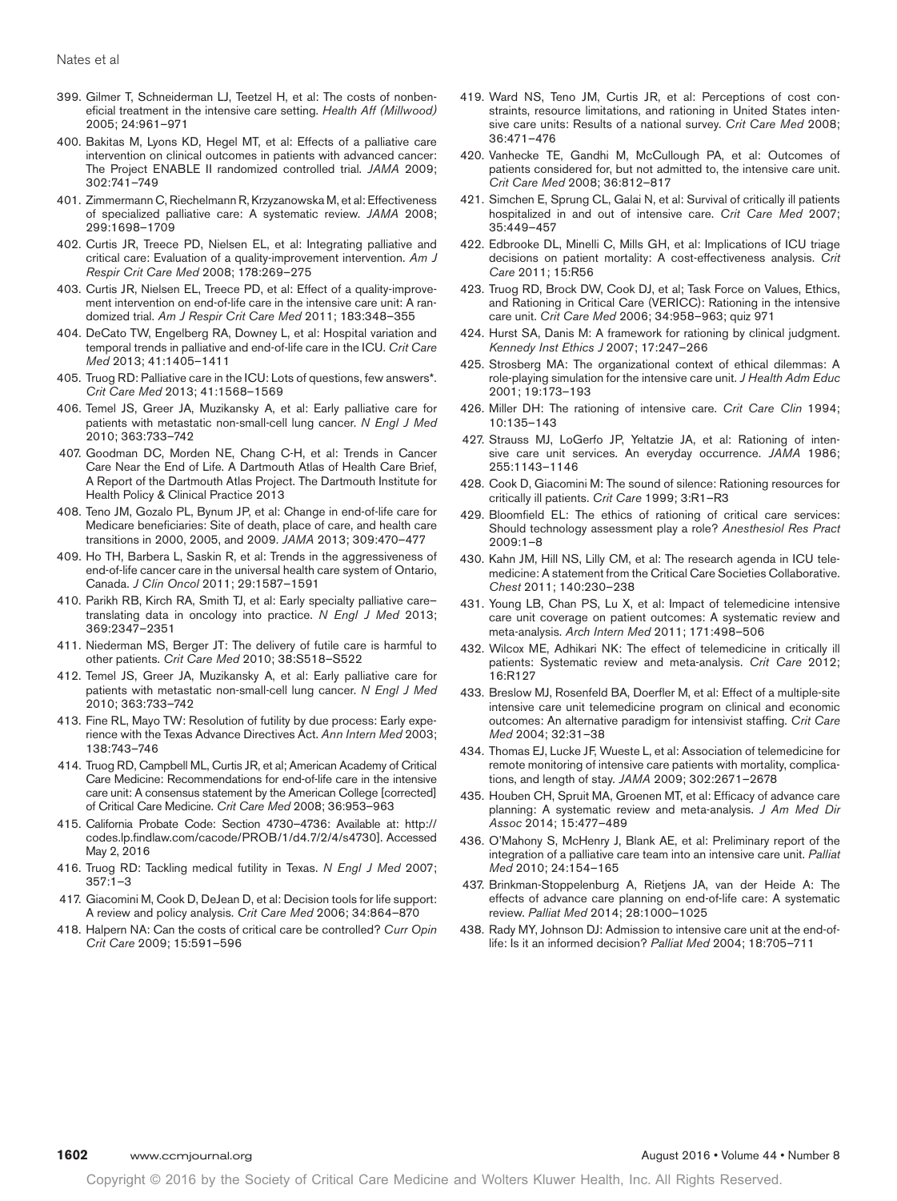399. Gilmer T, Schneiderman LJ, Teetzel H, et al: The costs of nonbeneficial treatment in the intensive care setting. *Health Aff (Millwood)* 2005; 24:961–971

400. Bakitas M, Lyons KD, Hegel MT, et al: Effects of a palliative care intervention on clinical outcomes in patients with advanced cancer: The Project ENABLE II randomized controlled trial. *JAMA* 2009; 302:741–749

401. Zimmermann C, Riechelmann R, Krzyzanowska M, et al: Effectiveness of specialized palliative care: A systematic review. *JAMA* 2008; 299:1698–1709

402. Curtis JR, Treece PD, Nielsen EL, et al: Integrating palliative and critical care: Evaluation of a quality-improvement intervention. *Am J Respir Crit Care Med* 2008; 178:269–275

403. Curtis JR, Nielsen EL, Treece PD, et al: Effect of a quality-improvement intervention on end-of-life care in the intensive care unit: A randomized trial. *Am J Respir Crit Care Med* 2011; 183:348–355

404. DeCato TW, Engelberg RA, Downey L, et al: Hospital variation and temporal trends in palliative and end-of-life care in the ICU. *Crit Care Med* 2013; 41:1405–1411

405. Truog RD: Palliative care in the ICU: Lots of questions, few answers*. *Crit Care Med* 2013; 41:1568–1569

406. Temel JS, Greer JA, Muzikansky A, et al: Early palliative care for patients with metastatic non-small-cell lung cancer. *N Engl J Med* 2010; 363:733–742

407. Goodman DC, Morden NE, Chang C-H, et al: Trends in Cancer Care Near the End of Life. A Dartmouth Atlas of Health Care Brief, A Report of the Dartmouth Atlas Project. The Dartmouth Institute for Health Policy & Clinical Practice 2013

408. Teno JM, Gozalo PL, Bynum JP, et al: Change in end-of-life care for Medicare beneficiaries: Site of death, place of care, and health care transitions in 2000, 2005, and 2009. *JAMA* 2013; 309:470–477

409. Ho TH, Barbera L, Saskin R, et al: Trends in the aggressiveness of end-of-life cancer care in the universal health care system of Ontario, Canada. *J Clin Oncol* 2011; 29:1587–1591

410. Parikh RB, Kirch RA, Smith TJ, et al: Early specialty palliative care–translating data in oncology into practice. *N Engl J Med* 2013; 369:2347–2351

411. Niederman MS, Berger JT: The delivery of futile care is harmful to other patients. *Crit Care Med* 2010; 38:S518–S522

412. Temel JS, Greer JA, Muzikansky A, et al: Early palliative care for patients with metastatic non-small-cell lung cancer. *N Engl J Med* 2010; 363:733–742

413. Fine RL, Mayo TW: Resolution of futility by due process: Early experience with the Texas Advance Directives Act. *Ann Intern Med* 2003; 138:743–746

414. Truog RD, Campbell ML, Curtis JR, et al; American Academy of Critical Care Medicine: Recommendations for end-of-life care in the intensive care unit: A consensus statement by the American College [corrected] of Critical Care Medicine. *Crit Care Med* 2008; 36:953–963

415. California Probate Code: Section 4730–4736: Available at: http://codes.lp.findlaw.com/cacode/PROB/1/d4.7/2/4/s4730]. Accessed May 2, 2016

416. Truog RD: Tackling medical futility in Texas. *N Engl J Med* 2007; 357:1–3

417. Giacomini M, Cook D, DeJean D, et al: Decision tools for life support: A review and policy analysis. *Crit Care Med* 2006; 34:864–870

418. Halpern NA: Can the costs of critical care be controlled? *Curr Opin Crit Care* 2009; 15:591–596

419. Ward NS, Teno JM, Curtis JR, et al: Perceptions of cost constraints, resource limitations, and rationing in United States intensive care units: Results of a national survey. *Crit Care Med* 2008; 36:471–476

420. Vanhecke TE, Gandhi M, McCullough PA, et al: Outcomes of patients considered for, but not admitted to, the intensive care unit. *Crit Care Med* 2008; 36:812–817

421. Simchen E, Sprung CL, Galai N, et al: Survival of critically ill patients hospitalized in and out of intensive care. *Crit Care Med* 2007; 35:449–457

422. Edbrooke DL, Minelli C, Mills GH, et al: Implications of ICU triage decisions on patient mortality: A cost-effectiveness analysis. *Crit Care* 2011; 15:R56

423. Truog RD, Brock DW, Cook DJ, et al; Task Force on Values, Ethics, and Rationing in Critical Care (VERICC): Rationing in the intensive care unit. *Crit Care Med* 2006; 34:958–963; quiz 971

424. Hurst SA, Danis M: A framework for rationing by clinical judgment. *Kennedy Inst Ethics J* 2007; 17:247–266

425. Strosberg MA: The organizational context of ethical dilemmas: A role-playing simulation for the intensive care unit. *J Health Adm Educ* 2001; 19:173–193

426. Miller DH: The rationing of intensive care. *Crit Care Clin* 1994; 10:135–143

427. Strauss MJ, LoGerfo JP, Yeltatzie JA, et al: Rationing of intensive care unit services. An everyday occurrence. *JAMA* 1986; 255:1143–1146

428. Cook D, Giacomini M: The sound of silence: Rationing resources for critically ill patients. *Crit Care* 1999; 3:R1–R3

429. Bloomfield EL: The ethics of rationing of critical care services: Should technology assessment play a role? *Anesthesiol Res Pract* 2009:1–8

430. Kahn JM, Hill NS, Lilly CM, et al: The research agenda in ICU telemedicine: A statement from the Critical Care Societies Collaborative. *Chest* 2011; 140:230–238

431. Young LB, Chan PS, Lu X, et al: Impact of telemedicine intensive care unit coverage on patient outcomes: A systematic review and meta-analysis. *Arch Intern Med* 2011; 171:498–506

432. Wilcox ME, Adhikari NK: The effect of telemedicine in critically ill patients: Systematic review and meta-analysis. *Crit Care* 2012; 16:R127

433. Breslow MJ, Rosenfeld BA, Doerfler M, et al: Effect of a multiple-site intensive care unit telemedicine program on clinical and economic outcomes: An alternative paradigm for intensivist staffing. *Crit Care Med* 2004; 32:31–38

434. Thomas EJ, Lucke JF, Wueste L, et al: Association of telemedicine for remote monitoring of intensive care patients with mortality, complications, and length of stay. *JAMA* 2009; 302:2671–2678

435. Houben CH, Spruit MA, Groenen MT, et al: Efficacy of advance care planning: A systematic review and meta-analysis. *J Am Med Dir Assoc* 2014; 15:477–489

436. O'Mahony S, McHenry J, Blank AE, et al: Preliminary report of the integration of a palliative care team into an intensive care unit. *Palliat Med* 2010; 24:154–165

437. Brinkman-Stoppelenburg A, Rietjens JA, van der Heide A: The effects of advance care planning on end-of-life care: A systematic review. *Palliat Med* 2014; 28:1000–1025

438. Rady MY, Johnson DJ: Admission to intensive care unit at the end-of-life: Is it an informed decision? *Palliat Med* 2004; 18:705–711